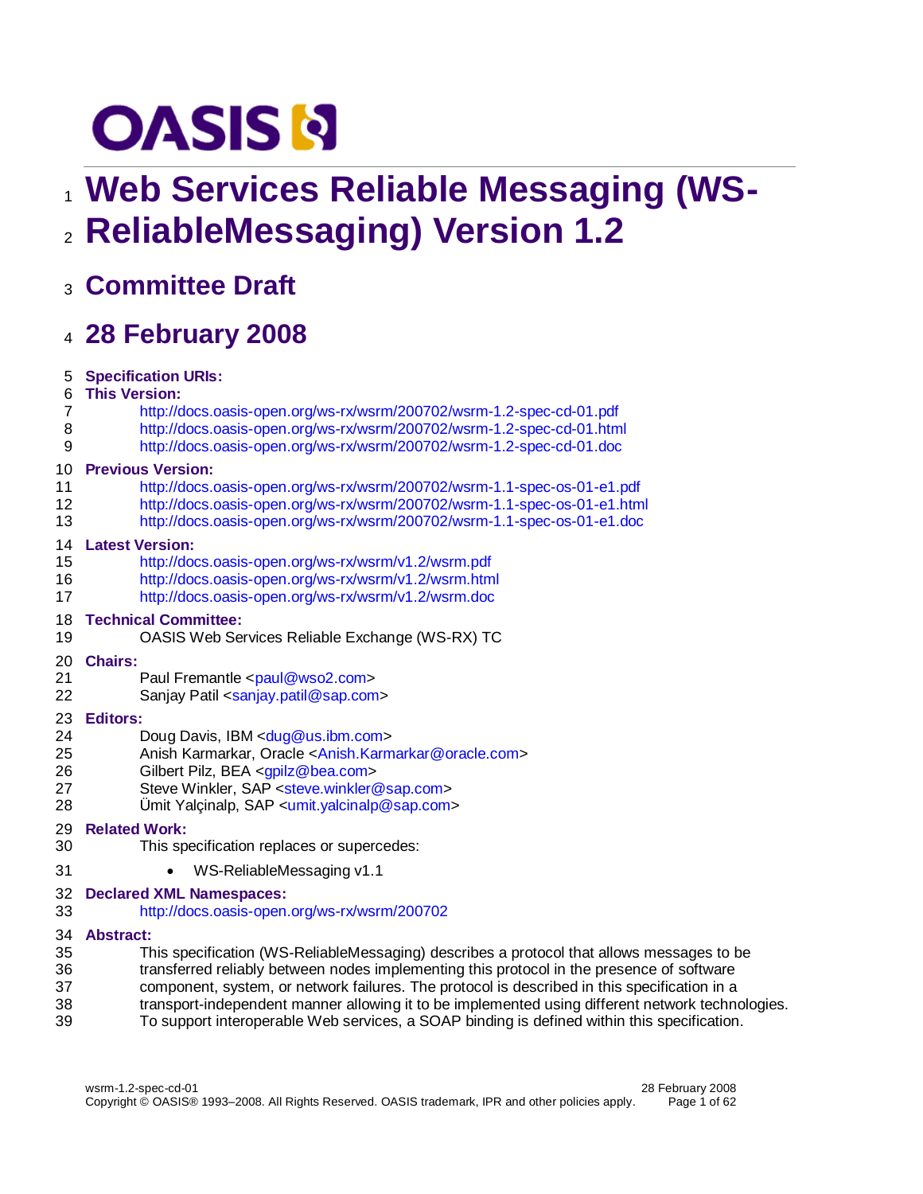# Web Services Reliable Messaging (WS-ReliableMessaging) Version 1.2

## Committee Draft

## 28 February 2008

**Specification URIs:**

**This Version:**

http://docs.oasis-open.org/ws-rx/wsrm/200702/wsrm-1.2-spec-cd-01.pdf
http://docs.oasis-open.org/ws-rx/wsrm/200702/wsrm-1.2-spec-cd-01.html
http://docs.oasis-open.org/ws-rx/wsrm/200702/wsrm-1.2-spec-cd-01.doc

**Previous Version:**

http://docs.oasis-open.org/ws-rx/wsrm/200702/wsrm-1.1-spec-os-01-e1.pdf
http://docs.oasis-open.org/ws-rx/wsrm/200702/wsrm-1.1-spec-os-01-e1.html
http://docs.oasis-open.org/ws-rx/wsrm/200702/wsrm-1.1-spec-os-01-e1.doc

**Latest Version:**

http://docs.oasis-open.org/ws-rx/wsrm/v1.2/wsrm.pdf
http://docs.oasis-open.org/ws-rx/wsrm/v1.2/wsrm.html
http://docs.oasis-open.org/ws-rx/wsrm/v1.2/wsrm.doc

**Technical Committee:**

OASIS Web Services Reliable Exchange (WS-RX) TC

**Chairs:**

Paul Fremantle <paul@wso2.com>
Sanjay Patil <sanjay.patil@sap.com>

**Editors:**

Doug Davis, IBM <dug@us.ibm.com>
Anish Karmarkar, Oracle <Anish.Karmarkar@oracle.com>
Gilbert Pilz, BEA <gpilz@bea.com>
Steve Winkler, SAP <steve.winkler@sap.com>
Ümit Yalçinalp, SAP <umit.yalcinalp@sap.com>

**Related Work:**

This specification replaces or supercedes:

- WS-ReliableMessaging v1.1

**Declared XML Namespaces:**

http://docs.oasis-open.org/ws-rx/wsrm/200702

**Abstract:**

This specification (WS-ReliableMessaging) describes a protocol that allows messages to be transferred reliably between nodes implementing this protocol in the presence of software component, system, or network failures. The protocol is described in this specification in a transport-independent manner allowing it to be implemented using different network technologies. To support interoperable Web services, a SOAP binding is defined within this specification.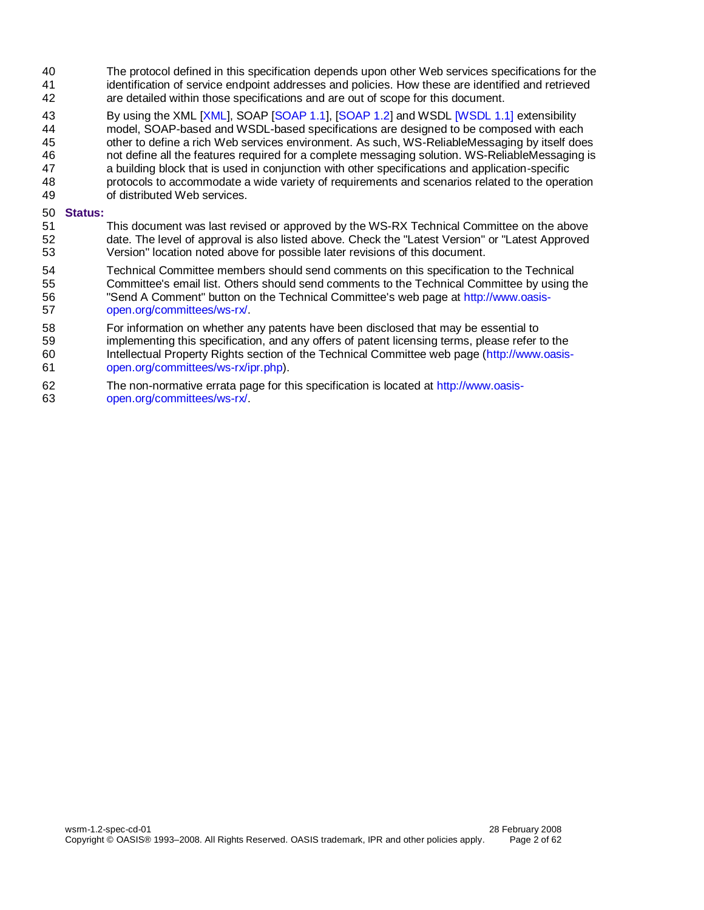The protocol defined in this specification depends upon other Web services specifications for the identification of service endpoint addresses and policies. How these are identified and retrieved are detailed within those specifications and are out of scope for this document.

By using the XML [XML], SOAP [SOAP 1.1], [SOAP 1.2] and WSDL [WSDL 1.1] extensibility model, SOAP-based and WSDL-based specifications are designed to be composed with each other to define a rich Web services environment. As such, WS-ReliableMessaging by itself does not define all the features required for a complete messaging solution. WS-ReliableMessaging is a building block that is used in conjunction with other specifications and application-specific protocols to accommodate a wide variety of requirements and scenarios related to the operation of distributed Web services.

**Status:**

This document was last revised or approved by the WS-RX Technical Committee on the above date. The level of approval is also listed above. Check the "Latest Version" or "Latest Approved Version" location noted above for possible later revisions of this document.

Technical Committee members should send comments on this specification to the Technical Committee's email list. Others should send comments to the Technical Committee by using the "Send A Comment" button on the Technical Committee's web page at http://www.oasis-open.org/committees/ws-rx/.

For information on whether any patents have been disclosed that may be essential to implementing this specification, and any offers of patent licensing terms, please refer to the Intellectual Property Rights section of the Technical Committee web page (http://www.oasis-open.org/committees/ws-rx/ipr.php).

The non-normative errata page for this specification is located at http://www.oasis-open.org/committees/ws-rx/.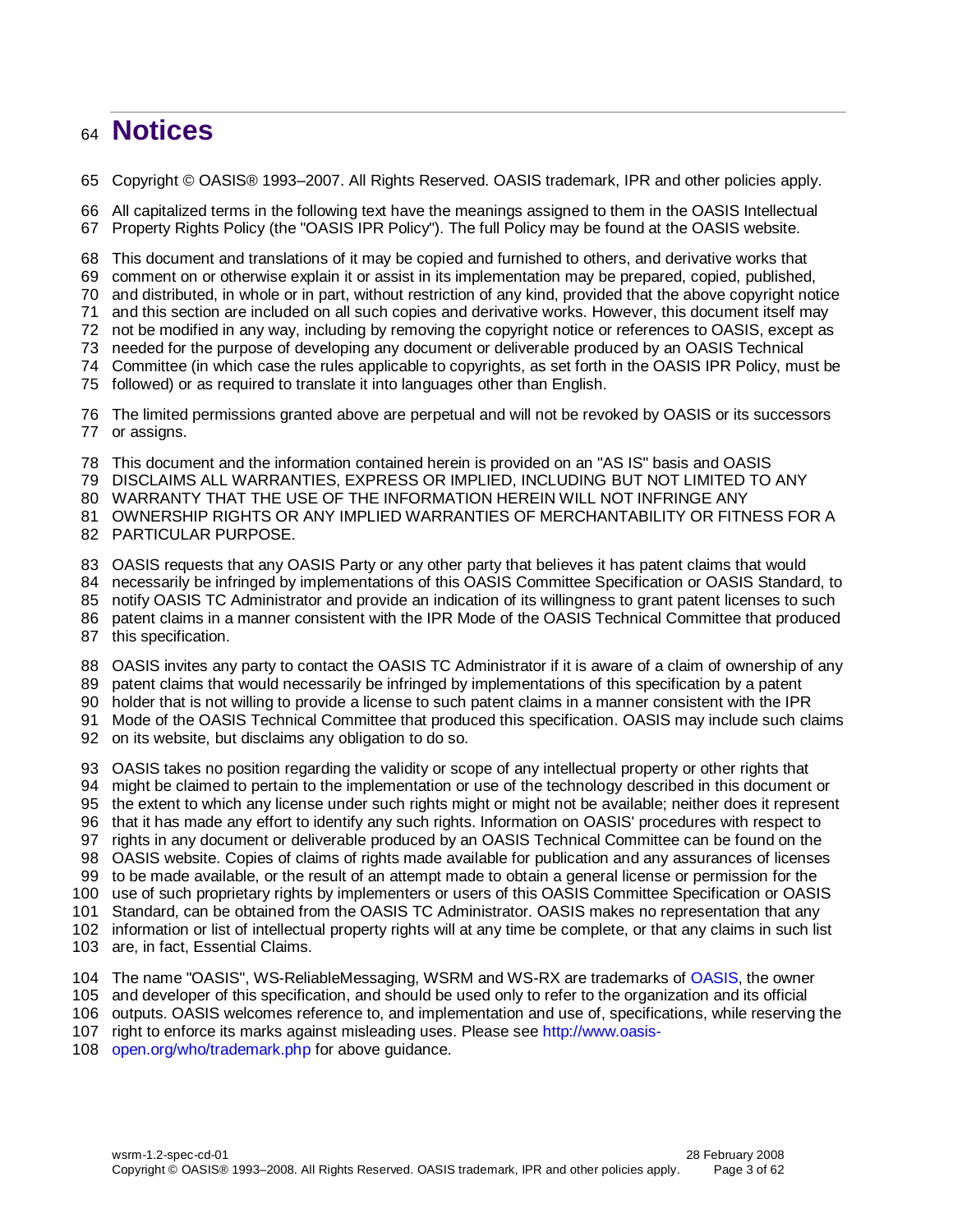# Notices

Copyright © OASIS® 1993–2007. All Rights Reserved. OASIS trademark, IPR and other policies apply.

All capitalized terms in the following text have the meanings assigned to them in the OASIS Intellectual Property Rights Policy (the "OASIS IPR Policy"). The full Policy may be found at the OASIS website.

This document and translations of it may be copied and furnished to others, and derivative works that comment on or otherwise explain it or assist in its implementation may be prepared, copied, published, and distributed, in whole or in part, without restriction of any kind, provided that the above copyright notice and this section are included on all such copies and derivative works. However, this document itself may not be modified in any way, including by removing the copyright notice or references to OASIS, except as needed for the purpose of developing any document or deliverable produced by an OASIS Technical Committee (in which case the rules applicable to copyrights, as set forth in the OASIS IPR Policy, must be followed) or as required to translate it into languages other than English.

The limited permissions granted above are perpetual and will not be revoked by OASIS or its successors or assigns.

This document and the information contained herein is provided on an "AS IS" basis and OASIS DISCLAIMS ALL WARRANTIES, EXPRESS OR IMPLIED, INCLUDING BUT NOT LIMITED TO ANY WARRANTY THAT THE USE OF THE INFORMATION HEREIN WILL NOT INFRINGE ANY OWNERSHIP RIGHTS OR ANY IMPLIED WARRANTIES OF MERCHANTABILITY OR FITNESS FOR A PARTICULAR PURPOSE.

OASIS requests that any OASIS Party or any other party that believes it has patent claims that would necessarily be infringed by implementations of this OASIS Committee Specification or OASIS Standard, to notify OASIS TC Administrator and provide an indication of its willingness to grant patent licenses to such patent claims in a manner consistent with the IPR Mode of the OASIS Technical Committee that produced this specification.

OASIS invites any party to contact the OASIS TC Administrator if it is aware of a claim of ownership of any patent claims that would necessarily be infringed by implementations of this specification by a patent holder that is not willing to provide a license to such patent claims in a manner consistent with the IPR Mode of the OASIS Technical Committee that produced this specification. OASIS may include such claims on its website, but disclaims any obligation to do so.

OASIS takes no position regarding the validity or scope of any intellectual property or other rights that might be claimed to pertain to the implementation or use of the technology described in this document or the extent to which any license under such rights might or might not be available; neither does it represent that it has made any effort to identify any such rights. Information on OASIS' procedures with respect to rights in any document or deliverable produced by an OASIS Technical Committee can be found on the OASIS website. Copies of claims of rights made available for publication and any assurances of licenses to be made available, or the result of an attempt made to obtain a general license or permission for the use of such proprietary rights by implementers or users of this OASIS Committee Specification or OASIS Standard, can be obtained from the OASIS TC Administrator. OASIS makes no representation that any information or list of intellectual property rights will at any time be complete, or that any claims in such list are, in fact, Essential Claims.

The name "OASIS", WS-ReliableMessaging, WSRM and WS-RX are trademarks of OASIS, the owner and developer of this specification, and should be used only to refer to the organization and its official outputs. OASIS welcomes reference to, and implementation and use of, specifications, while reserving the right to enforce its marks against misleading uses. Please see http://www.oasis-open.org/who/trademark.php for above guidance.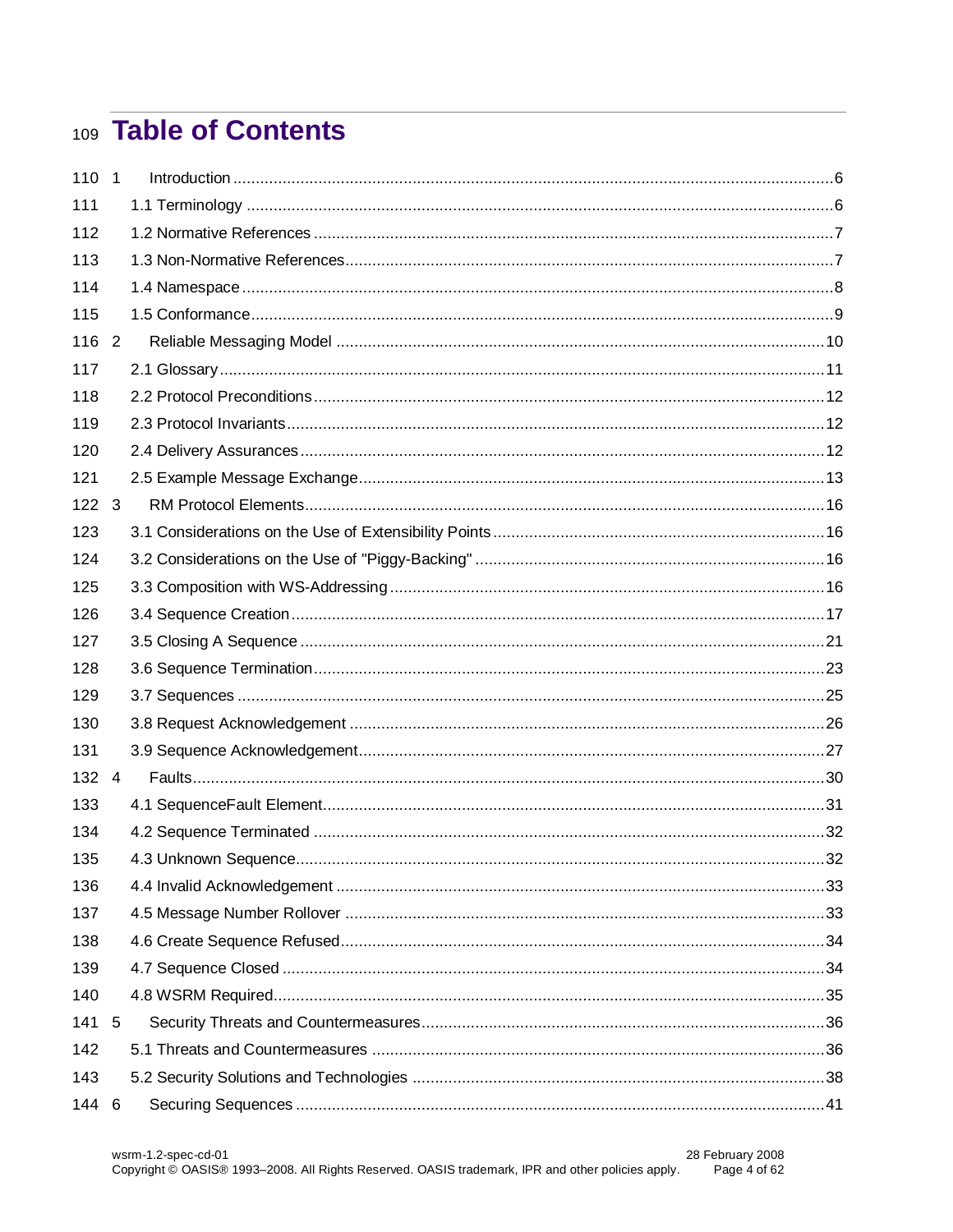# Table of Contents

1 Introduction ........................................................................................................................................6
1.1 Terminology ....................................................................................................................................6
1.2 Normative References ....................................................................................................................7
1.3 Non-Normative References.............................................................................................................7
1.4 Namespace .....................................................................................................................................8
1.5 Conformance...................................................................................................................................9
2 Reliable Messaging Model ..................................................................................................................10
2.1 Glossary........................................................................................................................................11
2.2 Protocol Preconditions...................................................................................................................12
2.3 Protocol Invariants.........................................................................................................................12
2.4 Delivery Assurances .....................................................................................................................12
2.5 Example Message Exchange........................................................................................................13
3 RM Protocol Elements........................................................................................................................16
3.1 Considerations on the Use of Extensibility Points .........................................................................16
3.2 Considerations on the Use of "Piggy-Backing" .............................................................................16
3.3 Composition with WS-Addressing .................................................................................................16
3.4 Sequence Creation .......................................................................................................................17
3.5 Closing A Sequence .....................................................................................................................21
3.6 Sequence Termination...................................................................................................................23
3.7 Sequences ....................................................................................................................................25
3.8 Request Acknowledgement ..........................................................................................................26
3.9 Sequence Acknowledgement.........................................................................................................27
4 Faults..................................................................................................................................................30
4.1 SequenceFault Element.................................................................................................................31
4.2 Sequence Terminated ...................................................................................................................32
4.3 Unknown Sequence.......................................................................................................................32
4.4 Invalid Acknowledgement .............................................................................................................33
4.5 Message Number Rollover ............................................................................................................33
4.6 Create Sequence Refused.............................................................................................................34
4.7 Sequence Closed ..........................................................................................................................34
4.8 WSRM Required............................................................................................................................35
5 Security Threats and Countermeasures...............................................................................................36
5.1 Threats and Countermeasures ......................................................................................................36
5.2 Security Solutions and Technologies ............................................................................................38
6 Securing Sequences ..........................................................................................................................41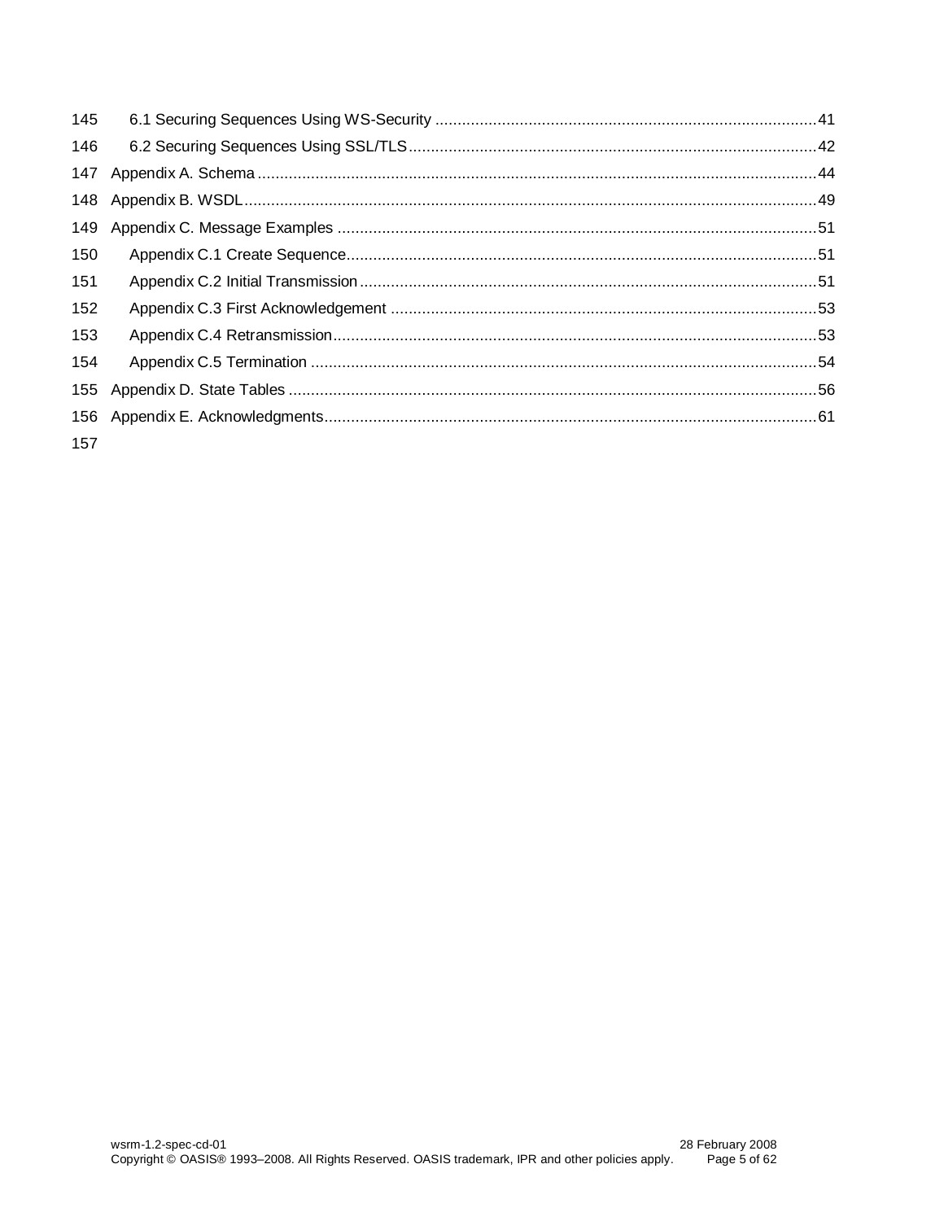145 6.1 Securing Sequences Using WS-Security ........................................................................................ 41
146 6.2 Securing Sequences Using SSL/TLS ............................................................................................ 42
147 Appendix A. Schema ............................................................................................................................ 44
148 Appendix B. WSDL ................................................................................................................................ 49
149 Appendix C. Message Examples .......................................................................................................... 51
150 Appendix C.1 Create Sequence ......................................................................................................... 51
151 Appendix C.2 Initial Transmission ..................................................................................................... 51
152 Appendix C.3 First Acknowledgement ............................................................................................... 53
153 Appendix C.4 Retransmission ............................................................................................................ 53
154 Appendix C.5 Termination ................................................................................................................. 54
155 Appendix D. State Tables ..................................................................................................................... 56
156 Appendix E. Acknowledgments ............................................................................................................. 61
157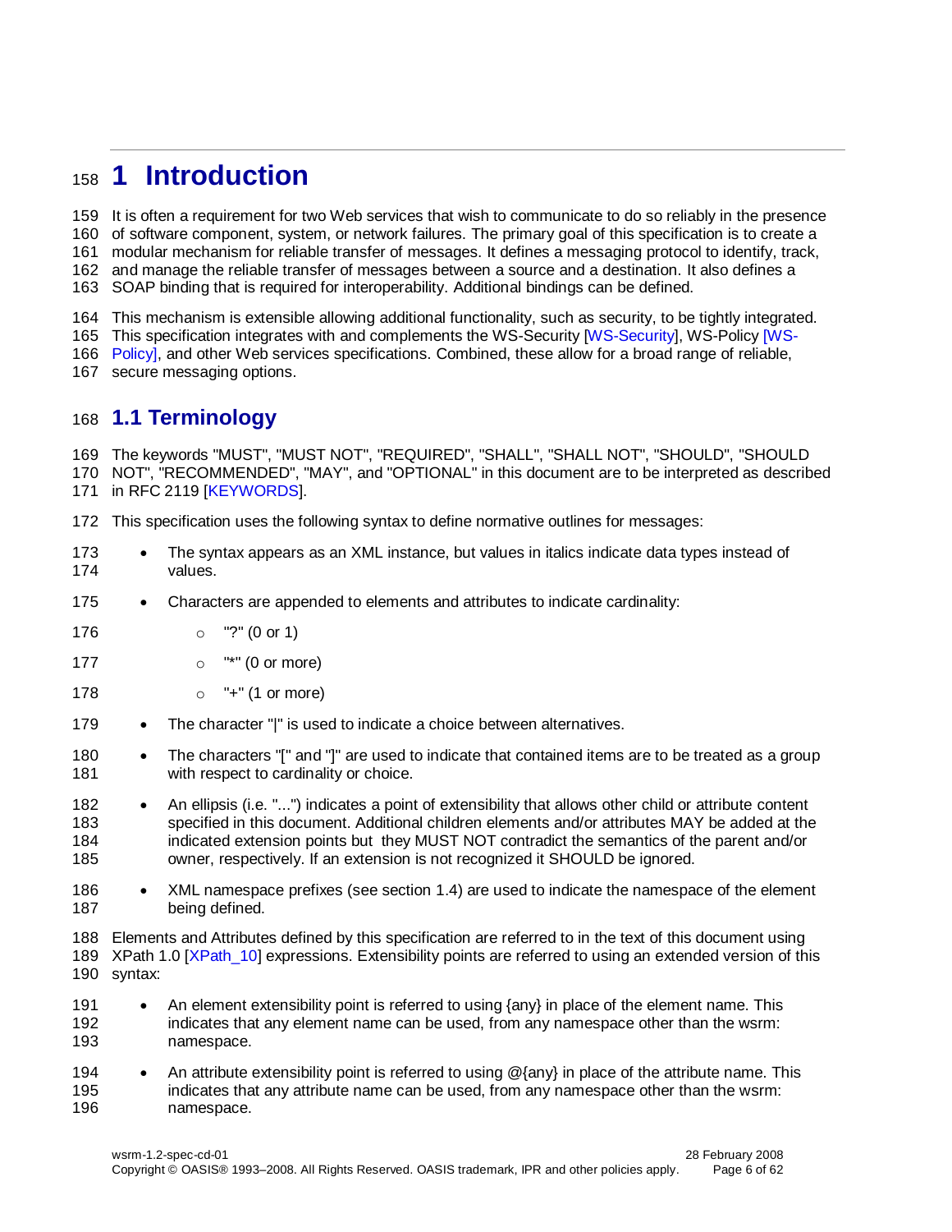# 1 Introduction

It is often a requirement for two Web services that wish to communicate to do so reliably in the presence of software component, system, or network failures. The primary goal of this specification is to create a modular mechanism for reliable transfer of messages. It defines a messaging protocol to identify, track, and manage the reliable transfer of messages between a source and a destination. It also defines a SOAP binding that is required for interoperability. Additional bindings can be defined.

This mechanism is extensible allowing additional functionality, such as security, to be tightly integrated. This specification integrates with and complements the WS-Security [WS-Security], WS-Policy [WS-Policy], and other Web services specifications. Combined, these allow for a broad range of reliable, secure messaging options.

## 1.1 Terminology

The keywords "MUST", "MUST NOT", "REQUIRED", "SHALL", "SHALL NOT", "SHOULD", "SHOULD NOT", "RECOMMENDED", "MAY", and "OPTIONAL" in this document are to be interpreted as described in RFC 2119 [KEYWORDS].

This specification uses the following syntax to define normative outlines for messages:

- The syntax appears as an XML instance, but values in italics indicate data types instead of values.
- Characters are appended to elements and attributes to indicate cardinality:
  - "?" (0 or 1)
  - "*" (0 or more)
  - "+" (1 or more)
- The character "|" is used to indicate a choice between alternatives.
- The characters "[" and "]" are used to indicate that contained items are to be treated as a group with respect to cardinality or choice.
- An ellipsis (i.e. "...") indicates a point of extensibility that allows other child or attribute content specified in this document. Additional children elements and/or attributes MAY be added at the indicated extension points but they MUST NOT contradict the semantics of the parent and/or owner, respectively. If an extension is not recognized it SHOULD be ignored.
- XML namespace prefixes (see section 1.4) are used to indicate the namespace of the element being defined.

Elements and Attributes defined by this specification are referred to in the text of this document using XPath 1.0 [XPath_10] expressions. Extensibility points are referred to using an extended version of this syntax:

- An element extensibility point is referred to using {any} in place of the element name. This indicates that any element name can be used, from any namespace other than the wsrm: namespace.
- An attribute extensibility point is referred to using @{any} in place of the attribute name. This indicates that any attribute name can be used, from any namespace other than the wsrm: namespace.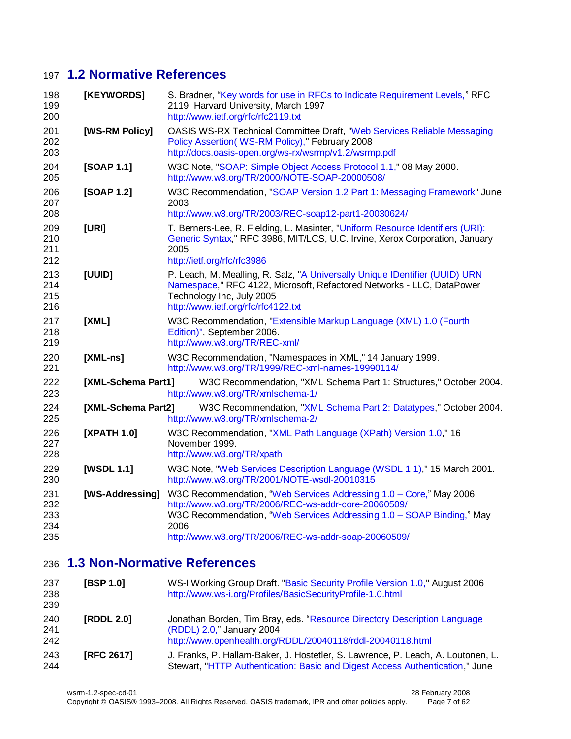## 1.2 Normative References

**[KEYWORDS]** S. Bradner, "Key words for use in RFCs to Indicate Requirement Levels," RFC 2119, Harvard University, March 1997
http://www.ietf.org/rfc/rfc2119.txt

**[WS-RM Policy]** OASIS WS-RX Technical Committee Draft, "Web Services Reliable Messaging Policy Assertion( WS-RM Policy)," February 2008
http://docs.oasis-open.org/ws-rx/wsrmp/v1.2/wsrmp.pdf

**[SOAP 1.1]** W3C Note, "SOAP: Simple Object Access Protocol 1.1," 08 May 2000.
http://www.w3.org/TR/2000/NOTE-SOAP-20000508/

**[SOAP 1.2]** W3C Recommendation, "SOAP Version 1.2 Part 1: Messaging Framework" June 2003.
http://www.w3.org/TR/2003/REC-soap12-part1-20030624/

**[URI]** T. Berners-Lee, R. Fielding, L. Masinter, "Uniform Resource Identifiers (URI): Generic Syntax," RFC 3986, MIT/LCS, U.C. Irvine, Xerox Corporation, January 2005.
http://ietf.org/rfc/rfc3986

**[UUID]** P. Leach, M. Mealling, R. Salz, "A Universally Unique IDentifier (UUID) URN Namespace," RFC 4122, Microsoft, Refactored Networks - LLC, DataPower Technology Inc, July 2005
http://www.ietf.org/rfc/rfc4122.txt

**[XML]** W3C Recommendation, "Extensible Markup Language (XML) 1.0 (Fourth Edition)", September 2006.
http://www.w3.org/TR/REC-xml/

**[XML-ns]** W3C Recommendation, "Namespaces in XML," 14 January 1999.
http://www.w3.org/TR/1999/REC-xml-names-19990114/

**[XML-Schema Part1]** W3C Recommendation, "XML Schema Part 1: Structures," October 2004.
http://www.w3.org/TR/xmlschema-1/

**[XML-Schema Part2]** W3C Recommendation, "XML Schema Part 2: Datatypes," October 2004.
http://www.w3.org/TR/xmlschema-2/

**[XPATH 1.0]** W3C Recommendation, "XML Path Language (XPath) Version 1.0," 16 November 1999.
http://www.w3.org/TR/xpath

**[WSDL 1.1]** W3C Note, "Web Services Description Language (WSDL 1.1)," 15 March 2001.
http://www.w3.org/TR/2001/NOTE-wsdl-20010315

**[WS-Addressing]** W3C Recommendation, "Web Services Addressing 1.0 – Core," May 2006.
http://www.w3.org/TR/2006/REC-ws-addr-core-20060509/
W3C Recommendation, "Web Services Addressing 1.0 – SOAP Binding," May 2006
http://www.w3.org/TR/2006/REC-ws-addr-soap-20060509/

## 1.3 Non-Normative References

**[BSP 1.0]** WS-I Working Group Draft. "Basic Security Profile Version 1.0," August 2006
http://www.ws-i.org/Profiles/BasicSecurityProfile-1.0.html

**[RDDL 2.0]** Jonathan Borden, Tim Bray, eds. "Resource Directory Description Language (RDDL) 2.0," January 2004
http://www.openhealth.org/RDDL/20040118/rddl-20040118.html

**[RFC 2617]** J. Franks, P. Hallam-Baker, J. Hostetler, S. Lawrence, P. Leach, A. Loutonen, L. Stewart, "HTTP Authentication: Basic and Digest Access Authentication," June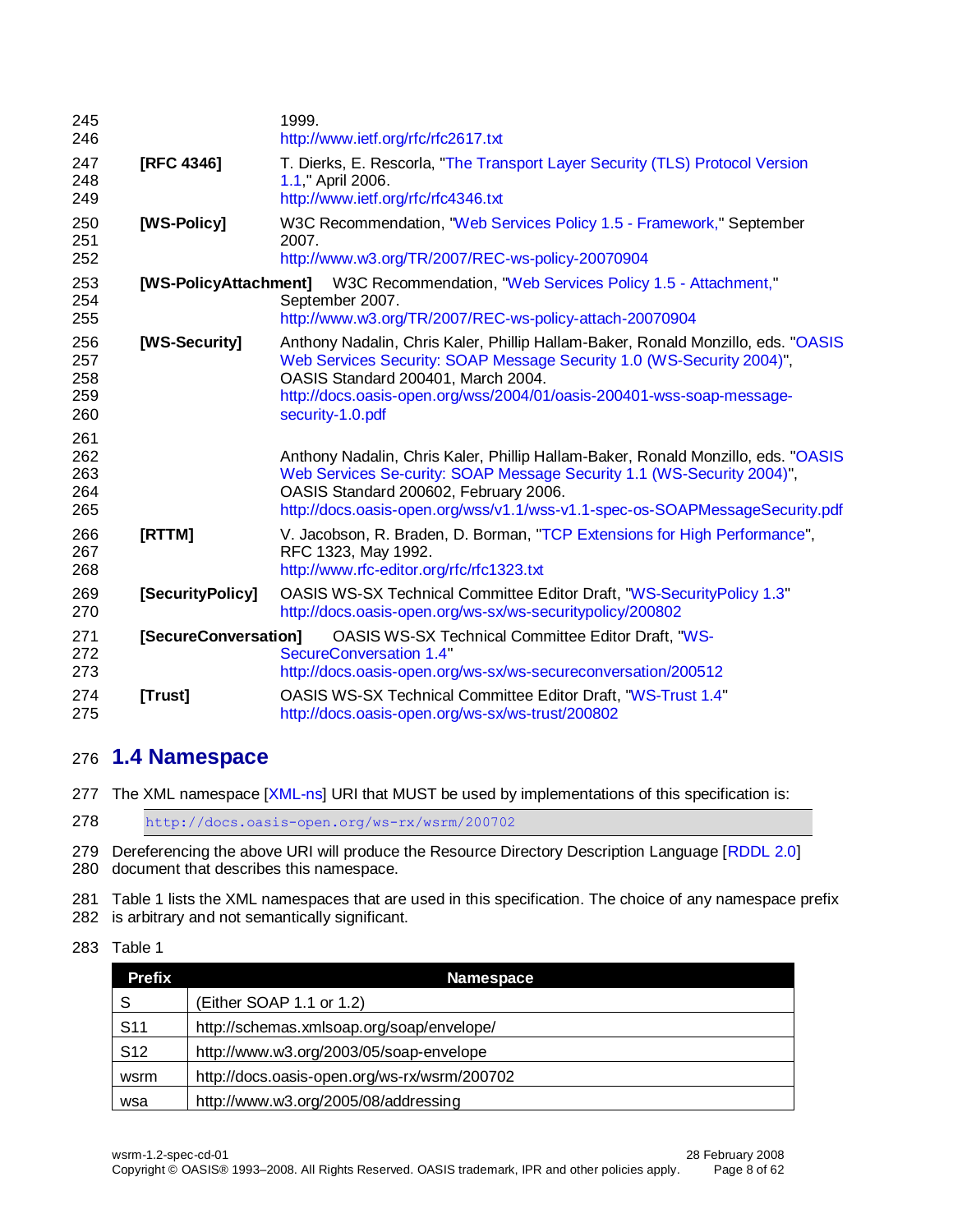1999.
http://www.ietf.org/rfc/rfc2617.txt

**[RFC 4346]** T. Dierks, E. Rescorla, "The Transport Layer Security (TLS) Protocol Version 1.1," April 2006.
http://www.ietf.org/rfc/rfc4346.txt

**[WS-Policy]** W3C Recommendation, "Web Services Policy 1.5 - Framework," September 2007.
http://www.w3.org/TR/2007/REC-ws-policy-20070904

**[WS-PolicyAttachment]** W3C Recommendation, "Web Services Policy 1.5 - Attachment," September 2007.
http://www.w3.org/TR/2007/REC-ws-policy-attach-20070904

**[WS-Security]** Anthony Nadalin, Chris Kaler, Phillip Hallam-Baker, Ronald Monzillo, eds. "OASIS Web Services Security: SOAP Message Security 1.0 (WS-Security 2004)", OASIS Standard 200401, March 2004.
http://docs.oasis-open.org/wss/2004/01/oasis-200401-wss-soap-message-security-1.0.pdf

Anthony Nadalin, Chris Kaler, Phillip Hallam-Baker, Ronald Monzillo, eds. "OASIS Web Services Se-curity: SOAP Message Security 1.1 (WS-Security 2004)", OASIS Standard 200602, February 2006.
http://docs.oasis-open.org/wss/v1.1/wss-v1.1-spec-os-SOAPMessageSecurity.pdf

**[RTTM]** V. Jacobson, R. Braden, D. Borman, "TCP Extensions for High Performance", RFC 1323, May 1992.
http://www.rfc-editor.org/rfc/rfc1323.txt

**[SecurityPolicy]** OASIS WS-SX Technical Committee Editor Draft, "WS-SecurityPolicy 1.3"
http://docs.oasis-open.org/ws-sx/ws-securitypolicy/200802

**[SecureConversation]** OASIS WS-SX Technical Committee Editor Draft, "WS-SecureConversation 1.4"
http://docs.oasis-open.org/ws-sx/ws-secureconversation/200512

**[Trust]** OASIS WS-SX Technical Committee Editor Draft, "WS-Trust 1.4"
http://docs.oasis-open.org/ws-sx/ws-trust/200802

## 1.4 Namespace

The XML namespace [XML-ns] URI that MUST be used by implementations of this specification is:

```
http://docs.oasis-open.org/ws-rx/wsrm/200702
```

Dereferencing the above URI will produce the Resource Directory Description Language [RDDL 2.0] document that describes this namespace.

Table 1 lists the XML namespaces that are used in this specification. The choice of any namespace prefix is arbitrary and not semantically significant.

Table 1

| Prefix | Namespace |
|---|---|
| S | (Either SOAP 1.1 or 1.2) |
| S11 | http://schemas.xmlsoap.org/soap/envelope/ |
| S12 | http://www.w3.org/2003/05/soap-envelope |
| wsrm | http://docs.oasis-open.org/ws-rx/wsrm/200702 |
| wsa | http://www.w3.org/2005/08/addressing |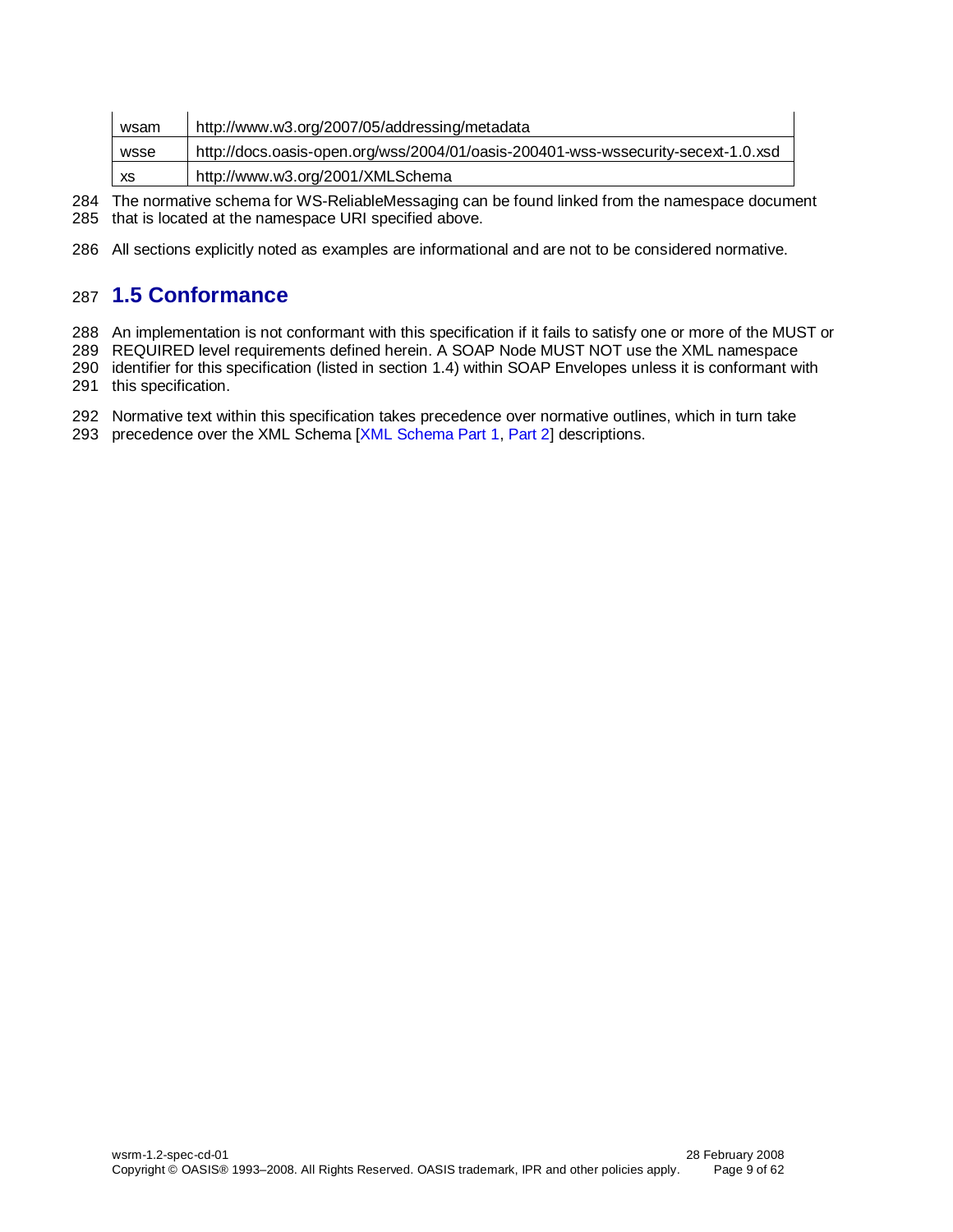| | |
|---|---|
| wsam | http://www.w3.org/2007/05/addressing/metadata |
| wsse | http://docs.oasis-open.org/wss/2004/01/oasis-200401-wss-wssecurity-secext-1.0.xsd |
| xs | http://www.w3.org/2001/XMLSchema |

The normative schema for WS-ReliableMessaging can be found linked from the namespace document that is located at the namespace URI specified above.

All sections explicitly noted as examples are informational and are not to be considered normative.

## 1.5 Conformance

An implementation is not conformant with this specification if it fails to satisfy one or more of the MUST or REQUIRED level requirements defined herein. A SOAP Node MUST NOT use the XML namespace identifier for this specification (listed in section 1.4) within SOAP Envelopes unless it is conformant with this specification.

Normative text within this specification takes precedence over normative outlines, which in turn take precedence over the XML Schema [XML Schema Part 1, Part 2] descriptions.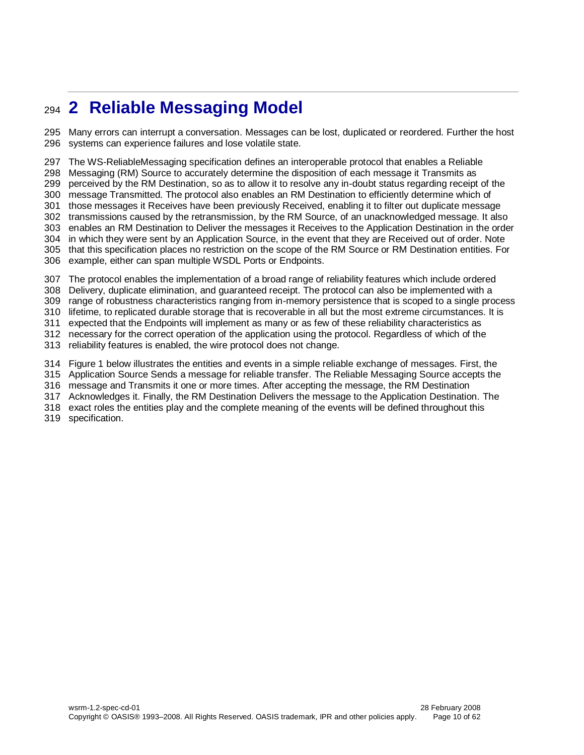# 2 Reliable Messaging Model

Many errors can interrupt a conversation. Messages can be lost, duplicated or reordered. Further the host systems can experience failures and lose volatile state.

The WS-ReliableMessaging specification defines an interoperable protocol that enables a Reliable Messaging (RM) Source to accurately determine the disposition of each message it Transmits as perceived by the RM Destination, so as to allow it to resolve any in-doubt status regarding receipt of the message Transmitted. The protocol also enables an RM Destination to efficiently determine which of those messages it Receives have been previously Received, enabling it to filter out duplicate message transmissions caused by the retransmission, by the RM Source, of an unacknowledged message. It also enables an RM Destination to Deliver the messages it Receives to the Application Destination in the order in which they were sent by an Application Source, in the event that they are Received out of order. Note that this specification places no restriction on the scope of the RM Source or RM Destination entities. For example, either can span multiple WSDL Ports or Endpoints.

The protocol enables the implementation of a broad range of reliability features which include ordered Delivery, duplicate elimination, and guaranteed receipt. The protocol can also be implemented with a range of robustness characteristics ranging from in-memory persistence that is scoped to a single process lifetime, to replicated durable storage that is recoverable in all but the most extreme circumstances. It is expected that the Endpoints will implement as many or as few of these reliability characteristics as necessary for the correct operation of the application using the protocol. Regardless of which of the reliability features is enabled, the wire protocol does not change.

Figure 1 below illustrates the entities and events in a simple reliable exchange of messages. First, the Application Source Sends a message for reliable transfer. The Reliable Messaging Source accepts the message and Transmits it one or more times. After accepting the message, the RM Destination Acknowledges it. Finally, the RM Destination Delivers the message to the Application Destination. The exact roles the entities play and the complete meaning of the events will be defined throughout this specification.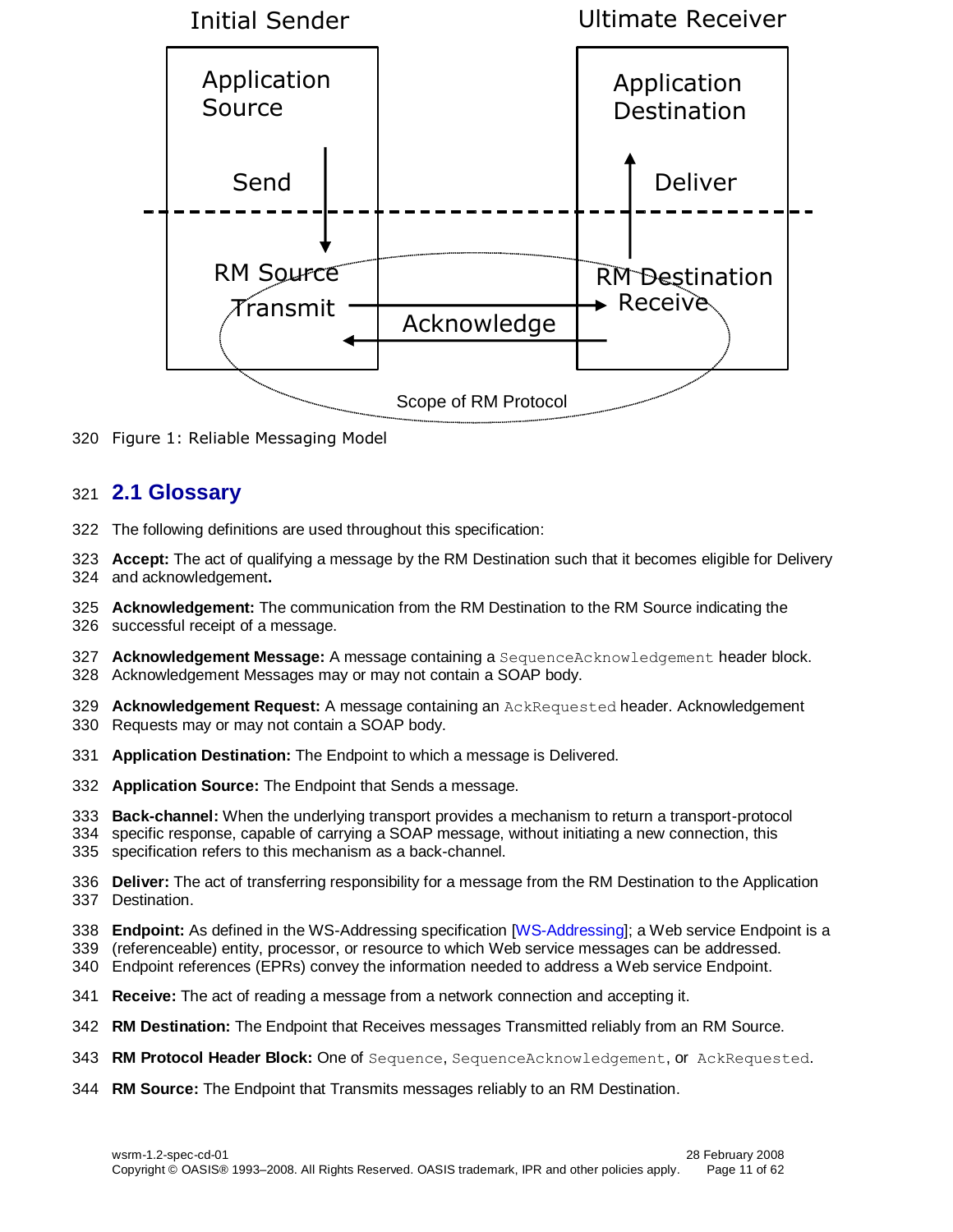Initial Sender

Ultimate Receiver

Application Source

Send

RM Source

Transmit

Application Destination

Deliver

RM Destination

Receive

Acknowledge

Scope of RM Protocol

Figure 1: Reliable Messaging Model

## 2.1 Glossary

The following definitions are used throughout this specification:

**Accept:** The act of qualifying a message by the RM Destination such that it becomes eligible for Delivery and acknowledgement**.**

**Acknowledgement:** The communication from the RM Destination to the RM Source indicating the successful receipt of a message.

**Acknowledgement Message:** A message containing a `SequenceAcknowledgement` header block. Acknowledgement Messages may or may not contain a SOAP body.

**Acknowledgement Request:** A message containing an `AckRequested` header. Acknowledgement Requests may or may not contain a SOAP body.

**Application Destination:** The Endpoint to which a message is Delivered.

**Application Source:** The Endpoint that Sends a message.

**Back-channel:** When the underlying transport provides a mechanism to return a transport-protocol specific response, capable of carrying a SOAP message, without initiating a new connection, this specification refers to this mechanism as a back-channel.

**Deliver:** The act of transferring responsibility for a message from the RM Destination to the Application Destination.

**Endpoint:** As defined in the WS-Addressing specification [WS-Addressing]; a Web service Endpoint is a (referenceable) entity, processor, or resource to which Web service messages can be addressed. Endpoint references (EPRs) convey the information needed to address a Web service Endpoint.

**Receive:** The act of reading a message from a network connection and accepting it.

**RM Destination:** The Endpoint that Receives messages Transmitted reliably from an RM Source.

**RM Protocol Header Block:** One of `Sequence`, `SequenceAcknowledgement`, or `AckRequested`.

**RM Source:** The Endpoint that Transmits messages reliably to an RM Destination.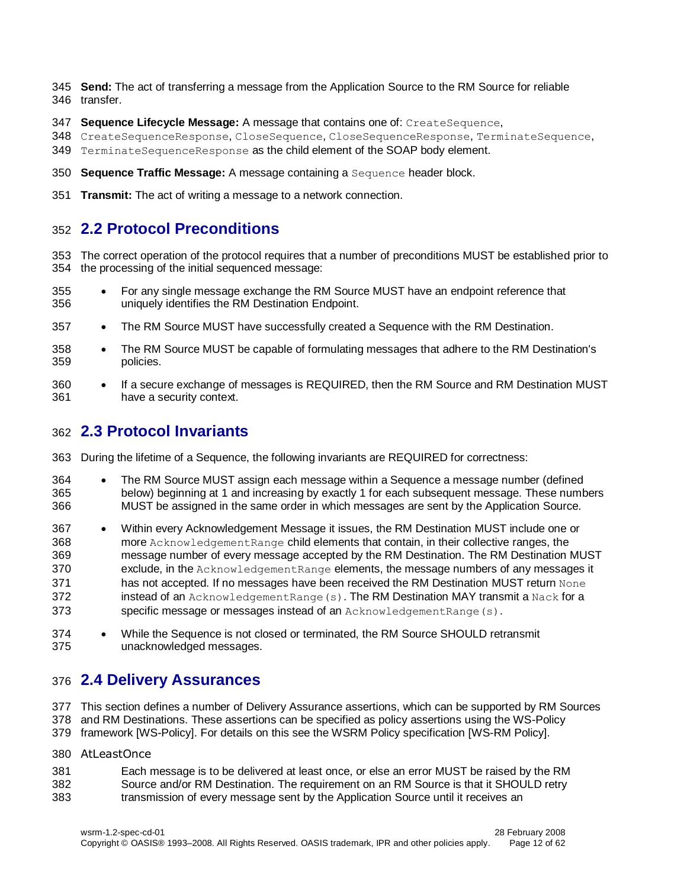**Send:** The act of transferring a message from the Application Source to the RM Source for reliable transfer.

**Sequence Lifecycle Message:** A message that contains one of: `CreateSequence`, `CreateSequenceResponse`, `CloseSequence`, `CloseSequenceResponse`, `TerminateSequence`, `TerminateSequenceResponse` as the child element of the SOAP body element.

**Sequence Traffic Message:** A message containing a `Sequence` header block.

**Transmit:** The act of writing a message to a network connection.

## 2.2 Protocol Preconditions

The correct operation of the protocol requires that a number of preconditions MUST be established prior to the processing of the initial sequenced message:

- For any single message exchange the RM Source MUST have an endpoint reference that uniquely identifies the RM Destination Endpoint.
- The RM Source MUST have successfully created a Sequence with the RM Destination.
- The RM Source MUST be capable of formulating messages that adhere to the RM Destination's policies.
- If a secure exchange of messages is REQUIRED, then the RM Source and RM Destination MUST have a security context.

## 2.3 Protocol Invariants

During the lifetime of a Sequence, the following invariants are REQUIRED for correctness:

- The RM Source MUST assign each message within a Sequence a message number (defined below) beginning at 1 and increasing by exactly 1 for each subsequent message. These numbers MUST be assigned in the same order in which messages are sent by the Application Source.
- Within every Acknowledgement Message it issues, the RM Destination MUST include one or more `AcknowledgementRange` child elements that contain, in their collective ranges, the message number of every message accepted by the RM Destination. The RM Destination MUST exclude, in the `AcknowledgementRange` elements, the message numbers of any messages it has not accepted. If no messages have been received the RM Destination MUST return `None` instead of an `AcknowledgementRange(s)`. The RM Destination MAY transmit a `Nack` for a specific message or messages instead of an `AcknowledgementRange(s)`.
- While the Sequence is not closed or terminated, the RM Source SHOULD retransmit unacknowledged messages.

## 2.4 Delivery Assurances

This section defines a number of Delivery Assurance assertions, which can be supported by RM Sources and RM Destinations. These assertions can be specified as policy assertions using the WS-Policy framework [WS-Policy]. For details on this see the WSRM Policy specification [WS-RM Policy].

AtLeastOnce

Each message is to be delivered at least once, or else an error MUST be raised by the RM Source and/or RM Destination. The requirement on an RM Source is that it SHOULD retry transmission of every message sent by the Application Source until it receives an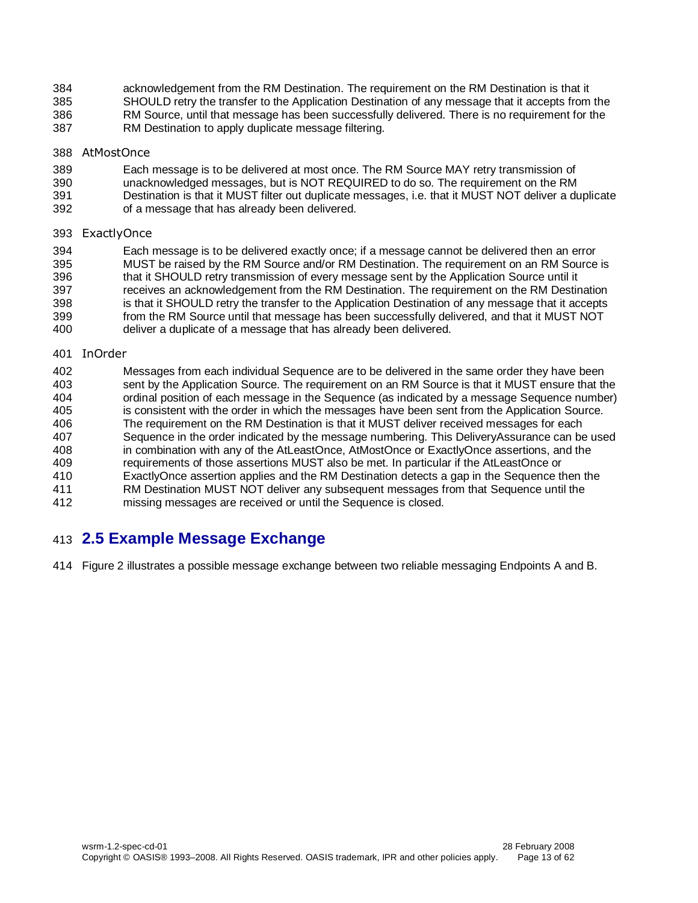acknowledgement from the RM Destination. The requirement on the RM Destination is that it SHOULD retry the transfer to the Application Destination of any message that it accepts from the RM Source, until that message has been successfully delivered. There is no requirement for the RM Destination to apply duplicate message filtering.

AtMostOnce

Each message is to be delivered at most once. The RM Source MAY retry transmission of unacknowledged messages, but is NOT REQUIRED to do so. The requirement on the RM Destination is that it MUST filter out duplicate messages, i.e. that it MUST NOT deliver a duplicate of a message that has already been delivered.

ExactlyOnce

Each message is to be delivered exactly once; if a message cannot be delivered then an error MUST be raised by the RM Source and/or RM Destination. The requirement on an RM Source is that it SHOULD retry transmission of every message sent by the Application Source until it receives an acknowledgement from the RM Destination. The requirement on the RM Destination is that it SHOULD retry the transfer to the Application Destination of any message that it accepts from the RM Source until that message has been successfully delivered, and that it MUST NOT deliver a duplicate of a message that has already been delivered.

InOrder

Messages from each individual Sequence are to be delivered in the same order they have been sent by the Application Source. The requirement on an RM Source is that it MUST ensure that the ordinal position of each message in the Sequence (as indicated by a message Sequence number) is consistent with the order in which the messages have been sent from the Application Source. The requirement on the RM Destination is that it MUST deliver received messages for each Sequence in the order indicated by the message numbering. This DeliveryAssurance can be used in combination with any of the AtLeastOnce, AtMostOnce or ExactlyOnce assertions, and the requirements of those assertions MUST also be met. In particular if the AtLeastOnce or ExactlyOnce assertion applies and the RM Destination detects a gap in the Sequence then the RM Destination MUST NOT deliver any subsequent messages from that Sequence until the missing messages are received or until the Sequence is closed.

## 2.5 Example Message Exchange

Figure 2 illustrates a possible message exchange between two reliable messaging Endpoints A and B.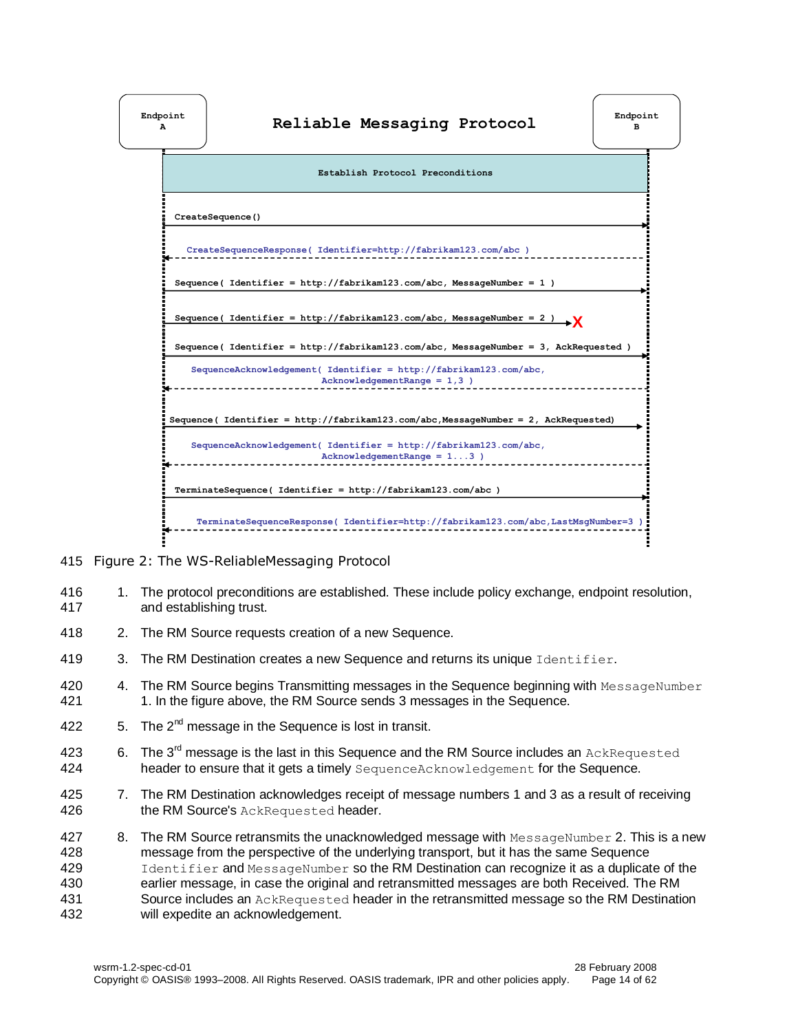Endpoint A

**Reliable Messaging Protocol**

Endpoint B

Establish Protocol Preconditions

CreateSequence()

CreateSequenceResponse( Identifier=http://fabrikam123.com/abc )

Sequence( Identifier = http://fabrikam123.com/abc, MessageNumber = 1 )

Sequence( Identifier = http://fabrikam123.com/abc, MessageNumber = 2 ) X

Sequence( Identifier = http://fabrikam123.com/abc, MessageNumber = 3, AckRequested )

SequenceAcknowledgement( Identifier = http://fabrikam123.com/abc, AcknowledgementRange = 1,3 )

Sequence( Identifier = http://fabrikam123.com/abc,MessageNumber = 2, AckRequested)

SequenceAcknowledgement( Identifier = http://fabrikam123.com/abc, AcknowledgementRange = 1...3 )

TerminateSequence( Identifier = http://fabrikam123.com/abc )

TerminateSequenceResponse( Identifier=http://fabrikam123.com/abc,LastMsgNumber=3 )

415 Figure 2: The WS-ReliableMessaging Protocol

416 1. The protocol preconditions are established. These include policy exchange, endpoint resolution,
417 and establishing trust.

418 2. The RM Source requests creation of a new Sequence.

419 3. The RM Destination creates a new Sequence and returns its unique `Identifier`.

420 4. The RM Source begins Transmitting messages in the Sequence beginning with `MessageNumber`
421 1. In the figure above, the RM Source sends 3 messages in the Sequence.

422 5. The 2nd message in the Sequence is lost in transit.

423 6. The 3rd message is the last in this Sequence and the RM Source includes an `AckRequested`
424 header to ensure that it gets a timely `SequenceAcknowledgement` for the Sequence.

425 7. The RM Destination acknowledges receipt of message numbers 1 and 3 as a result of receiving
426 the RM Source's `AckRequested` header.

427 8. The RM Source retransmits the unacknowledged message with `MessageNumber` 2. This is a new
428 message from the perspective of the underlying transport, but it has the same Sequence
429 `Identifier` and `MessageNumber` so the RM Destination can recognize it as a duplicate of the
430 earlier message, in case the original and retransmitted messages are both Received. The RM
431 Source includes an `AckRequested` header in the retransmitted message so the RM Destination
432 will expedite an acknowledgement.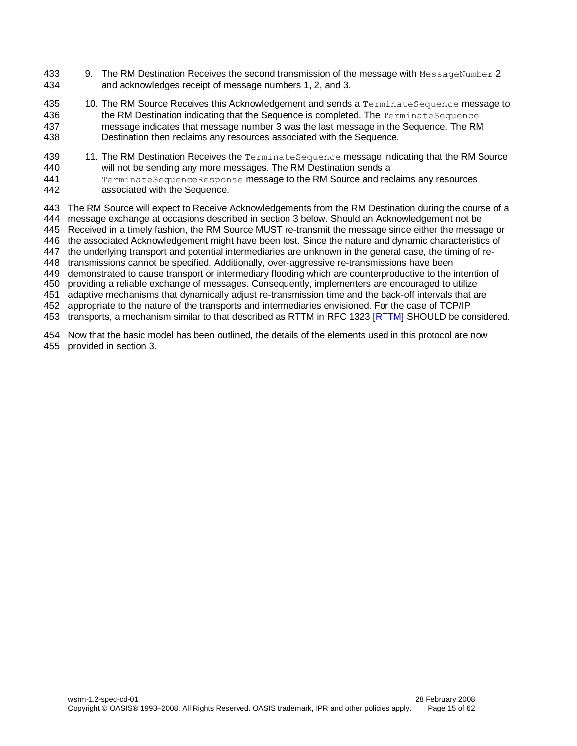9. The RM Destination Receives the second transmission of the message with `MessageNumber` 2 and acknowledges receipt of message numbers 1, 2, and 3.

10. The RM Source Receives this Acknowledgement and sends a `TerminateSequence` message to the RM Destination indicating that the Sequence is completed. The `TerminateSequence` message indicates that message number 3 was the last message in the Sequence. The RM Destination then reclaims any resources associated with the Sequence.

11. The RM Destination Receives the `TerminateSequence` message indicating that the RM Source will not be sending any more messages. The RM Destination sends a `TerminateSequenceResponse` message to the RM Source and reclaims any resources associated with the Sequence.

The RM Source will expect to Receive Acknowledgements from the RM Destination during the course of a message exchange at occasions described in section 3 below. Should an Acknowledgement not be Received in a timely fashion, the RM Source MUST re-transmit the message since either the message or the associated Acknowledgement might have been lost. Since the nature and dynamic characteristics of the underlying transport and potential intermediaries are unknown in the general case, the timing of re-transmissions cannot be specified. Additionally, over-aggressive re-transmissions have been demonstrated to cause transport or intermediary flooding which are counterproductive to the intention of providing a reliable exchange of messages. Consequently, implementers are encouraged to utilize adaptive mechanisms that dynamically adjust re-transmission time and the back-off intervals that are appropriate to the nature of the transports and intermediaries envisioned. For the case of TCP/IP transports, a mechanism similar to that described as RTTM in RFC 1323 [RTTM] SHOULD be considered.

Now that the basic model has been outlined, the details of the elements used in this protocol are now provided in section 3.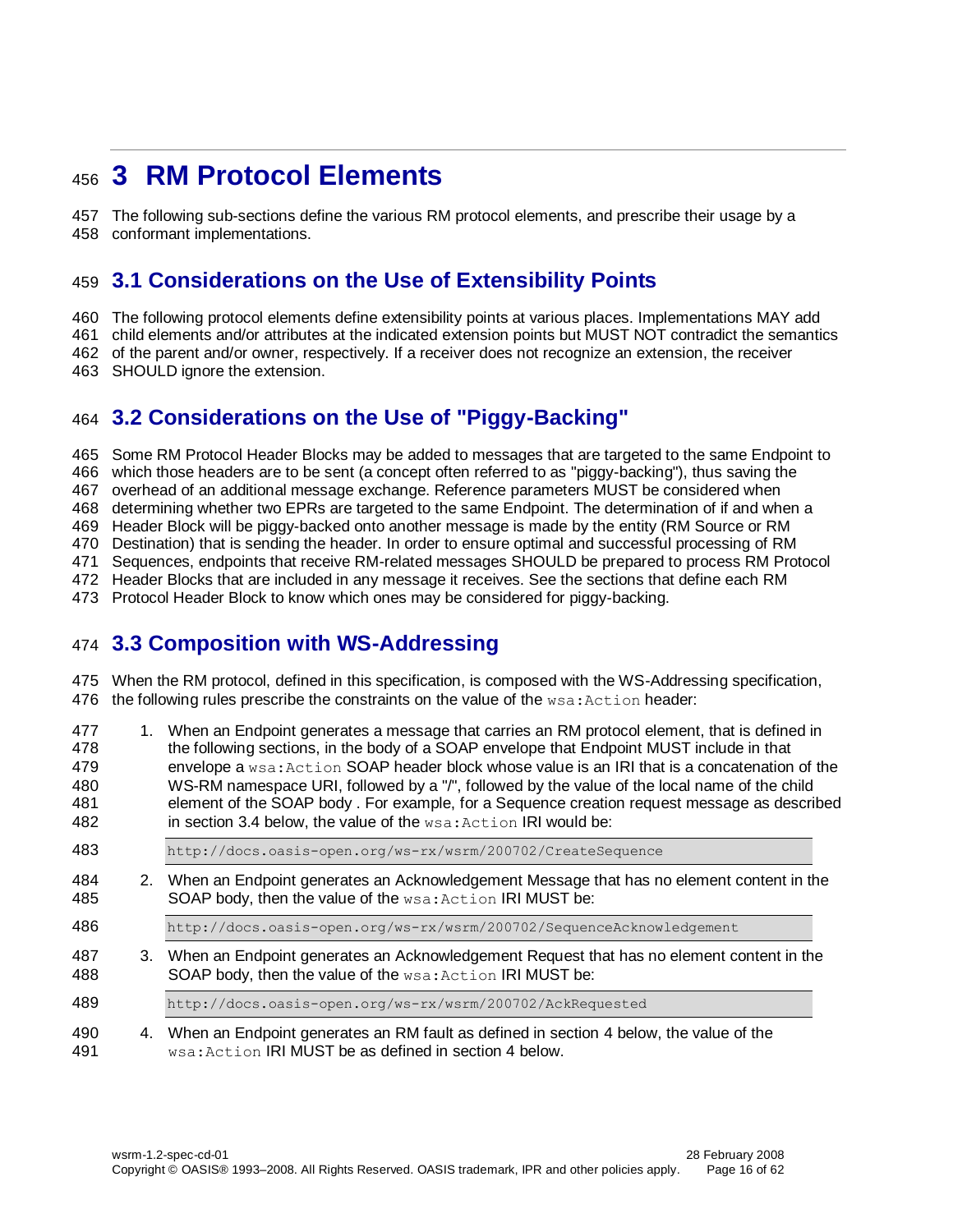# 3 RM Protocol Elements

The following sub-sections define the various RM protocol elements, and prescribe their usage by a conformant implementations.

## 3.1 Considerations on the Use of Extensibility Points

The following protocol elements define extensibility points at various places. Implementations MAY add child elements and/or attributes at the indicated extension points but MUST NOT contradict the semantics of the parent and/or owner, respectively. If a receiver does not recognize an extension, the receiver SHOULD ignore the extension.

## 3.2 Considerations on the Use of "Piggy-Backing"

Some RM Protocol Header Blocks may be added to messages that are targeted to the same Endpoint to which those headers are to be sent (a concept often referred to as "piggy-backing"), thus saving the overhead of an additional message exchange. Reference parameters MUST be considered when determining whether two EPRs are targeted to the same Endpoint. The determination of if and when a Header Block will be piggy-backed onto another message is made by the entity (RM Source or RM Destination) that is sending the header. In order to ensure optimal and successful processing of RM Sequences, endpoints that receive RM-related messages SHOULD be prepared to process RM Protocol Header Blocks that are included in any message it receives. See the sections that define each RM Protocol Header Block to know which ones may be considered for piggy-backing.

## 3.3 Composition with WS-Addressing

When the RM protocol, defined in this specification, is composed with the WS-Addressing specification, the following rules prescribe the constraints on the value of the `wsa:Action` header:

1. When an Endpoint generates a message that carries an RM protocol element, that is defined in the following sections, in the body of a SOAP envelope that Endpoint MUST include in that envelope a `wsa:Action` SOAP header block whose value is an IRI that is a concatenation of the WS-RM namespace URI, followed by a "/", followed by the value of the local name of the child element of the SOAP body . For example, for a Sequence creation request message as described in section 3.4 below, the value of the `wsa:Action` IRI would be:

```
http://docs.oasis-open.org/ws-rx/wsrm/200702/CreateSequence
```

2. When an Endpoint generates an Acknowledgement Message that has no element content in the SOAP body, then the value of the `wsa:Action` IRI MUST be:

```
http://docs.oasis-open.org/ws-rx/wsrm/200702/SequenceAcknowledgement
```

3. When an Endpoint generates an Acknowledgement Request that has no element content in the SOAP body, then the value of the `wsa:Action` IRI MUST be:

```
http://docs.oasis-open.org/ws-rx/wsrm/200702/AckRequested
```

4. When an Endpoint generates an RM fault as defined in section 4 below, the value of the `wsa:Action` IRI MUST be as defined in section 4 below.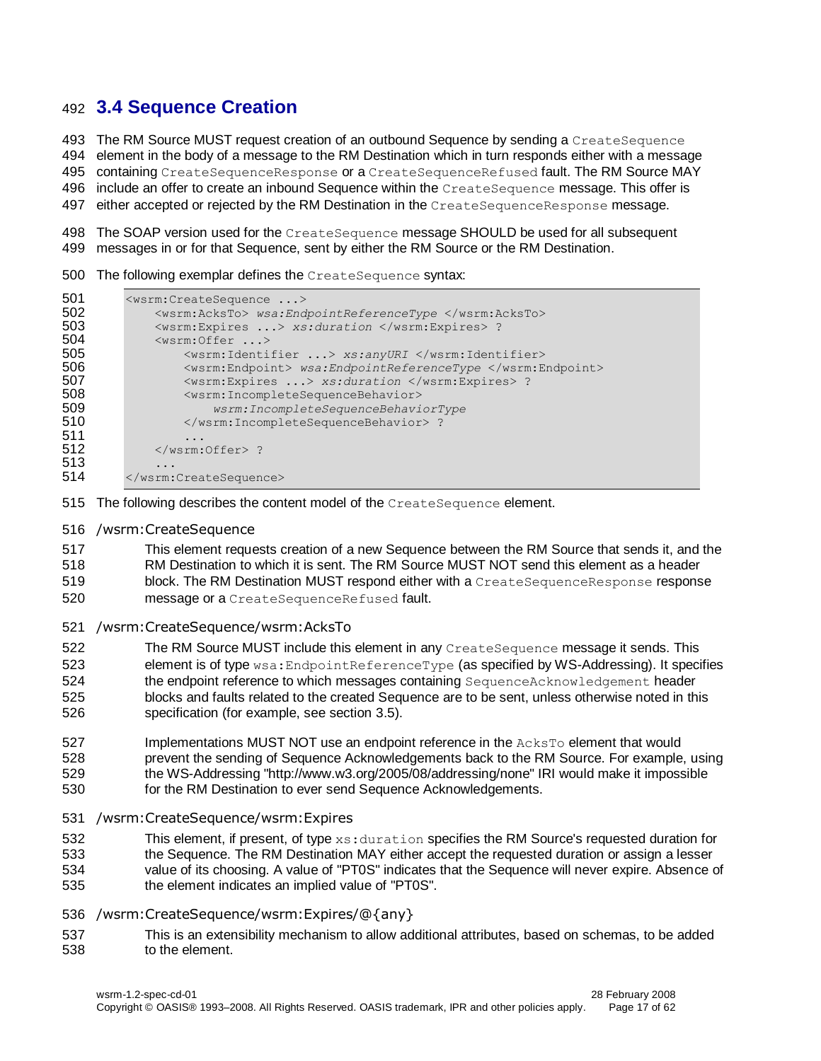## 3.4 Sequence Creation

The RM Source MUST request creation of an outbound Sequence by sending a `CreateSequence` element in the body of a message to the RM Destination which in turn responds either with a message containing `CreateSequenceResponse` or a `CreateSequenceRefused` fault. The RM Source MAY include an offer to create an inbound Sequence within the `CreateSequence` message. This offer is either accepted or rejected by the RM Destination in the `CreateSequenceResponse` message.

The SOAP version used for the `CreateSequence` message SHOULD be used for all subsequent messages in or for that Sequence, sent by either the RM Source or the RM Destination.

The following exemplar defines the `CreateSequence` syntax:

```
<wsrm:CreateSequence ...>
    <wsrm:AcksTo> wsa:EndpointReferenceType </wsrm:AcksTo>
    <wsrm:Expires ...> xs:duration </wsrm:Expires> ?
    <wsrm:Offer ...>
        <wsrm:Identifier ...> xs:anyURI </wsrm:Identifier>
        <wsrm:Endpoint> wsa:EndpointReferenceType </wsrm:Endpoint>
        <wsrm:Expires ...> xs:duration </wsrm:Expires> ?
        <wsrm:IncompleteSequenceBehavior>
            wsrm:IncompleteSequenceBehaviorType
        </wsrm:IncompleteSequenceBehavior> ?
        ...
    </wsrm:Offer> ?
    ...
</wsrm:CreateSequence>
```

The following describes the content model of the `CreateSequence` element.

/wsrm:CreateSequence

This element requests creation of a new Sequence between the RM Source that sends it, and the RM Destination to which it is sent. The RM Source MUST NOT send this element as a header block. The RM Destination MUST respond either with a `CreateSequenceResponse` response message or a `CreateSequenceRefused` fault.

/wsrm:CreateSequence/wsrm:AcksTo

The RM Source MUST include this element in any `CreateSequence` message it sends. This element is of type `wsa:EndpointReferenceType` (as specified by WS-Addressing). It specifies the endpoint reference to which messages containing `SequenceAcknowledgement` header blocks and faults related to the created Sequence are to be sent, unless otherwise noted in this specification (for example, see section 3.5).

Implementations MUST NOT use an endpoint reference in the `AcksTo` element that would prevent the sending of Sequence Acknowledgements back to the RM Source. For example, using the WS-Addressing "http://www.w3.org/2005/08/addressing/none" IRI would make it impossible for the RM Destination to ever send Sequence Acknowledgements.

/wsrm:CreateSequence/wsrm:Expires

This element, if present, of type `xs:duration` specifies the RM Source's requested duration for the Sequence. The RM Destination MAY either accept the requested duration or assign a lesser value of its choosing. A value of "PT0S" indicates that the Sequence will never expire. Absence of the element indicates an implied value of "PT0S".

/wsrm:CreateSequence/wsrm:Expires/@{any}

This is an extensibility mechanism to allow additional attributes, based on schemas, to be added to the element.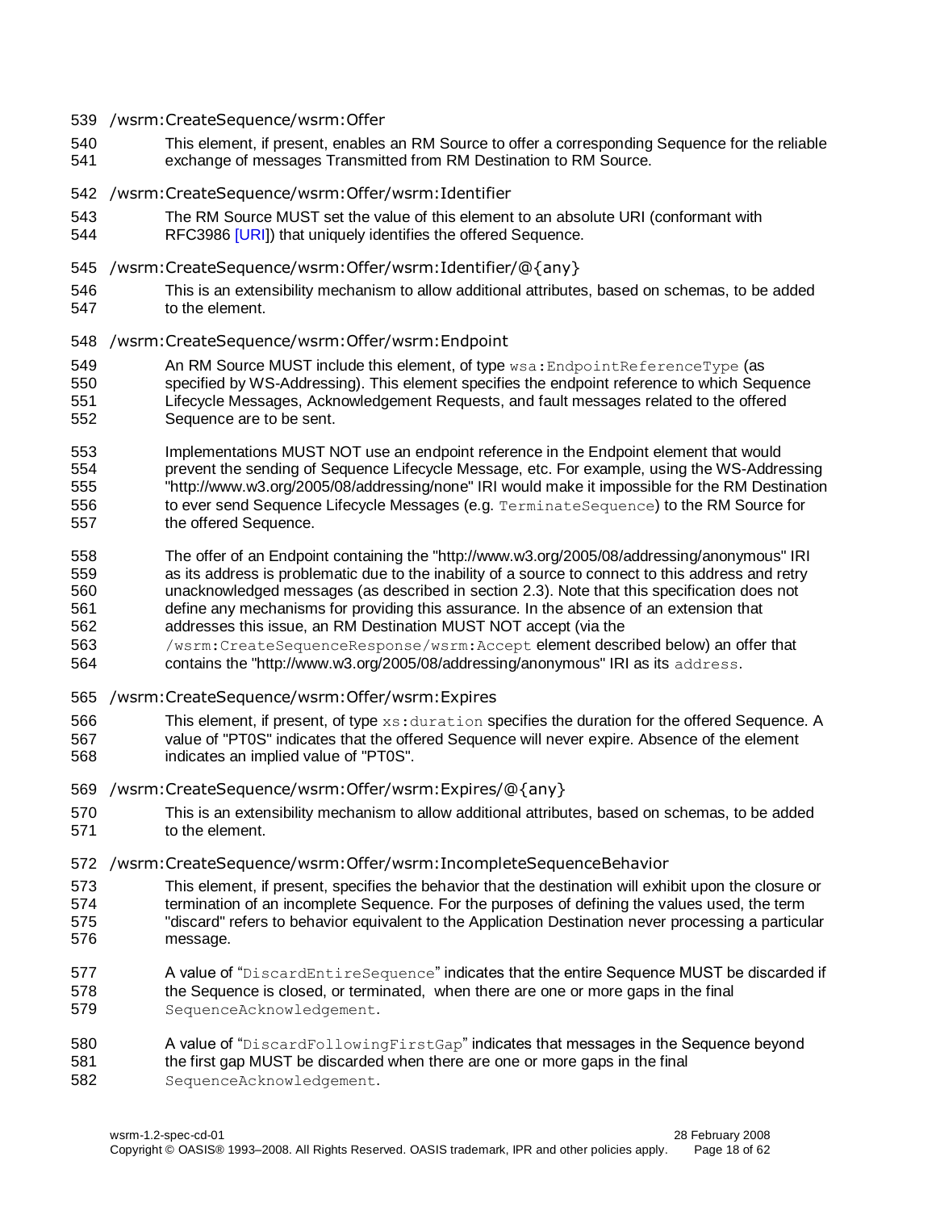/wsrm:CreateSequence/wsrm:Offer

This element, if present, enables an RM Source to offer a corresponding Sequence for the reliable exchange of messages Transmitted from RM Destination to RM Source.

/wsrm:CreateSequence/wsrm:Offer/wsrm:Identifier

The RM Source MUST set the value of this element to an absolute URI (conformant with RFC3986 [URI]) that uniquely identifies the offered Sequence.

/wsrm:CreateSequence/wsrm:Offer/wsrm:Identifier/@{any}

This is an extensibility mechanism to allow additional attributes, based on schemas, to be added to the element.

/wsrm:CreateSequence/wsrm:Offer/wsrm:Endpoint

An RM Source MUST include this element, of type `wsa:EndpointReferenceType` (as specified by WS-Addressing). This element specifies the endpoint reference to which Sequence Lifecycle Messages, Acknowledgement Requests, and fault messages related to the offered Sequence are to be sent.

Implementations MUST NOT use an endpoint reference in the Endpoint element that would prevent the sending of Sequence Lifecycle Message, etc. For example, using the WS-Addressing "http://www.w3.org/2005/08/addressing/none" IRI would make it impossible for the RM Destination to ever send Sequence Lifecycle Messages (e.g. `TerminateSequence`) to the RM Source for the offered Sequence.

The offer of an Endpoint containing the "http://www.w3.org/2005/08/addressing/anonymous" IRI as its address is problematic due to the inability of a source to connect to this address and retry unacknowledged messages (as described in section 2.3). Note that this specification does not define any mechanisms for providing this assurance. In the absence of an extension that addresses this issue, an RM Destination MUST NOT accept (via the `/wsrm:CreateSequenceResponse/wsrm:Accept` element described below) an offer that contains the "http://www.w3.org/2005/08/addressing/anonymous" IRI as its `address`.

/wsrm:CreateSequence/wsrm:Offer/wsrm:Expires

This element, if present, of type `xs:duration` specifies the duration for the offered Sequence. A value of "PT0S" indicates that the offered Sequence will never expire. Absence of the element indicates an implied value of "PT0S".

/wsrm:CreateSequence/wsrm:Offer/wsrm:Expires/@{any}

This is an extensibility mechanism to allow additional attributes, based on schemas, to be added to the element.

/wsrm:CreateSequence/wsrm:Offer/wsrm:IncompleteSequenceBehavior

This element, if present, specifies the behavior that the destination will exhibit upon the closure or termination of an incomplete Sequence. For the purposes of defining the values used, the term "discard" refers to behavior equivalent to the Application Destination never processing a particular message.

A value of "`DiscardEntireSequence`" indicates that the entire Sequence MUST be discarded if the Sequence is closed, or terminated, when there are one or more gaps in the final `SequenceAcknowledgement`.

A value of "`DiscardFollowingFirstGap`" indicates that messages in the Sequence beyond the first gap MUST be discarded when there are one or more gaps in the final `SequenceAcknowledgement`.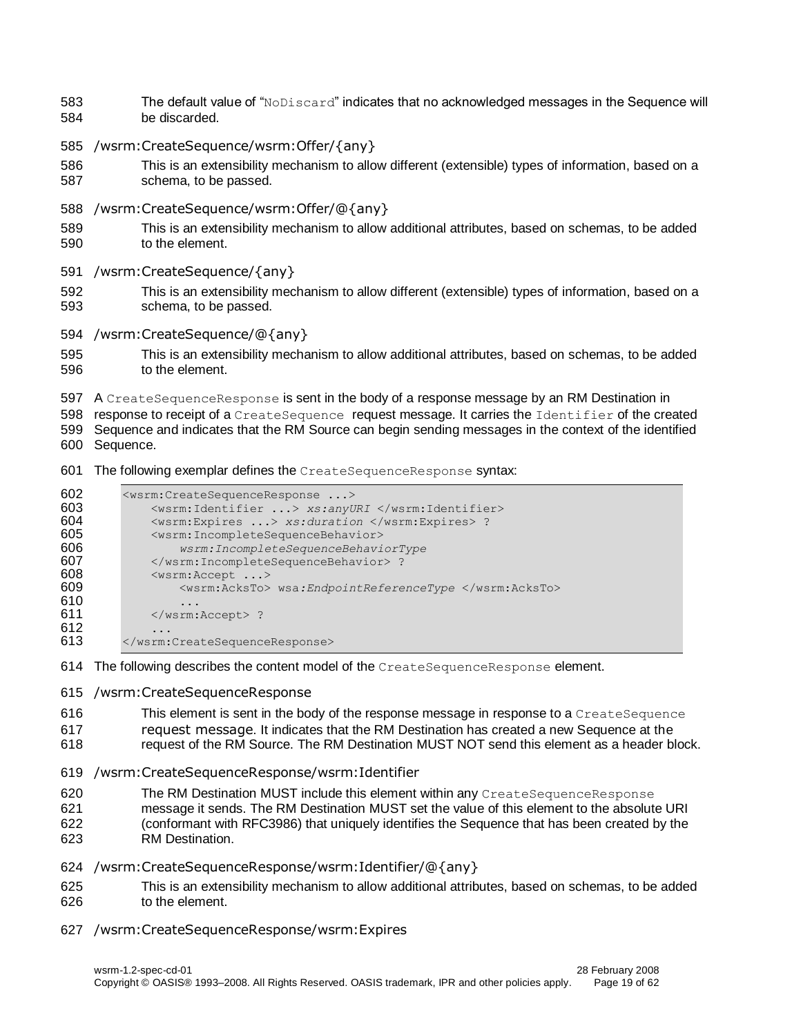The default value of "`NoDiscard`" indicates that no acknowledged messages in the Sequence will be discarded.

/wsrm:CreateSequence/wsrm:Offer/{any}

This is an extensibility mechanism to allow different (extensible) types of information, based on a schema, to be passed.

/wsrm:CreateSequence/wsrm:Offer/@{any}

This is an extensibility mechanism to allow additional attributes, based on schemas, to be added to the element.

/wsrm:CreateSequence/{any}

This is an extensibility mechanism to allow different (extensible) types of information, based on a schema, to be passed.

/wsrm:CreateSequence/@{any}

This is an extensibility mechanism to allow additional attributes, based on schemas, to be added to the element.

A `CreateSequenceResponse` is sent in the body of a response message by an RM Destination in response to receipt of a `CreateSequence` request message. It carries the `Identifier` of the created Sequence and indicates that the RM Source can begin sending messages in the context of the identified Sequence.

The following exemplar defines the `CreateSequenceResponse` syntax:

```
<wsrm:CreateSequenceResponse ...>
    <wsrm:Identifier ...> xs:anyURI </wsrm:Identifier>
    <wsrm:Expires ...> xs:duration </wsrm:Expires> ?
    <wsrm:IncompleteSequenceBehavior>
        wsrm:IncompleteSequenceBehaviorType
    </wsrm:IncompleteSequenceBehavior> ?
    <wsrm:Accept ...>
        <wsrm:AcksTo> wsa:EndpointReferenceType </wsrm:AcksTo>
        ...
    </wsrm:Accept> ?
    ...
</wsrm:CreateSequenceResponse>
```

The following describes the content model of the `CreateSequenceResponse` element.

/wsrm:CreateSequenceResponse

This element is sent in the body of the response message in response to a `CreateSequence` request message. It indicates that the RM Destination has created a new Sequence at the request of the RM Source. The RM Destination MUST NOT send this element as a header block.

/wsrm:CreateSequenceResponse/wsrm:Identifier

The RM Destination MUST include this element within any `CreateSequenceResponse` message it sends. The RM Destination MUST set the value of this element to the absolute URI (conformant with RFC3986) that uniquely identifies the Sequence that has been created by the RM Destination.

/wsrm:CreateSequenceResponse/wsrm:Identifier/@{any}

This is an extensibility mechanism to allow additional attributes, based on schemas, to be added to the element.

/wsrm:CreateSequenceResponse/wsrm:Expires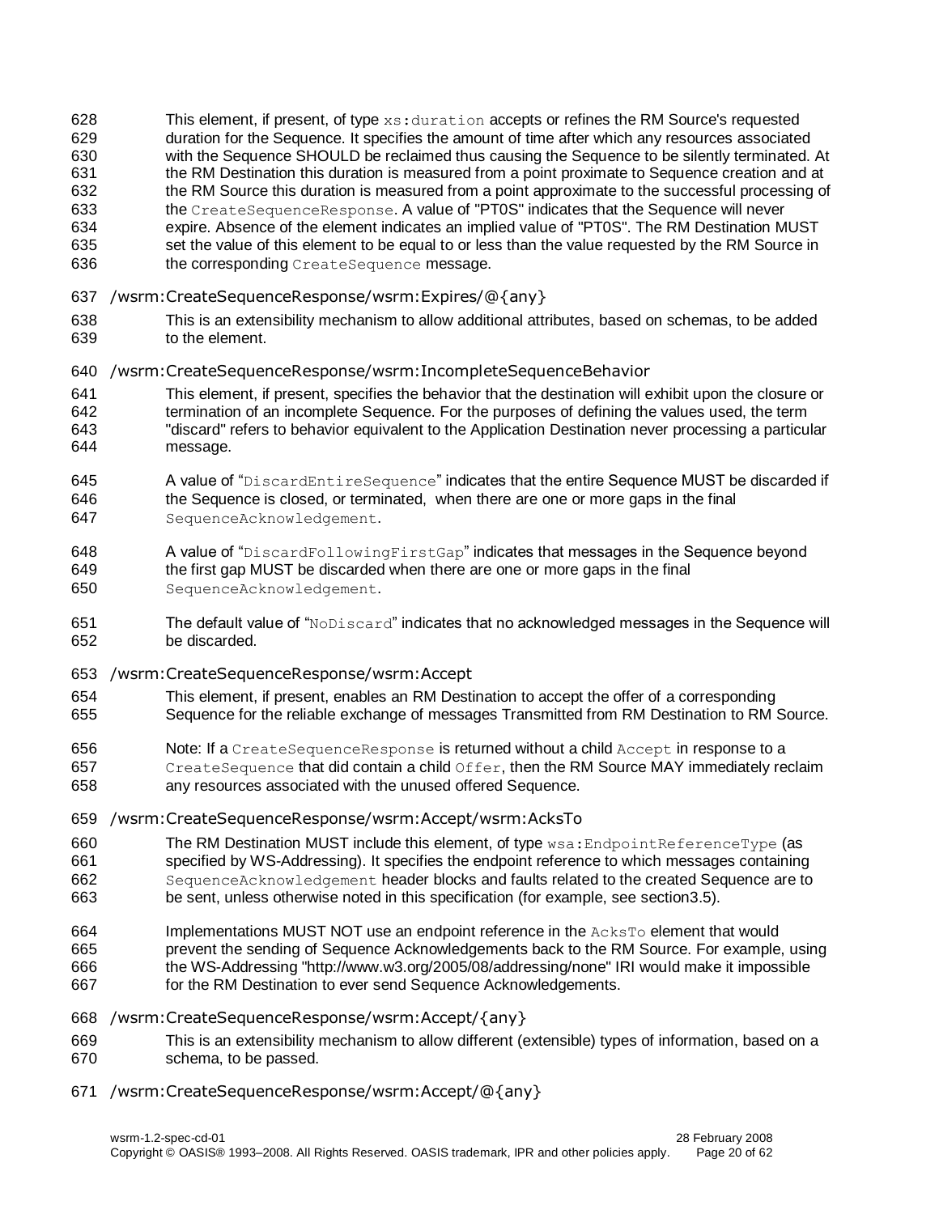This element, if present, of type `xs:duration` accepts or refines the RM Source's requested duration for the Sequence. It specifies the amount of time after which any resources associated with the Sequence SHOULD be reclaimed thus causing the Sequence to be silently terminated. At the RM Destination this duration is measured from a point proximate to Sequence creation and at the RM Source this duration is measured from a point approximate to the successful processing of the `CreateSequenceResponse`. A value of "PT0S" indicates that the Sequence will never expire. Absence of the element indicates an implied value of "PT0S". The RM Destination MUST set the value of this element to be equal to or less than the value requested by the RM Source in the corresponding `CreateSequence` message.

/wsrm:CreateSequenceResponse/wsrm:Expires/@{any}

This is an extensibility mechanism to allow additional attributes, based on schemas, to be added to the element.

/wsrm:CreateSequenceResponse/wsrm:IncompleteSequenceBehavior

This element, if present, specifies the behavior that the destination will exhibit upon the closure or termination of an incomplete Sequence. For the purposes of defining the values used, the term "discard" refers to behavior equivalent to the Application Destination never processing a particular message.

A value of "`DiscardEntireSequence`" indicates that the entire Sequence MUST be discarded if the Sequence is closed, or terminated, when there are one or more gaps in the final `SequenceAcknowledgement`.

A value of "`DiscardFollowingFirstGap`" indicates that messages in the Sequence beyond the first gap MUST be discarded when there are one or more gaps in the final `SequenceAcknowledgement`.

The default value of "`NoDiscard`" indicates that no acknowledged messages in the Sequence will be discarded.

/wsrm:CreateSequenceResponse/wsrm:Accept

This element, if present, enables an RM Destination to accept the offer of a corresponding Sequence for the reliable exchange of messages Transmitted from RM Destination to RM Source.

Note: If a `CreateSequenceResponse` is returned without a child `Accept` in response to a `CreateSequence` that did contain a child `Offer`, then the RM Source MAY immediately reclaim any resources associated with the unused offered Sequence.

/wsrm:CreateSequenceResponse/wsrm:Accept/wsrm:AcksTo

The RM Destination MUST include this element, of type `wsa:EndpointReferenceType` (as specified by WS-Addressing). It specifies the endpoint reference to which messages containing `SequenceAcknowledgement` header blocks and faults related to the created Sequence are to be sent, unless otherwise noted in this specification (for example, see section3.5).

Implementations MUST NOT use an endpoint reference in the `AcksTo` element that would prevent the sending of Sequence Acknowledgements back to the RM Source. For example, using the WS-Addressing "http://www.w3.org/2005/08/addressing/none" IRI would make it impossible for the RM Destination to ever send Sequence Acknowledgements.

/wsrm:CreateSequenceResponse/wsrm:Accept/{any}

This is an extensibility mechanism to allow different (extensible) types of information, based on a schema, to be passed.

/wsrm:CreateSequenceResponse/wsrm:Accept/@{any}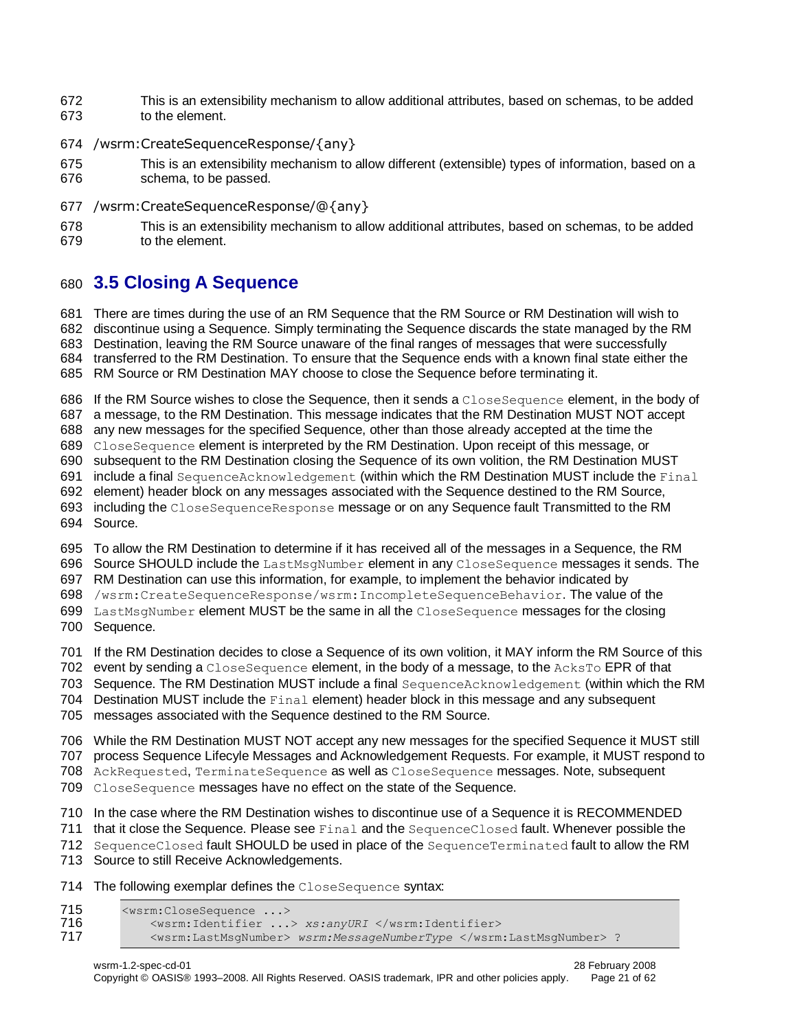This is an extensibility mechanism to allow additional attributes, based on schemas, to be added to the element.

/wsrm:CreateSequenceResponse/{any}

This is an extensibility mechanism to allow different (extensible) types of information, based on a schema, to be passed.

/wsrm:CreateSequenceResponse/@{any}

This is an extensibility mechanism to allow additional attributes, based on schemas, to be added to the element.

## 3.5 Closing A Sequence

There are times during the use of an RM Sequence that the RM Source or RM Destination will wish to discontinue using a Sequence. Simply terminating the Sequence discards the state managed by the RM Destination, leaving the RM Source unaware of the final ranges of messages that were successfully transferred to the RM Destination. To ensure that the Sequence ends with a known final state either the RM Source or RM Destination MAY choose to close the Sequence before terminating it.

If the RM Source wishes to close the Sequence, then it sends a `CloseSequence` element, in the body of a message, to the RM Destination. This message indicates that the RM Destination MUST NOT accept any new messages for the specified Sequence, other than those already accepted at the time the `CloseSequence` element is interpreted by the RM Destination. Upon receipt of this message, or subsequent to the RM Destination closing the Sequence of its own volition, the RM Destination MUST include a final `SequenceAcknowledgement` (within which the RM Destination MUST include the `Final` element) header block on any messages associated with the Sequence destined to the RM Source, including the `CloseSequenceResponse` message or on any Sequence fault Transmitted to the RM Source.

To allow the RM Destination to determine if it has received all of the messages in a Sequence, the RM Source SHOULD include the `LastMsgNumber` element in any `CloseSequence` messages it sends. The RM Destination can use this information, for example, to implement the behavior indicated by `/wsrm:CreateSequenceResponse/wsrm:IncompleteSequenceBehavior`. The value of the `LastMsgNumber` element MUST be the same in all the `CloseSequence` messages for the closing Sequence.

If the RM Destination decides to close a Sequence of its own volition, it MAY inform the RM Source of this event by sending a `CloseSequence` element, in the body of a message, to the `AcksTo` EPR of that Sequence. The RM Destination MUST include a final `SequenceAcknowledgement` (within which the RM Destination MUST include the `Final` element) header block in this message and any subsequent messages associated with the Sequence destined to the RM Source.

While the RM Destination MUST NOT accept any new messages for the specified Sequence it MUST still process Sequence Lifecyle Messages and Acknowledgement Requests. For example, it MUST respond to `AckRequested`, `TerminateSequence` as well as `CloseSequence` messages. Note, subsequent `CloseSequence` messages have no effect on the state of the Sequence.

In the case where the RM Destination wishes to discontinue use of a Sequence it is RECOMMENDED that it close the Sequence. Please see `Final` and the `SequenceClosed` fault. Whenever possible the `SequenceClosed` fault SHOULD be used in place of the `SequenceTerminated` fault to allow the RM Source to still Receive Acknowledgements.

The following exemplar defines the `CloseSequence` syntax:

```
<wsrm:CloseSequence ...>
    <wsrm:Identifier ...> xs:anyURI </wsrm:Identifier>
    <wsrm:LastMsgNumber> wsrm:MessageNumberType </wsrm:LastMsgNumber> ?
```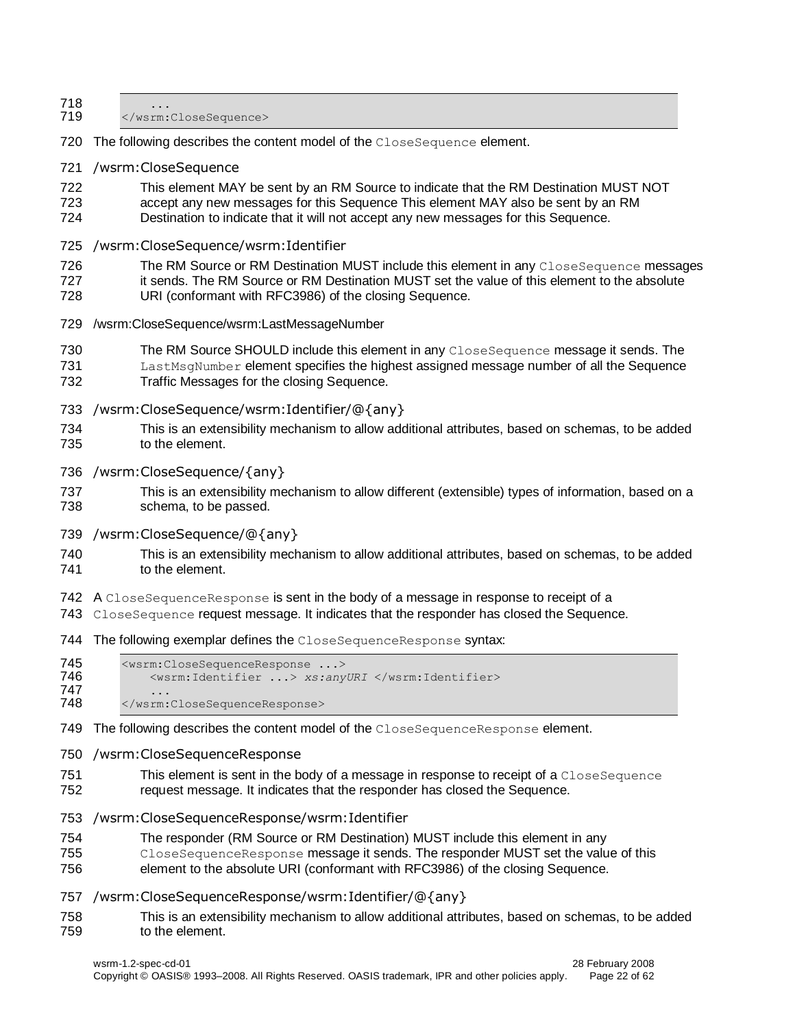```
    ...
</wsrm:CloseSequence>
```

The following describes the content model of the `CloseSequence` element.

/wsrm:CloseSequence

This element MAY be sent by an RM Source to indicate that the RM Destination MUST NOT accept any new messages for this Sequence This element MAY also be sent by an RM Destination to indicate that it will not accept any new messages for this Sequence.

/wsrm:CloseSequence/wsrm:Identifier

The RM Source or RM Destination MUST include this element in any `CloseSequence` messages it sends. The RM Source or RM Destination MUST set the value of this element to the absolute URI (conformant with RFC3986) of the closing Sequence.

/wsrm:CloseSequence/wsrm:LastMessageNumber

The RM Source SHOULD include this element in any `CloseSequence` message it sends. The `LastMsgNumber` element specifies the highest assigned message number of all the Sequence Traffic Messages for the closing Sequence.

/wsrm:CloseSequence/wsrm:Identifier/@{any}

This is an extensibility mechanism to allow additional attributes, based on schemas, to be added to the element.

/wsrm:CloseSequence/{any}

This is an extensibility mechanism to allow different (extensible) types of information, based on a schema, to be passed.

/wsrm:CloseSequence/@{any}

This is an extensibility mechanism to allow additional attributes, based on schemas, to be added to the element.

A `CloseSequenceResponse` is sent in the body of a message in response to receipt of a `CloseSequence` request message. It indicates that the responder has closed the Sequence.

The following exemplar defines the `CloseSequenceResponse` syntax:

```
<wsrm:CloseSequenceResponse ...>
    <wsrm:Identifier ...> xs:anyURI </wsrm:Identifier>
    ...
</wsrm:CloseSequenceResponse>
```

The following describes the content model of the `CloseSequenceResponse` element.

/wsrm:CloseSequenceResponse

This element is sent in the body of a message in response to receipt of a `CloseSequence` request message. It indicates that the responder has closed the Sequence.

/wsrm:CloseSequenceResponse/wsrm:Identifier

The responder (RM Source or RM Destination) MUST include this element in any `CloseSequenceResponse` message it sends. The responder MUST set the value of this element to the absolute URI (conformant with RFC3986) of the closing Sequence.

/wsrm:CloseSequenceResponse/wsrm:Identifier/@{any}

This is an extensibility mechanism to allow additional attributes, based on schemas, to be added to the element.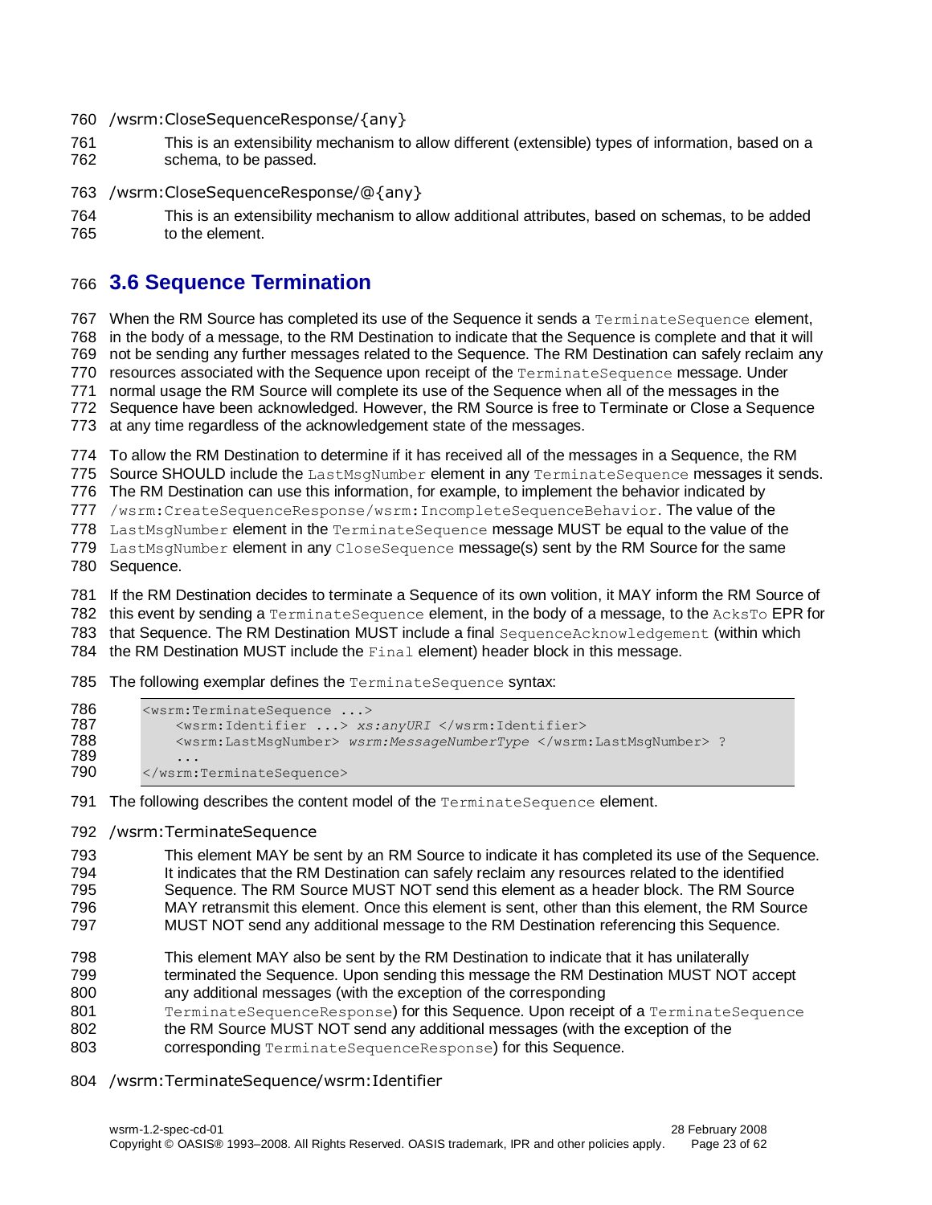/wsrm:CloseSequenceResponse/{any}

This is an extensibility mechanism to allow different (extensible) types of information, based on a schema, to be passed.

/wsrm:CloseSequenceResponse/@{any}

This is an extensibility mechanism to allow additional attributes, based on schemas, to be added to the element.

## 3.6 Sequence Termination

When the RM Source has completed its use of the Sequence it sends a `TerminateSequence` element, in the body of a message, to the RM Destination to indicate that the Sequence is complete and that it will not be sending any further messages related to the Sequence. The RM Destination can safely reclaim any resources associated with the Sequence upon receipt of the `TerminateSequence` message. Under normal usage the RM Source will complete its use of the Sequence when all of the messages in the Sequence have been acknowledged. However, the RM Source is free to Terminate or Close a Sequence at any time regardless of the acknowledgement state of the messages.

To allow the RM Destination to determine if it has received all of the messages in a Sequence, the RM Source SHOULD include the `LastMsgNumber` element in any `TerminateSequence` messages it sends. The RM Destination can use this information, for example, to implement the behavior indicated by `/wsrm:CreateSequenceResponse/wsrm:IncompleteSequenceBehavior`. The value of the `LastMsgNumber` element in the `TerminateSequence` message MUST be equal to the value of the `LastMsgNumber` element in any `CloseSequence` message(s) sent by the RM Source for the same Sequence.

If the RM Destination decides to terminate a Sequence of its own volition, it MAY inform the RM Source of this event by sending a `TerminateSequence` element, in the body of a message, to the `AcksTo` EPR for that Sequence. The RM Destination MUST include a final `SequenceAcknowledgement` (within which the RM Destination MUST include the `Final` element) header block in this message.

The following exemplar defines the `TerminateSequence` syntax:

```
<wsrm:TerminateSequence ...>
    <wsrm:Identifier ...> xs:anyURI </wsrm:Identifier>
    <wsrm:LastMsgNumber> wsrm:MessageNumberType </wsrm:LastMsgNumber> ?
    ...
</wsrm:TerminateSequence>
```

The following describes the content model of the `TerminateSequence` element.

/wsrm:TerminateSequence

This element MAY be sent by an RM Source to indicate it has completed its use of the Sequence. It indicates that the RM Destination can safely reclaim any resources related to the identified Sequence. The RM Source MUST NOT send this element as a header block. The RM Source MAY retransmit this element. Once this element is sent, other than this element, the RM Source MUST NOT send any additional message to the RM Destination referencing this Sequence.

This element MAY also be sent by the RM Destination to indicate that it has unilaterally terminated the Sequence. Upon sending this message the RM Destination MUST NOT accept any additional messages (with the exception of the corresponding `TerminateSequenceResponse`) for this Sequence. Upon receipt of a `TerminateSequence` the RM Source MUST NOT send any additional messages (with the exception of the corresponding `TerminateSequenceResponse`) for this Sequence.

/wsrm:TerminateSequence/wsrm:Identifier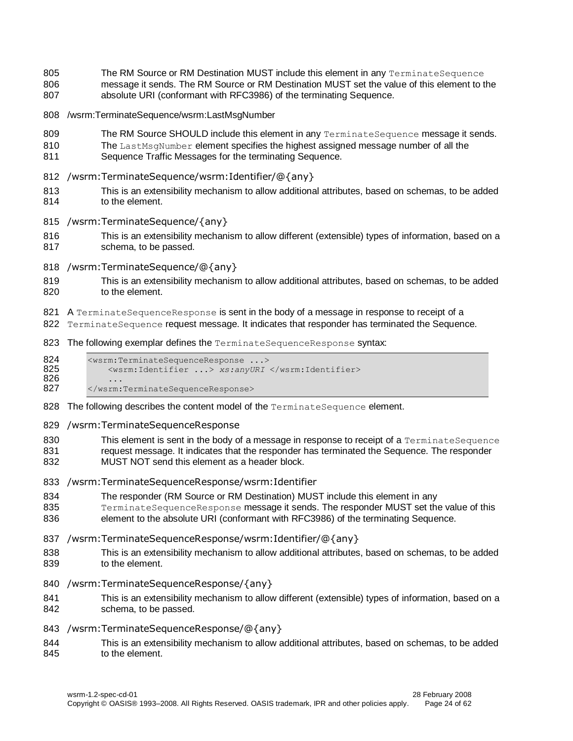The RM Source or RM Destination MUST include this element in any `TerminateSequence` message it sends. The RM Source or RM Destination MUST set the value of this element to the absolute URI (conformant with RFC3986) of the terminating Sequence.

/wsrm:TerminateSequence/wsrm:LastMsgNumber

The RM Source SHOULD include this element in any `TerminateSequence` message it sends. The `LastMsgNumber` element specifies the highest assigned message number of all the Sequence Traffic Messages for the terminating Sequence.

/wsrm:TerminateSequence/wsrm:Identifier/@{any}

This is an extensibility mechanism to allow additional attributes, based on schemas, to be added to the element.

/wsrm:TerminateSequence/{any}

This is an extensibility mechanism to allow different (extensible) types of information, based on a schema, to be passed.

/wsrm:TerminateSequence/@{any}

This is an extensibility mechanism to allow additional attributes, based on schemas, to be added to the element.

A `TerminateSequenceResponse` is sent in the body of a message in response to receipt of a `TerminateSequence` request message. It indicates that responder has terminated the Sequence.

The following exemplar defines the `TerminateSequenceResponse` syntax:

```
<wsrm:TerminateSequenceResponse ...>
    <wsrm:Identifier ...> xs:anyURI </wsrm:Identifier>
    ...
</wsrm:TerminateSequenceResponse>
```

The following describes the content model of the `TerminateSequence` element.

/wsrm:TerminateSequenceResponse

This element is sent in the body of a message in response to receipt of a `TerminateSequence` request message. It indicates that the responder has terminated the Sequence. The responder MUST NOT send this element as a header block.

/wsrm:TerminateSequenceResponse/wsrm:Identifier

The responder (RM Source or RM Destination) MUST include this element in any `TerminateSequenceResponse` message it sends. The responder MUST set the value of this element to the absolute URI (conformant with RFC3986) of the terminating Sequence.

/wsrm:TerminateSequenceResponse/wsrm:Identifier/@{any}

This is an extensibility mechanism to allow additional attributes, based on schemas, to be added to the element.

/wsrm:TerminateSequenceResponse/{any}

This is an extensibility mechanism to allow different (extensible) types of information, based on a schema, to be passed.

/wsrm:TerminateSequenceResponse/@{any}

This is an extensibility mechanism to allow additional attributes, based on schemas, to be added to the element.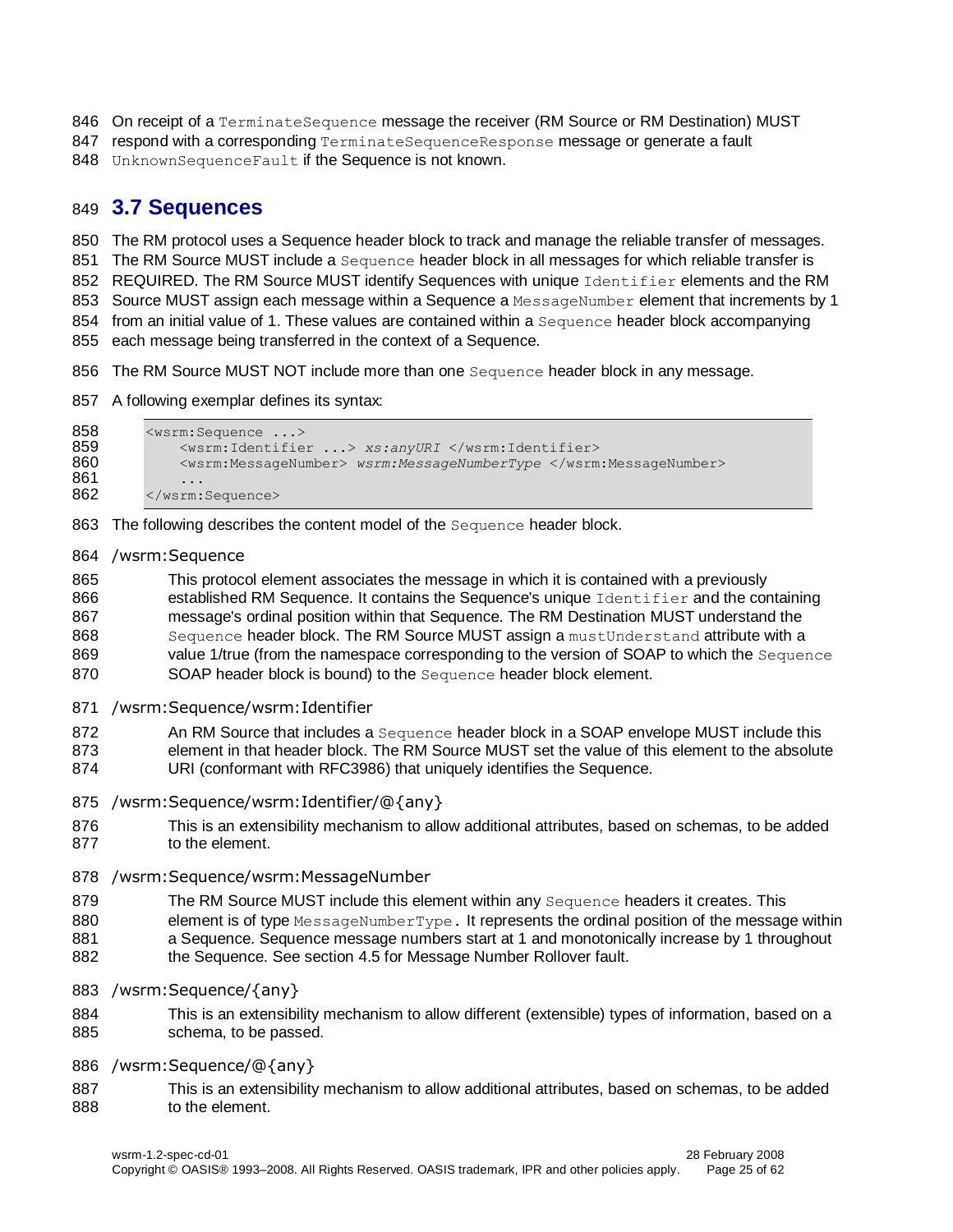On receipt of a `TerminateSequence` message the receiver (RM Source or RM Destination) MUST respond with a corresponding `TerminateSequenceResponse` message or generate a fault `UnknownSequenceFault` if the Sequence is not known.

## 3.7 Sequences

The RM protocol uses a Sequence header block to track and manage the reliable transfer of messages. The RM Source MUST include a `Sequence` header block in all messages for which reliable transfer is REQUIRED. The RM Source MUST identify Sequences with unique `Identifier` elements and the RM Source MUST assign each message within a Sequence a `MessageNumber` element that increments by 1 from an initial value of 1. These values are contained within a `Sequence` header block accompanying each message being transferred in the context of a Sequence.

The RM Source MUST NOT include more than one `Sequence` header block in any message.

A following exemplar defines its syntax:

```
<wsrm:Sequence ...>
    <wsrm:Identifier ...> xs:anyURI </wsrm:Identifier>
    <wsrm:MessageNumber> wsrm:MessageNumberType </wsrm:MessageNumber>
    ...
</wsrm:Sequence>
```

The following describes the content model of the `Sequence` header block.

/wsrm:Sequence

This protocol element associates the message in which it is contained with a previously established RM Sequence. It contains the Sequence's unique `Identifier` and the containing message's ordinal position within that Sequence. The RM Destination MUST understand the `Sequence` header block. The RM Source MUST assign a `mustUnderstand` attribute with a value 1/true (from the namespace corresponding to the version of SOAP to which the `Sequence` SOAP header block is bound) to the `Sequence` header block element.

/wsrm:Sequence/wsrm:Identifier

An RM Source that includes a `Sequence` header block in a SOAP envelope MUST include this element in that header block. The RM Source MUST set the value of this element to the absolute URI (conformant with RFC3986) that uniquely identifies the Sequence.

/wsrm:Sequence/wsrm:Identifier/@{any}

This is an extensibility mechanism to allow additional attributes, based on schemas, to be added to the element.

/wsrm:Sequence/wsrm:MessageNumber

The RM Source MUST include this element within any `Sequence` headers it creates. This element is of type `MessageNumberType`. It represents the ordinal position of the message within a Sequence. Sequence message numbers start at 1 and monotonically increase by 1 throughout the Sequence. See section 4.5 for Message Number Rollover fault.

/wsrm:Sequence/{any}

This is an extensibility mechanism to allow different (extensible) types of information, based on a schema, to be passed.

/wsrm:Sequence/@{any}

This is an extensibility mechanism to allow additional attributes, based on schemas, to be added to the element.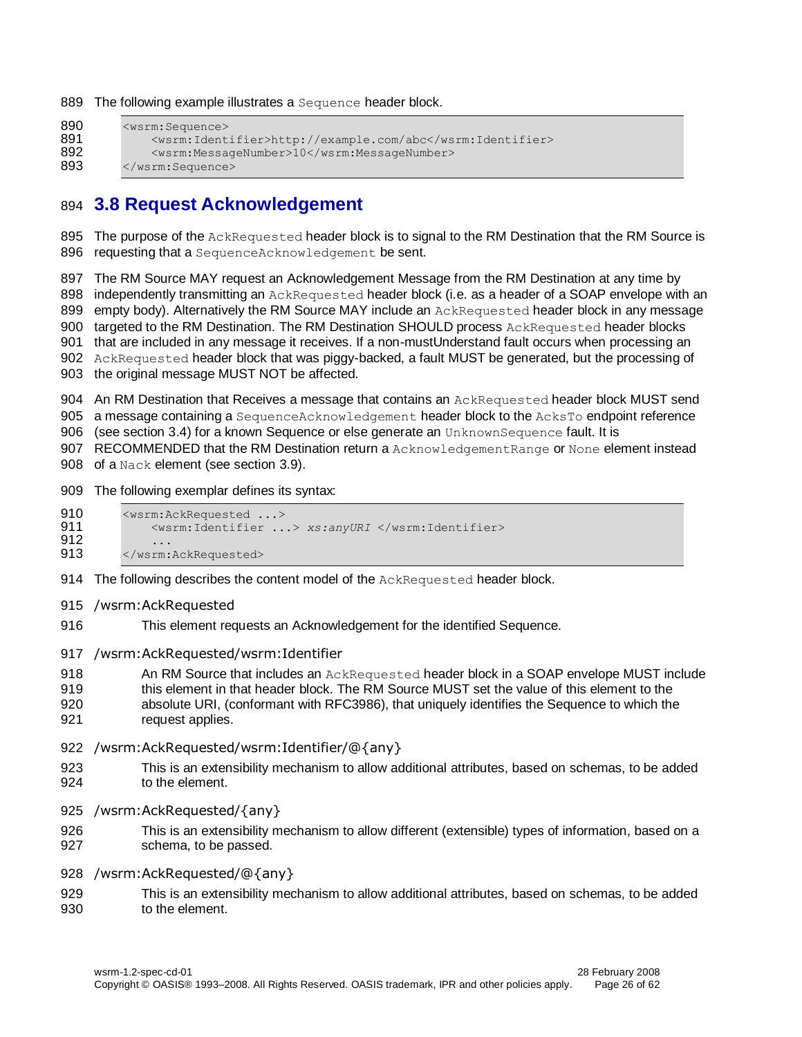The following example illustrates a Sequence header block.

```
<wsrm:Sequence>
    <wsrm:Identifier>http://example.com/abc</wsrm:Identifier>
    <wsrm:MessageNumber>10</wsrm:MessageNumber>
</wsrm:Sequence>
```

## 3.8 Request Acknowledgement

The purpose of the AckRequested header block is to signal to the RM Destination that the RM Source is requesting that a SequenceAcknowledgement be sent.

The RM Source MAY request an Acknowledgement Message from the RM Destination at any time by independently transmitting an AckRequested header block (i.e. as a header of a SOAP envelope with an empty body). Alternatively the RM Source MAY include an AckRequested header block in any message targeted to the RM Destination. The RM Destination SHOULD process AckRequested header blocks that are included in any message it receives. If a non-mustUnderstand fault occurs when processing an AckRequested header block that was piggy-backed, a fault MUST be generated, but the processing of the original message MUST NOT be affected.

An RM Destination that Receives a message that contains an AckRequested header block MUST send a message containing a SequenceAcknowledgement header block to the AcksTo endpoint reference (see section 3.4) for a known Sequence or else generate an UnknownSequence fault. It is RECOMMENDED that the RM Destination return a AcknowledgementRange or None element instead of a Nack element (see section 3.9).

The following exemplar defines its syntax:

```
<wsrm:AckRequested ...>
    <wsrm:Identifier ...> xs:anyURI </wsrm:Identifier>
    ...
</wsrm:AckRequested>
```

The following describes the content model of the AckRequested header block.

/wsrm:AckRequested

This element requests an Acknowledgement for the identified Sequence.

/wsrm:AckRequested/wsrm:Identifier

An RM Source that includes an AckRequested header block in a SOAP envelope MUST include this element in that header block. The RM Source MUST set the value of this element to the absolute URI, (conformant with RFC3986), that uniquely identifies the Sequence to which the request applies.

/wsrm:AckRequested/wsrm:Identifier/@{any}

This is an extensibility mechanism to allow additional attributes, based on schemas, to be added to the element.

/wsrm:AckRequested/{any}

This is an extensibility mechanism to allow different (extensible) types of information, based on a schema, to be passed.

/wsrm:AckRequested/@{any}

This is an extensibility mechanism to allow additional attributes, based on schemas, to be added to the element.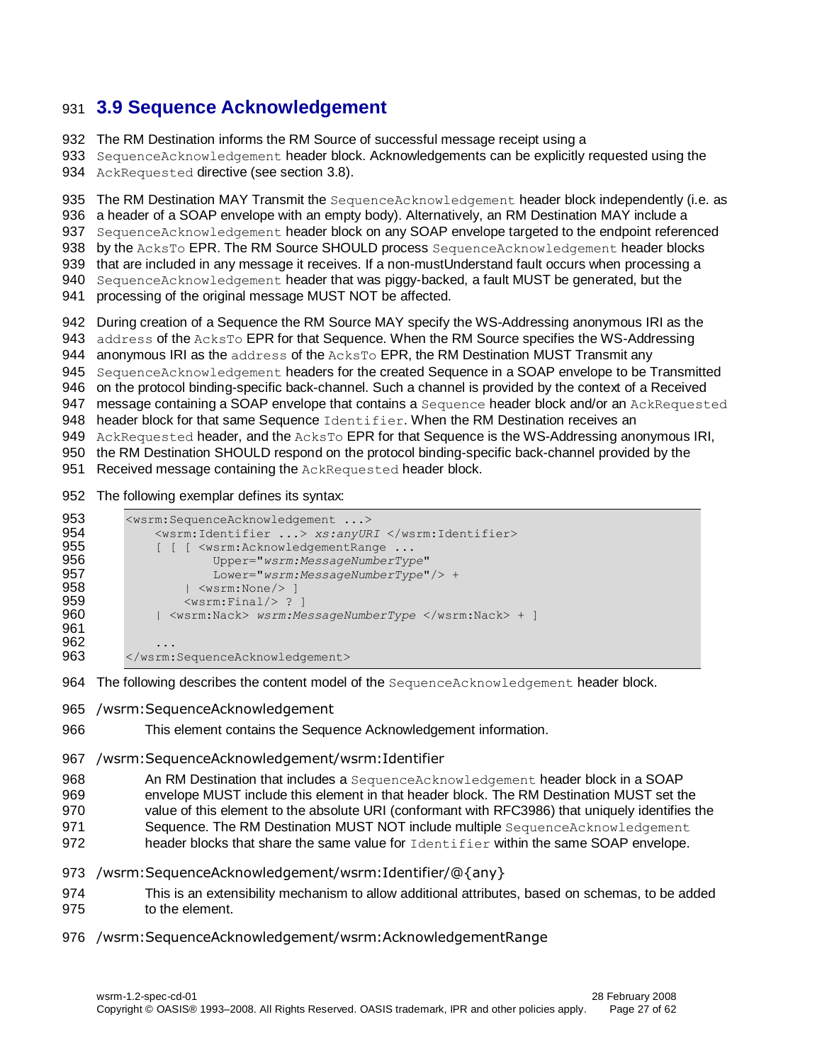## 3.9 Sequence Acknowledgement

The RM Destination informs the RM Source of successful message receipt using a `SequenceAcknowledgement` header block. Acknowledgements can be explicitly requested using the `AckRequested` directive (see section 3.8).

The RM Destination MAY Transmit the `SequenceAcknowledgement` header block independently (i.e. as a header of a SOAP envelope with an empty body). Alternatively, an RM Destination MAY include a `SequenceAcknowledgement` header block on any SOAP envelope targeted to the endpoint referenced by the `AcksTo` EPR. The RM Source SHOULD process `SequenceAcknowledgement` header blocks that are included in any message it receives. If a non-mustUnderstand fault occurs when processing a `SequenceAcknowledgement` header that was piggy-backed, a fault MUST be generated, but the processing of the original message MUST NOT be affected.

During creation of a Sequence the RM Source MAY specify the WS-Addressing anonymous IRI as the `address` of the `AcksTo` EPR for that Sequence. When the RM Source specifies the WS-Addressing anonymous IRI as the `address` of the `AcksTo` EPR, the RM Destination MUST Transmit any `SequenceAcknowledgement` headers for the created Sequence in a SOAP envelope to be Transmitted on the protocol binding-specific back-channel. Such a channel is provided by the context of a Received message containing a SOAP envelope that contains a `Sequence` header block and/or an `AckRequested` header block for that same Sequence `Identifier`. When the RM Destination receives an `AckRequested` header, and the `AcksTo` EPR for that Sequence is the WS-Addressing anonymous IRI, the RM Destination SHOULD respond on the protocol binding-specific back-channel provided by the Received message containing the `AckRequested` header block.

The following exemplar defines its syntax:

```
<wsrm:SequenceAcknowledgement ...>
    <wsrm:Identifier ...> xs:anyURI </wsrm:Identifier>
    [ [ [ <wsrm:AcknowledgementRange ...
            Upper="wsrm:MessageNumberType"
            Lower="wsrm:MessageNumberType"/> +
        | <wsrm:None/> ]
        <wsrm:Final/> ? ]
    | <wsrm:Nack> wsrm:MessageNumberType </wsrm:Nack> + ]

    ...
</wsrm:SequenceAcknowledgement>
```

The following describes the content model of the `SequenceAcknowledgement` header block.

/wsrm:SequenceAcknowledgement

This element contains the Sequence Acknowledgement information.

/wsrm:SequenceAcknowledgement/wsrm:Identifier

An RM Destination that includes a `SequenceAcknowledgement` header block in a SOAP envelope MUST include this element in that header block. The RM Destination MUST set the value of this element to the absolute URI (conformant with RFC3986) that uniquely identifies the Sequence. The RM Destination MUST NOT include multiple `SequenceAcknowledgement` header blocks that share the same value for `Identifier` within the same SOAP envelope.

/wsrm:SequenceAcknowledgement/wsrm:Identifier/@{any}

This is an extensibility mechanism to allow additional attributes, based on schemas, to be added to the element.

/wsrm:SequenceAcknowledgement/wsrm:AcknowledgementRange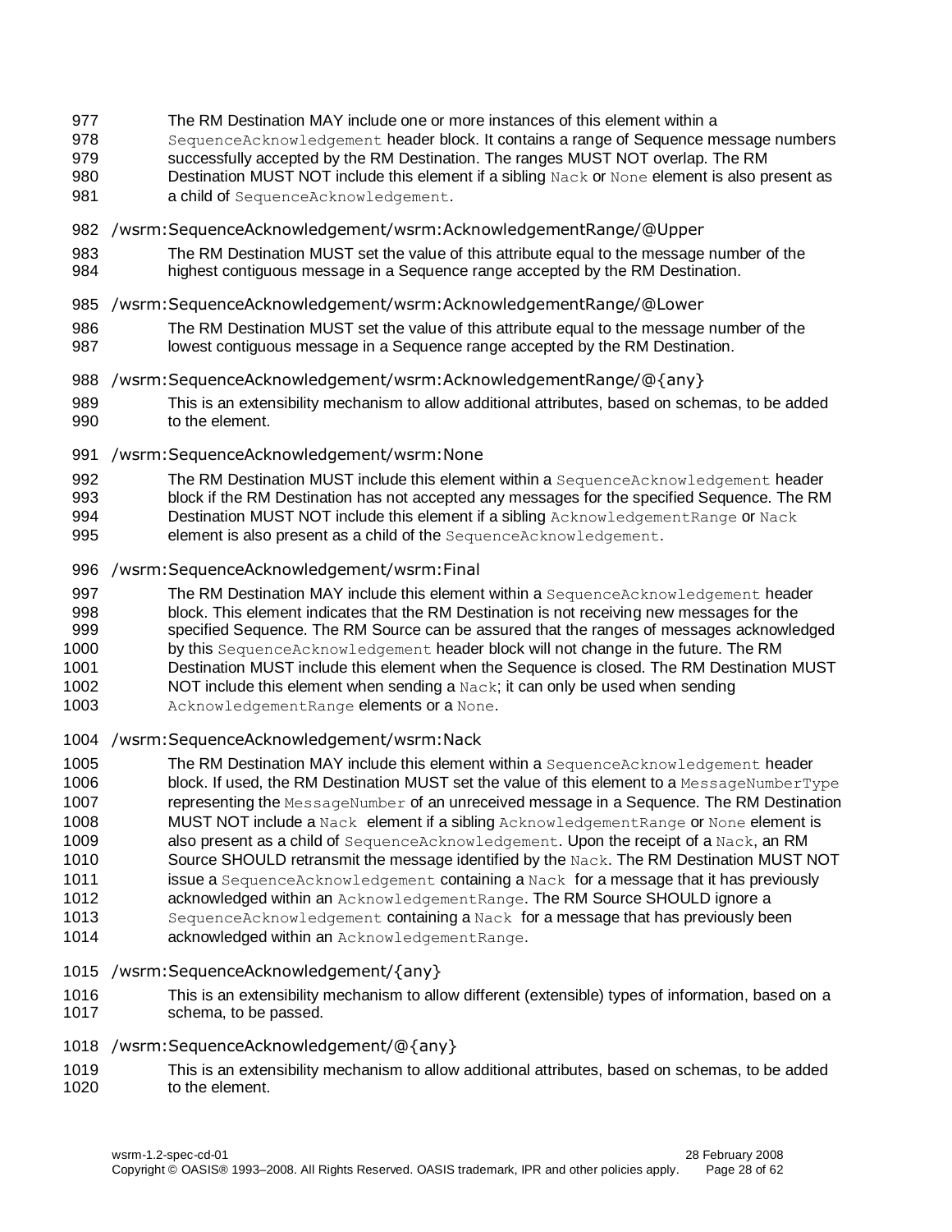The RM Destination MAY include one or more instances of this element within a `SequenceAcknowledgement` header block. It contains a range of Sequence message numbers successfully accepted by the RM Destination. The ranges MUST NOT overlap. The RM Destination MUST NOT include this element if a sibling `Nack` or `None` element is also present as a child of `SequenceAcknowledgement`.

/wsrm:SequenceAcknowledgement/wsrm:AcknowledgementRange/@Upper

The RM Destination MUST set the value of this attribute equal to the message number of the highest contiguous message in a Sequence range accepted by the RM Destination.

/wsrm:SequenceAcknowledgement/wsrm:AcknowledgementRange/@Lower

The RM Destination MUST set the value of this attribute equal to the message number of the lowest contiguous message in a Sequence range accepted by the RM Destination.

/wsrm:SequenceAcknowledgement/wsrm:AcknowledgementRange/@{any}

This is an extensibility mechanism to allow additional attributes, based on schemas, to be added to the element.

/wsrm:SequenceAcknowledgement/wsrm:None

The RM Destination MUST include this element within a `SequenceAcknowledgement` header block if the RM Destination has not accepted any messages for the specified Sequence. The RM Destination MUST NOT include this element if a sibling `AcknowledgementRange` or `Nack` element is also present as a child of the `SequenceAcknowledgement`.

/wsrm:SequenceAcknowledgement/wsrm:Final

The RM Destination MAY include this element within a `SequenceAcknowledgement` header block. This element indicates that the RM Destination is not receiving new messages for the specified Sequence. The RM Source can be assured that the ranges of messages acknowledged by this `SequenceAcknowledgement` header block will not change in the future. The RM Destination MUST include this element when the Sequence is closed. The RM Destination MUST NOT include this element when sending a `Nack`; it can only be used when sending `AcknowledgementRange` elements or a `None`.

/wsrm:SequenceAcknowledgement/wsrm:Nack

The RM Destination MAY include this element within a `SequenceAcknowledgement` header block. If used, the RM Destination MUST set the value of this element to a `MessageNumberType` representing the `MessageNumber` of an unreceived message in a Sequence. The RM Destination MUST NOT include a `Nack` element if a sibling `AcknowledgementRange` or `None` element is also present as a child of `SequenceAcknowledgement`. Upon the receipt of a `Nack`, an RM Source SHOULD retransmit the message identified by the `Nack`. The RM Destination MUST NOT issue a `SequenceAcknowledgement` containing a `Nack` for a message that it has previously acknowledged within an `AcknowledgementRange`. The RM Source SHOULD ignore a `SequenceAcknowledgement` containing a `Nack` for a message that has previously been acknowledged within an `AcknowledgementRange`.

/wsrm:SequenceAcknowledgement/{any}

This is an extensibility mechanism to allow different (extensible) types of information, based on a schema, to be passed.

/wsrm:SequenceAcknowledgement/@{any}

This is an extensibility mechanism to allow additional attributes, based on schemas, to be added to the element.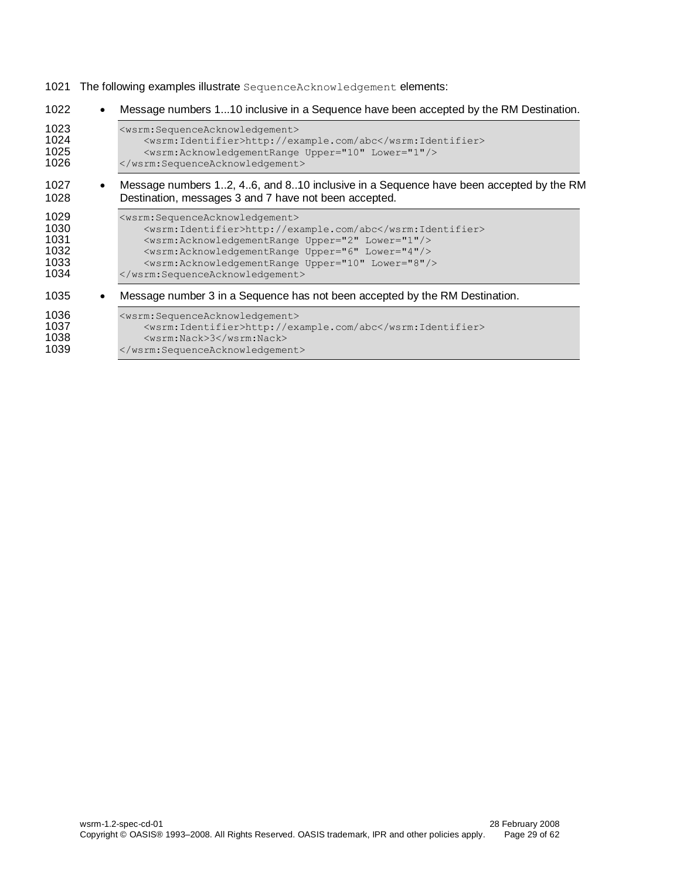The following examples illustrate `SequenceAcknowledgement` elements:

- Message numbers 1...10 inclusive in a Sequence have been accepted by the RM Destination.

```
<wsrm:SequenceAcknowledgement>
    <wsrm:Identifier>http://example.com/abc</wsrm:Identifier>
    <wsrm:AcknowledgementRange Upper="10" Lower="1"/>
</wsrm:SequenceAcknowledgement>
```

- Message numbers 1..2, 4..6, and 8..10 inclusive in a Sequence have been accepted by the RM Destination, messages 3 and 7 have not been accepted.

```
<wsrm:SequenceAcknowledgement>
    <wsrm:Identifier>http://example.com/abc</wsrm:Identifier>
    <wsrm:AcknowledgementRange Upper="2" Lower="1"/>
    <wsrm:AcknowledgementRange Upper="6" Lower="4"/>
    <wsrm:AcknowledgementRange Upper="10" Lower="8"/>
</wsrm:SequenceAcknowledgement>
```

- Message number 3 in a Sequence has not been accepted by the RM Destination.

```
<wsrm:SequenceAcknowledgement>
    <wsrm:Identifier>http://example.com/abc</wsrm:Identifier>
    <wsrm:Nack>3</wsrm:Nack>
</wsrm:SequenceAcknowledgement>
```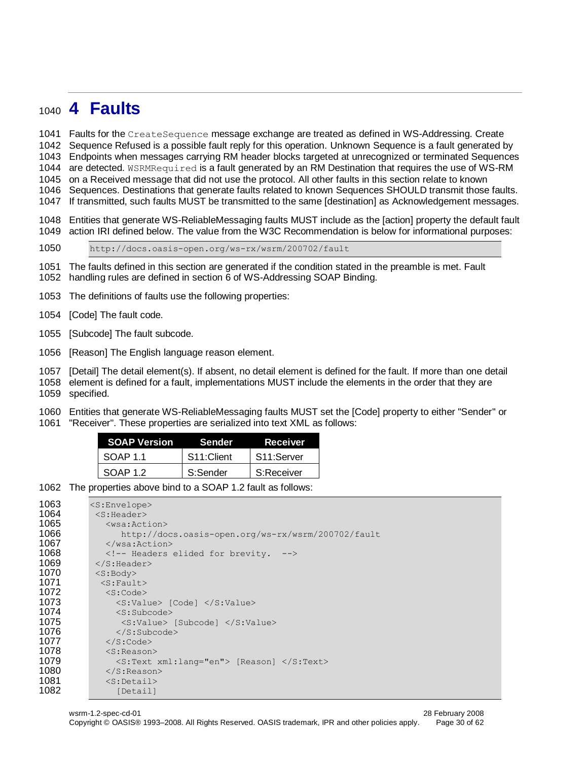# 4 Faults

Faults for the `CreateSequence` message exchange are treated as defined in WS-Addressing. Create Sequence Refused is a possible fault reply for this operation. Unknown Sequence is a fault generated by Endpoints when messages carrying RM header blocks targeted at unrecognized or terminated Sequences are detected. `WSRMRequired` is a fault generated by an RM Destination that requires the use of WS-RM on a Received message that did not use the protocol. All other faults in this section relate to known Sequences. Destinations that generate faults related to known Sequences SHOULD transmit those faults. If transmitted, such faults MUST be transmitted to the same [destination] as Acknowledgement messages.

Entities that generate WS-ReliableMessaging faults MUST include as the [action] property the default fault action IRI defined below. The value from the W3C Recommendation is below for informational purposes:

```
http://docs.oasis-open.org/ws-rx/wsrm/200702/fault
```

The faults defined in this section are generated if the condition stated in the preamble is met. Fault handling rules are defined in section 6 of WS-Addressing SOAP Binding.

The definitions of faults use the following properties:

[Code] The fault code.

[Subcode] The fault subcode.

[Reason] The English language reason element.

[Detail] The detail element(s). If absent, no detail element is defined for the fault. If more than one detail element is defined for a fault, implementations MUST include the elements in the order that they are specified.

Entities that generate WS-ReliableMessaging faults MUST set the [Code] property to either "Sender" or "Receiver". These properties are serialized into text XML as follows:

| SOAP Version | Sender | Receiver |
|---|---|---|
| SOAP 1.1 | S11:Client | S11:Server |
| SOAP 1.2 | S:Sender | S:Receiver |

The properties above bind to a SOAP 1.2 fault as follows:

```
<S:Envelope>
 <S:Header>
   <wsa:Action>
      http://docs.oasis-open.org/ws-rx/wsrm/200702/fault
   </wsa:Action>
   <!-- Headers elided for brevity.  -->
 </S:Header>
 <S:Body>
  <S:Fault>
   <S:Code>
     <S:Value> [Code] </S:Value>
     <S:Subcode>
      <S:Value> [Subcode] </S:Value>
     </S:Subcode>
   </S:Code>
   <S:Reason>
     <S:Text xml:lang="en"> [Reason] </S:Text>
   </S:Reason>
   <S:Detail>
     [Detail]
```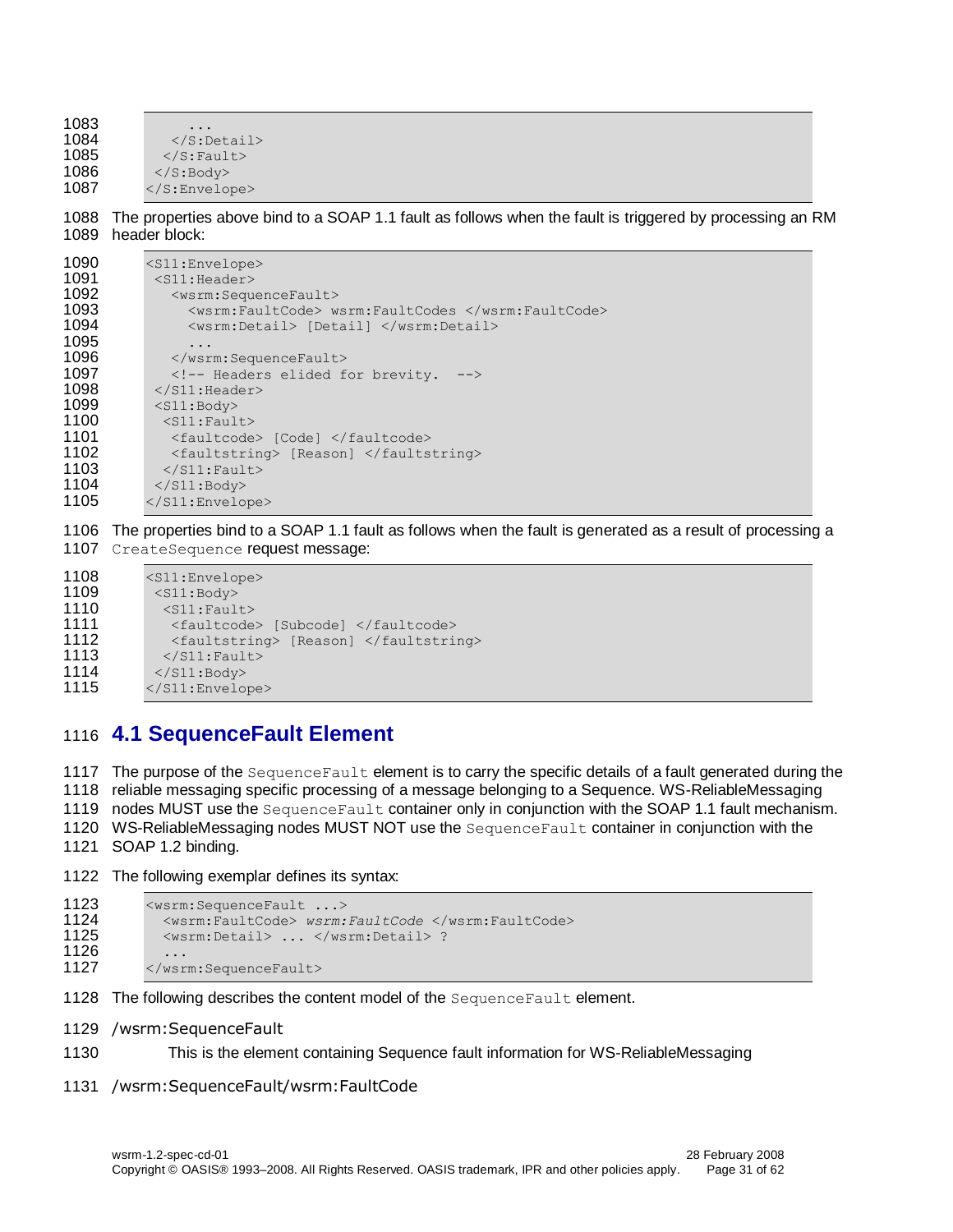```
    ...
  </S:Detail>
 </S:Fault>
 </S:Body>
</S:Envelope>
```

The properties above bind to a SOAP 1.1 fault as follows when the fault is triggered by processing an RM header block:

```
<S11:Envelope>
 <S11:Header>
   <wsrm:SequenceFault>
     <wsrm:FaultCode> wsrm:FaultCodes </wsrm:FaultCode>
     <wsrm:Detail> [Detail] </wsrm:Detail>
     ...
   </wsrm:SequenceFault>
   <!-- Headers elided for brevity.  -->
 </S11:Header>
 <S11:Body>
  <S11:Fault>
   <faultcode> [Code] </faultcode>
   <faultstring> [Reason] </faultstring>
  </S11:Fault>
 </S11:Body>
</S11:Envelope>
```

The properties bind to a SOAP 1.1 fault as follows when the fault is generated as a result of processing a `CreateSequence` request message:

```
<S11:Envelope>
 <S11:Body>
  <S11:Fault>
   <faultcode> [Subcode] </faultcode>
   <faultstring> [Reason] </faultstring>
  </S11:Fault>
 </S11:Body>
</S11:Envelope>
```

## 4.1 SequenceFault Element

The purpose of the `SequenceFault` element is to carry the specific details of a fault generated during the reliable messaging specific processing of a message belonging to a Sequence. WS-ReliableMessaging nodes MUST use the `SequenceFault` container only in conjunction with the SOAP 1.1 fault mechanism. WS-ReliableMessaging nodes MUST NOT use the `SequenceFault` container in conjunction with the SOAP 1.2 binding.

The following exemplar defines its syntax:

```
<wsrm:SequenceFault ...>
  <wsrm:FaultCode> wsrm:FaultCode </wsrm:FaultCode>
  <wsrm:Detail> ... </wsrm:Detail> ?
  ...
</wsrm:SequenceFault>
```

The following describes the content model of the `SequenceFault` element.

/wsrm:SequenceFault

This is the element containing Sequence fault information for WS-ReliableMessaging

/wsrm:SequenceFault/wsrm:FaultCode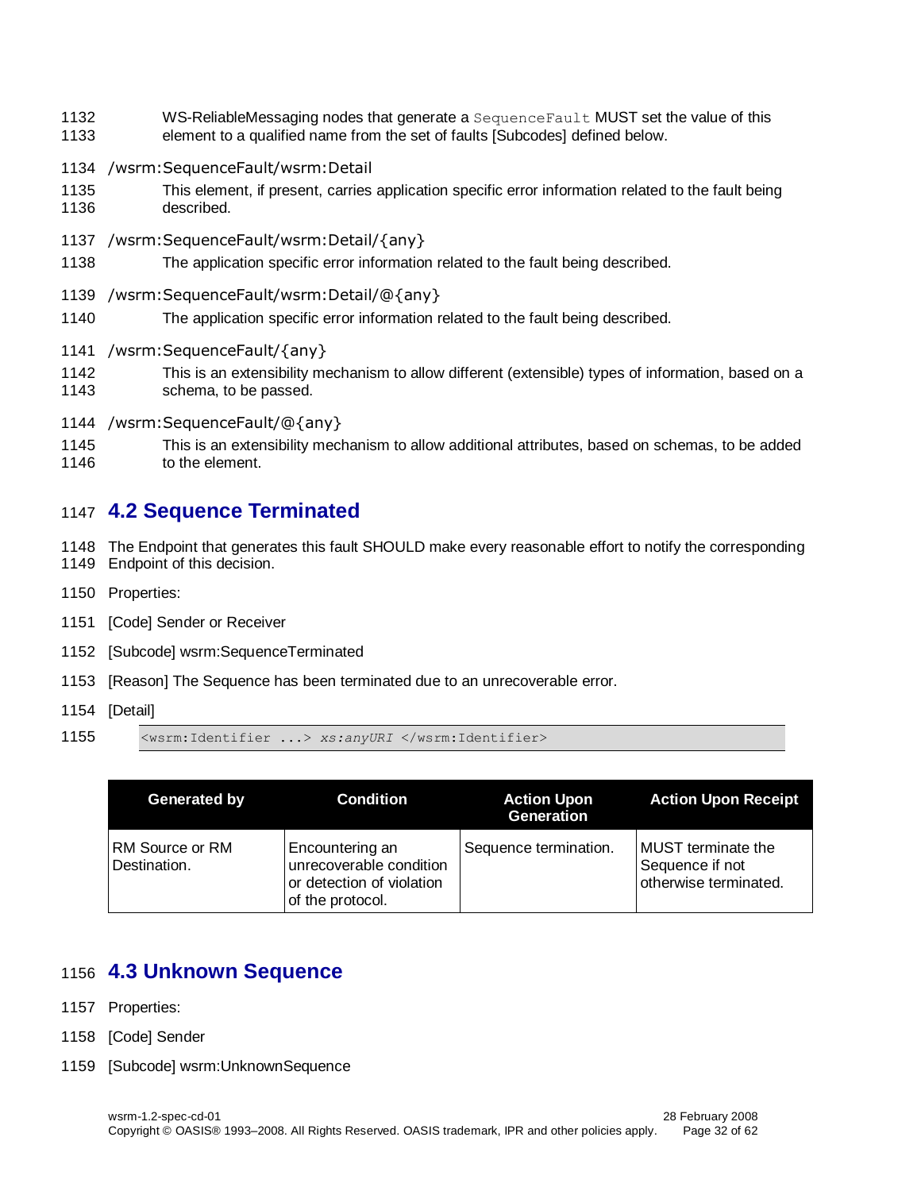WS-ReliableMessaging nodes that generate a `SequenceFault` MUST set the value of this element to a qualified name from the set of faults [Subcodes] defined below.

/wsrm:SequenceFault/wsrm:Detail

This element, if present, carries application specific error information related to the fault being described.

/wsrm:SequenceFault/wsrm:Detail/{any}

The application specific error information related to the fault being described.

/wsrm:SequenceFault/wsrm:Detail/@{any}

The application specific error information related to the fault being described.

/wsrm:SequenceFault/{any}

This is an extensibility mechanism to allow different (extensible) types of information, based on a schema, to be passed.

/wsrm:SequenceFault/@{any}

This is an extensibility mechanism to allow additional attributes, based on schemas, to be added to the element.

## 4.2 Sequence Terminated

The Endpoint that generates this fault SHOULD make every reasonable effort to notify the corresponding Endpoint of this decision.

Properties:

[Code] Sender or Receiver

[Subcode] wsrm:SequenceTerminated

[Reason] The Sequence has been terminated due to an unrecoverable error.

[Detail]

```
<wsrm:Identifier ...> xs:anyURI </wsrm:Identifier>
```

| Generated by | Condition | Action Upon Generation | Action Upon Receipt |
| --- | --- | --- | --- |
| RM Source or RM Destination. | Encountering an unrecoverable condition or detection of violation of the protocol. | Sequence termination. | MUST terminate the Sequence if not otherwise terminated. |

## 4.3 Unknown Sequence

Properties:

[Code] Sender

[Subcode] wsrm:UnknownSequence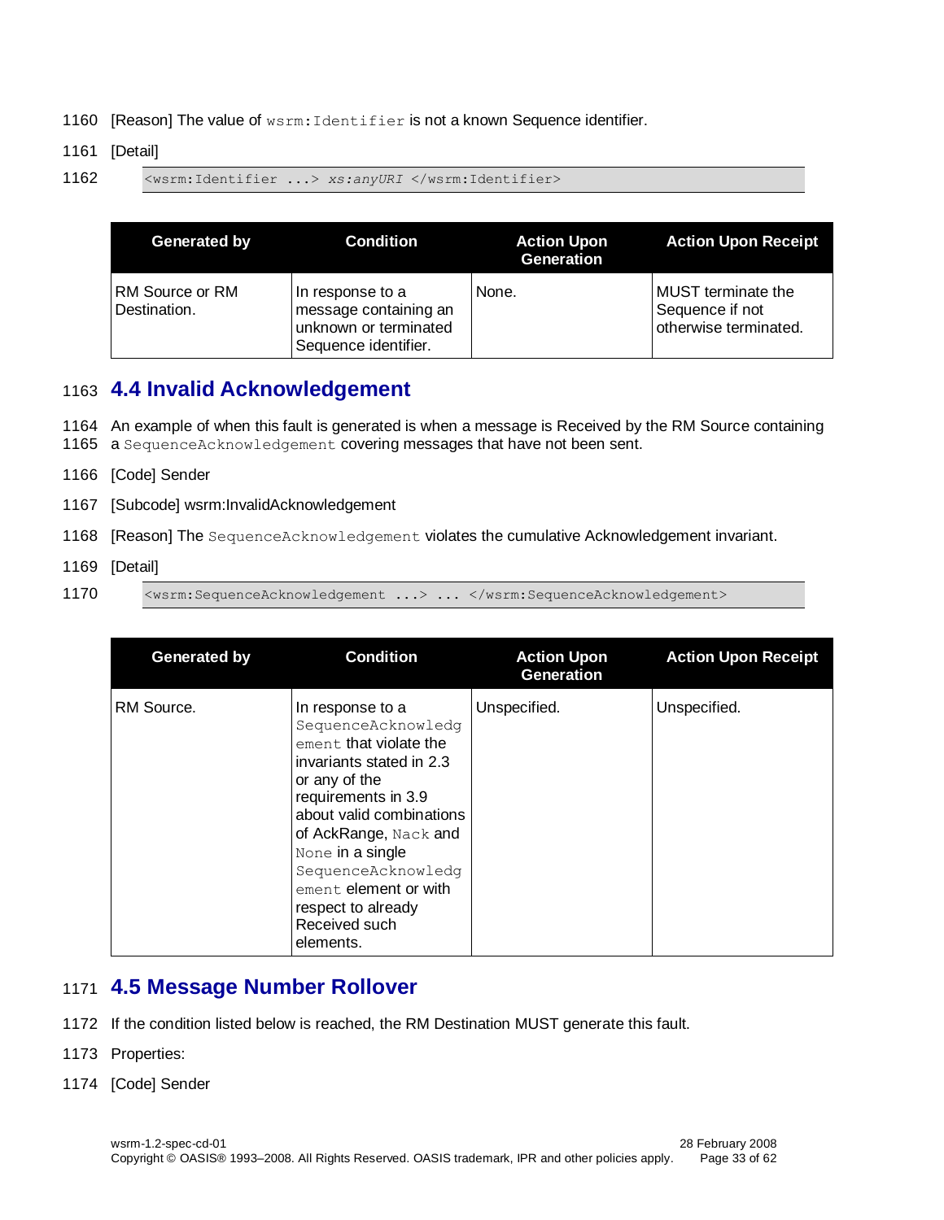[Reason] The value of `wsrm:Identifier` is not a known Sequence identifier.

[Detail]

```
<wsrm:Identifier ...> xs:anyURI </wsrm:Identifier>
```

| Generated by | Condition | Action Upon Generation | Action Upon Receipt |
|---|---|---|---|
| RM Source or RM Destination. | In response to a message containing an unknown or terminated Sequence identifier. | None. | MUST terminate the Sequence if not otherwise terminated. |

## 4.4 Invalid Acknowledgement

An example of when this fault is generated is when a message is Received by the RM Source containing a `SequenceAcknowledgement` covering messages that have not been sent.

[Code] Sender

[Subcode] wsrm:InvalidAcknowledgement

[Reason] The `SequenceAcknowledgement` violates the cumulative Acknowledgement invariant.

[Detail]

```
<wsrm:SequenceAcknowledgement ...> ... </wsrm:SequenceAcknowledgement>
```

| Generated by | Condition | Action Upon Generation | Action Upon Receipt |
|---|---|---|---|
| RM Source. | In response to a `SequenceAcknowledgement` that violate the invariants stated in 2.3 or any of the requirements in 3.9 about valid combinations of AckRange, `Nack` and `None` in a single `SequenceAcknowledgement` element or with respect to already Received such elements. | Unspecified. | Unspecified. |

## 4.5 Message Number Rollover

If the condition listed below is reached, the RM Destination MUST generate this fault.

Properties:

[Code] Sender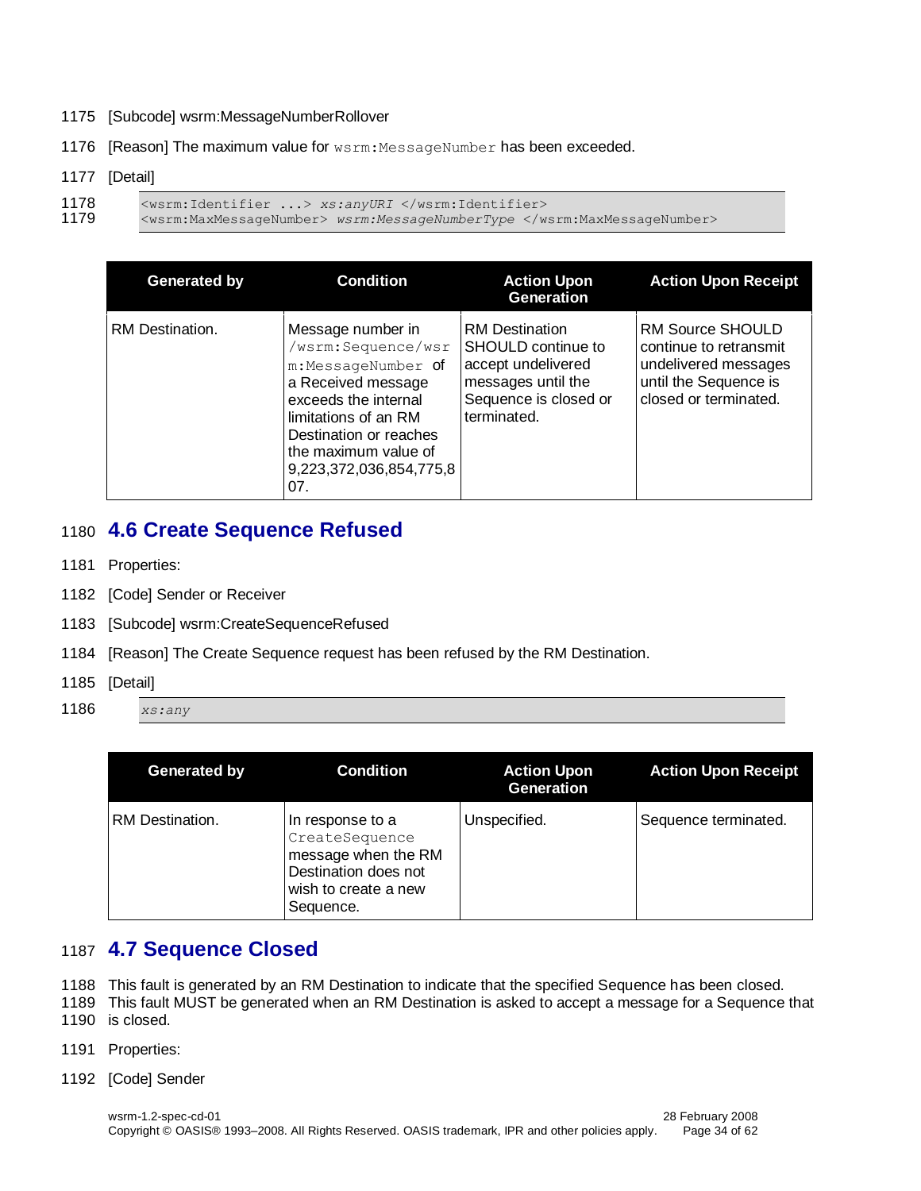[Subcode] wsrm:MessageNumberRollover

[Reason] The maximum value for `wsrm:MessageNumber` has been exceeded.

[Detail]

```
<wsrm:Identifier ...> xs:anyURI </wsrm:Identifier>
<wsrm:MaxMessageNumber> wsrm:MessageNumberType </wsrm:MaxMessageNumber>
```

| Generated by | Condition | Action Upon Generation | Action Upon Receipt |
|---|---|---|---|
| RM Destination. | Message number in `/wsrm:Sequence/wsrm:MessageNumber` of a Received message exceeds the internal limitations of an RM Destination or reaches the maximum value of 9,223,372,036,854,775,807. | RM Destination SHOULD continue to accept undelivered messages until the Sequence is closed or terminated. | RM Source SHOULD continue to retransmit undelivered messages until the Sequence is closed or terminated. |

## 4.6 Create Sequence Refused

Properties:

[Code] Sender or Receiver

[Subcode] wsrm:CreateSequenceRefused

[Reason] The Create Sequence request has been refused by the RM Destination.

[Detail]

```
xs:any
```

| Generated by | Condition | Action Upon Generation | Action Upon Receipt |
|---|---|---|---|
| RM Destination. | In response to a `CreateSequence` message when the RM Destination does not wish to create a new Sequence. | Unspecified. | Sequence terminated. |

## 4.7 Sequence Closed

This fault is generated by an RM Destination to indicate that the specified Sequence has been closed. This fault MUST be generated when an RM Destination is asked to accept a message for a Sequence that is closed.

Properties:

[Code] Sender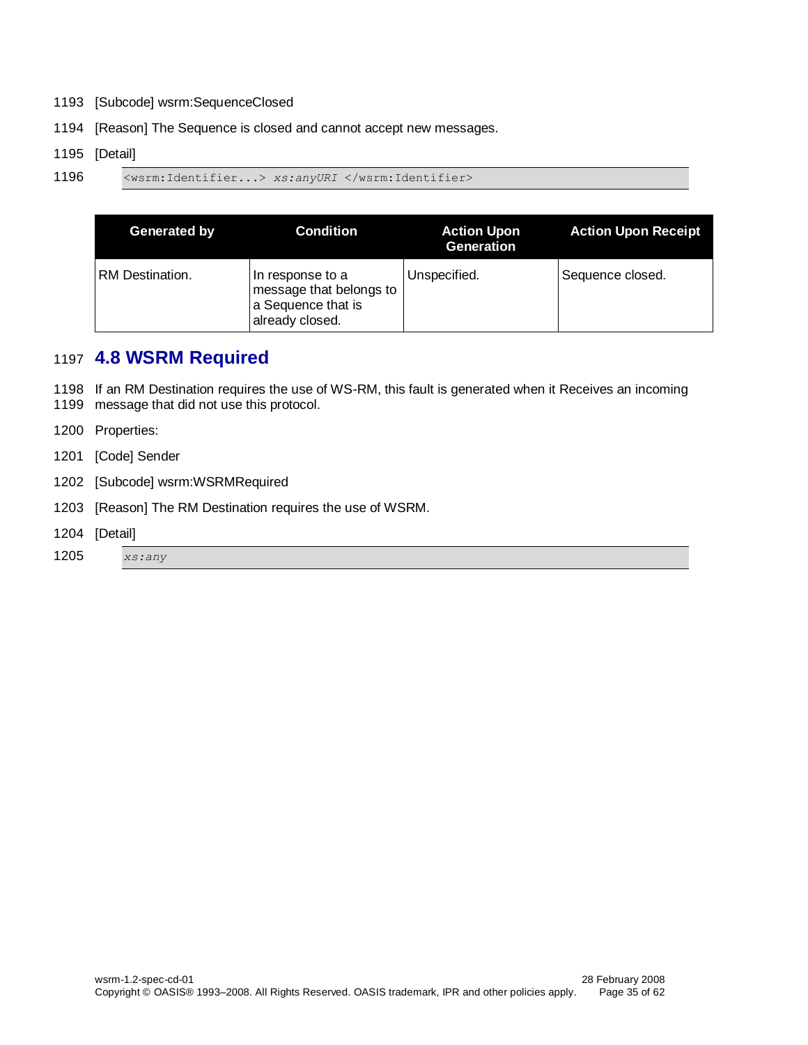[Subcode] wsrm:SequenceClosed

[Reason] The Sequence is closed and cannot accept new messages.

[Detail]

```
<wsrm:Identifier...> xs:anyURI </wsrm:Identifier>
```

| Generated by | Condition | Action Upon Generation | Action Upon Receipt |
|---|---|---|---|
| RM Destination. | In response to a message that belongs to a Sequence that is already closed. | Unspecified. | Sequence closed. |

## 4.8 WSRM Required

If an RM Destination requires the use of WS-RM, this fault is generated when it Receives an incoming message that did not use this protocol.

Properties:

[Code] Sender

[Subcode] wsrm:WSRMRequired

[Reason] The RM Destination requires the use of WSRM.

[Detail]

```
xs:any
```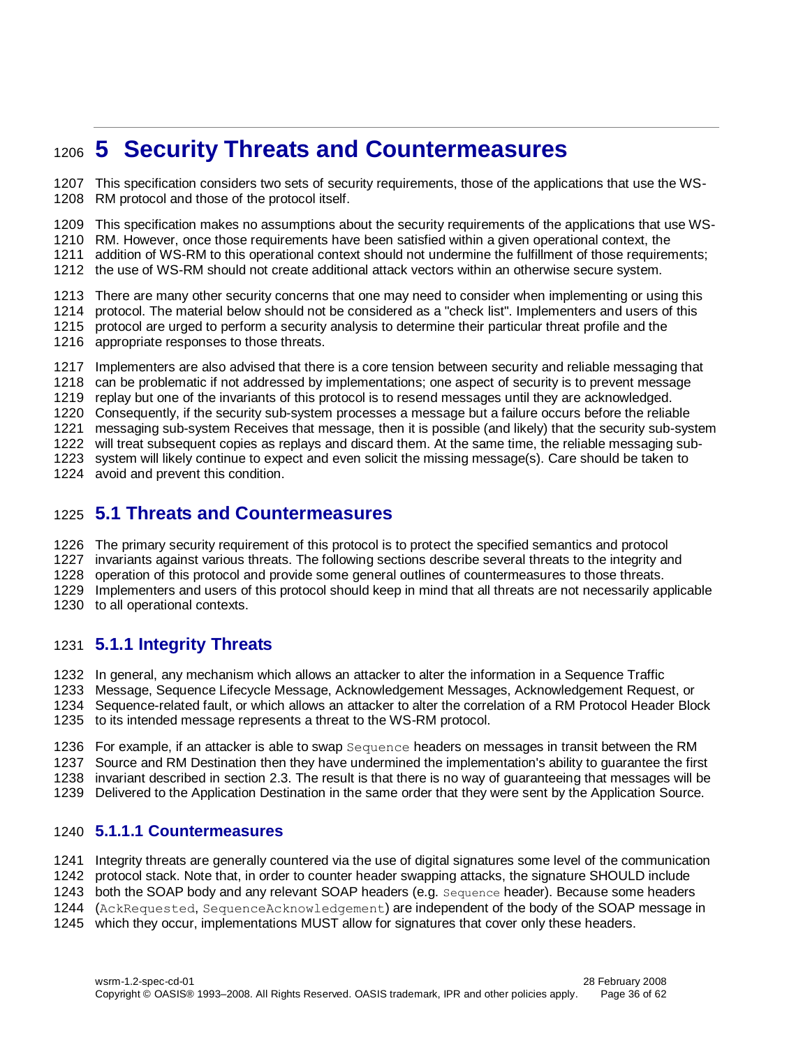# 5 Security Threats and Countermeasures

This specification considers two sets of security requirements, those of the applications that use the WS-RM protocol and those of the protocol itself.

This specification makes no assumptions about the security requirements of the applications that use WS-RM. However, once those requirements have been satisfied within a given operational context, the addition of WS-RM to this operational context should not undermine the fulfillment of those requirements; the use of WS-RM should not create additional attack vectors within an otherwise secure system.

There are many other security concerns that one may need to consider when implementing or using this protocol. The material below should not be considered as a "check list". Implementers and users of this protocol are urged to perform a security analysis to determine their particular threat profile and the appropriate responses to those threats.

Implementers are also advised that there is a core tension between security and reliable messaging that can be problematic if not addressed by implementations; one aspect of security is to prevent message replay but one of the invariants of this protocol is to resend messages until they are acknowledged. Consequently, if the security sub-system processes a message but a failure occurs before the reliable messaging sub-system Receives that message, then it is possible (and likely) that the security sub-system will treat subsequent copies as replays and discard them. At the same time, the reliable messaging sub-system will likely continue to expect and even solicit the missing message(s). Care should be taken to avoid and prevent this condition.

## 5.1 Threats and Countermeasures

The primary security requirement of this protocol is to protect the specified semantics and protocol invariants against various threats. The following sections describe several threats to the integrity and operation of this protocol and provide some general outlines of countermeasures to those threats. Implementers and users of this protocol should keep in mind that all threats are not necessarily applicable to all operational contexts.

### 5.1.1 Integrity Threats

In general, any mechanism which allows an attacker to alter the information in a Sequence Traffic Message, Sequence Lifecycle Message, Acknowledgement Messages, Acknowledgement Request, or Sequence-related fault, or which allows an attacker to alter the correlation of a RM Protocol Header Block to its intended message represents a threat to the WS-RM protocol.

For example, if an attacker is able to swap `Sequence` headers on messages in transit between the RM Source and RM Destination then they have undermined the implementation's ability to guarantee the first invariant described in section 2.3. The result is that there is no way of guaranteeing that messages will be Delivered to the Application Destination in the same order that they were sent by the Application Source.

#### 5.1.1.1 Countermeasures

Integrity threats are generally countered via the use of digital signatures some level of the communication protocol stack. Note that, in order to counter header swapping attacks, the signature SHOULD include both the SOAP body and any relevant SOAP headers (e.g. `Sequence` header). Because some headers (`AckRequested`, `SequenceAcknowledgement`) are independent of the body of the SOAP message in which they occur, implementations MUST allow for signatures that cover only these headers.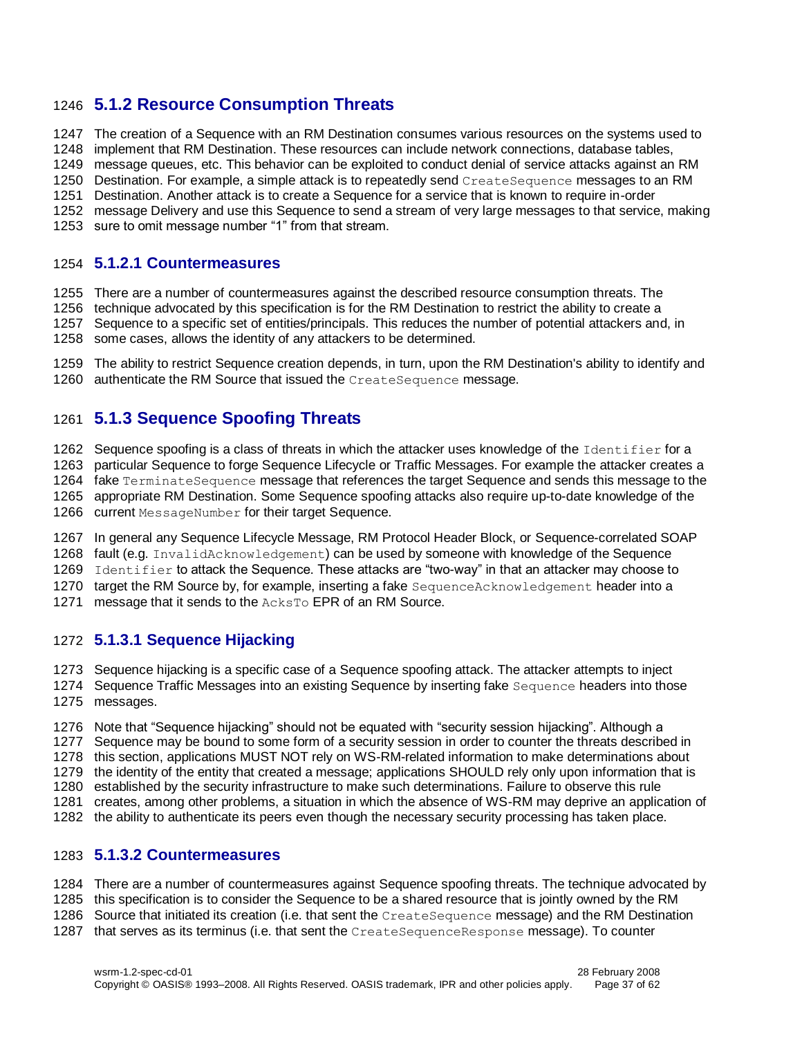### 5.1.2 Resource Consumption Threats

The creation of a Sequence with an RM Destination consumes various resources on the systems used to implement that RM Destination. These resources can include network connections, database tables, message queues, etc. This behavior can be exploited to conduct denial of service attacks against an RM Destination. For example, a simple attack is to repeatedly send `CreateSequence` messages to an RM Destination. Another attack is to create a Sequence for a service that is known to require in-order message Delivery and use this Sequence to send a stream of very large messages to that service, making sure to omit message number "1" from that stream.

#### 5.1.2.1 Countermeasures

There are a number of countermeasures against the described resource consumption threats. The technique advocated by this specification is for the RM Destination to restrict the ability to create a Sequence to a specific set of entities/principals. This reduces the number of potential attackers and, in some cases, allows the identity of any attackers to be determined.

The ability to restrict Sequence creation depends, in turn, upon the RM Destination's ability to identify and authenticate the RM Source that issued the `CreateSequence` message.

### 5.1.3 Sequence Spoofing Threats

Sequence spoofing is a class of threats in which the attacker uses knowledge of the `Identifier` for a particular Sequence to forge Sequence Lifecycle or Traffic Messages. For example the attacker creates a fake `TerminateSequence` message that references the target Sequence and sends this message to the appropriate RM Destination. Some Sequence spoofing attacks also require up-to-date knowledge of the current `MessageNumber` for their target Sequence.

In general any Sequence Lifecycle Message, RM Protocol Header Block, or Sequence-correlated SOAP fault (e.g. `InvalidAcknowledgement`) can be used by someone with knowledge of the Sequence `Identifier` to attack the Sequence. These attacks are "two-way" in that an attacker may choose to target the RM Source by, for example, inserting a fake `SequenceAcknowledgement` header into a message that it sends to the `AcksTo` EPR of an RM Source.

#### 5.1.3.1 Sequence Hijacking

Sequence hijacking is a specific case of a Sequence spoofing attack. The attacker attempts to inject Sequence Traffic Messages into an existing Sequence by inserting fake `Sequence` headers into those messages.

Note that "Sequence hijacking" should not be equated with "security session hijacking". Although a Sequence may be bound to some form of a security session in order to counter the threats described in this section, applications MUST NOT rely on WS-RM-related information to make determinations about the identity of the entity that created a message; applications SHOULD rely only upon information that is established by the security infrastructure to make such determinations. Failure to observe this rule creates, among other problems, a situation in which the absence of WS-RM may deprive an application of the ability to authenticate its peers even though the necessary security processing has taken place.

#### 5.1.3.2 Countermeasures

There are a number of countermeasures against Sequence spoofing threats. The technique advocated by this specification is to consider the Sequence to be a shared resource that is jointly owned by the RM Source that initiated its creation (i.e. that sent the `CreateSequence` message) and the RM Destination that serves as its terminus (i.e. that sent the `CreateSequenceResponse` message). To counter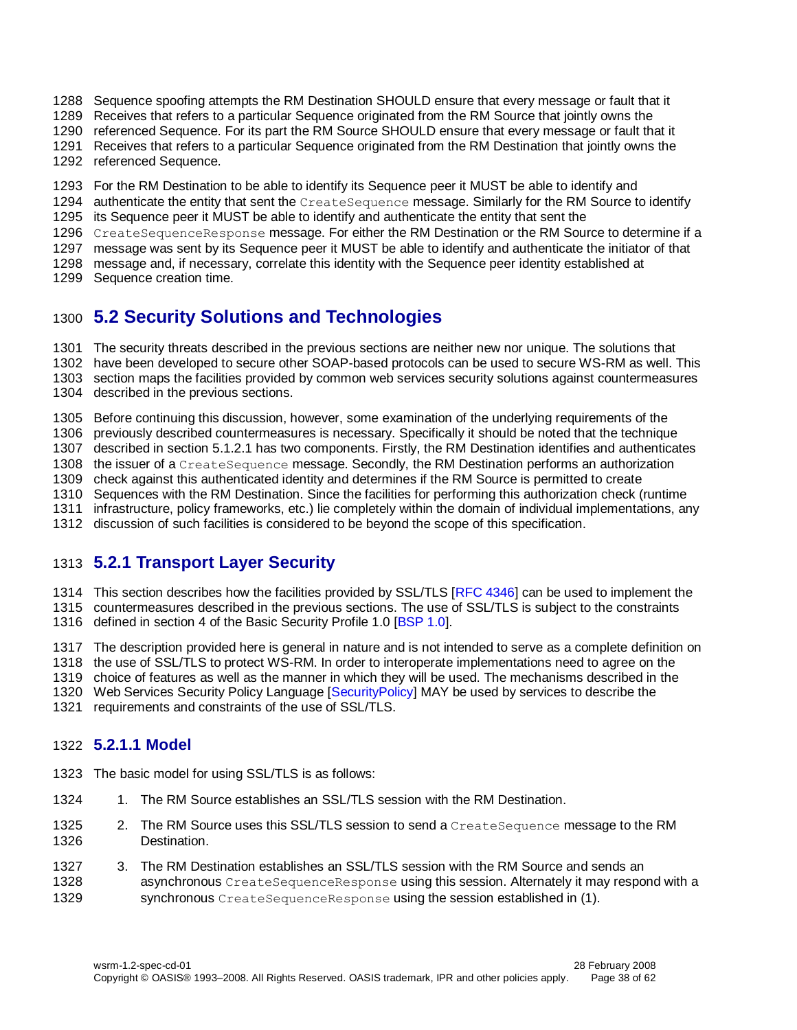Sequence spoofing attempts the RM Destination SHOULD ensure that every message or fault that it Receives that refers to a particular Sequence originated from the RM Source that jointly owns the referenced Sequence. For its part the RM Source SHOULD ensure that every message or fault that it Receives that refers to a particular Sequence originated from the RM Destination that jointly owns the referenced Sequence.

For the RM Destination to be able to identify its Sequence peer it MUST be able to identify and authenticate the entity that sent the `CreateSequence` message. Similarly for the RM Source to identify its Sequence peer it MUST be able to identify and authenticate the entity that sent the `CreateSequenceResponse` message. For either the RM Destination or the RM Source to determine if a message was sent by its Sequence peer it MUST be able to identify and authenticate the initiator of that message and, if necessary, correlate this identity with the Sequence peer identity established at Sequence creation time.

## 5.2 Security Solutions and Technologies

The security threats described in the previous sections are neither new nor unique. The solutions that have been developed to secure other SOAP-based protocols can be used to secure WS-RM as well. This section maps the facilities provided by common web services security solutions against countermeasures described in the previous sections.

Before continuing this discussion, however, some examination of the underlying requirements of the previously described countermeasures is necessary. Specifically it should be noted that the technique described in section 5.1.2.1 has two components. Firstly, the RM Destination identifies and authenticates the issuer of a `CreateSequence` message. Secondly, the RM Destination performs an authorization check against this authenticated identity and determines if the RM Source is permitted to create Sequences with the RM Destination. Since the facilities for performing this authorization check (runtime infrastructure, policy frameworks, etc.) lie completely within the domain of individual implementations, any discussion of such facilities is considered to be beyond the scope of this specification.

### 5.2.1 Transport Layer Security

This section describes how the facilities provided by SSL/TLS [RFC 4346] can be used to implement the countermeasures described in the previous sections. The use of SSL/TLS is subject to the constraints defined in section 4 of the Basic Security Profile 1.0 [BSP 1.0].

The description provided here is general in nature and is not intended to serve as a complete definition on the use of SSL/TLS to protect WS-RM. In order to interoperate implementations need to agree on the choice of features as well as the manner in which they will be used. The mechanisms described in the Web Services Security Policy Language [SecurityPolicy] MAY be used by services to describe the requirements and constraints of the use of SSL/TLS.

#### 5.2.1.1 Model

The basic model for using SSL/TLS is as follows:

1. The RM Source establishes an SSL/TLS session with the RM Destination.
2. The RM Source uses this SSL/TLS session to send a `CreateSequence` message to the RM Destination.
3. The RM Destination establishes an SSL/TLS session with the RM Source and sends an asynchronous `CreateSequenceResponse` using this session. Alternately it may respond with a synchronous `CreateSequenceResponse` using the session established in (1).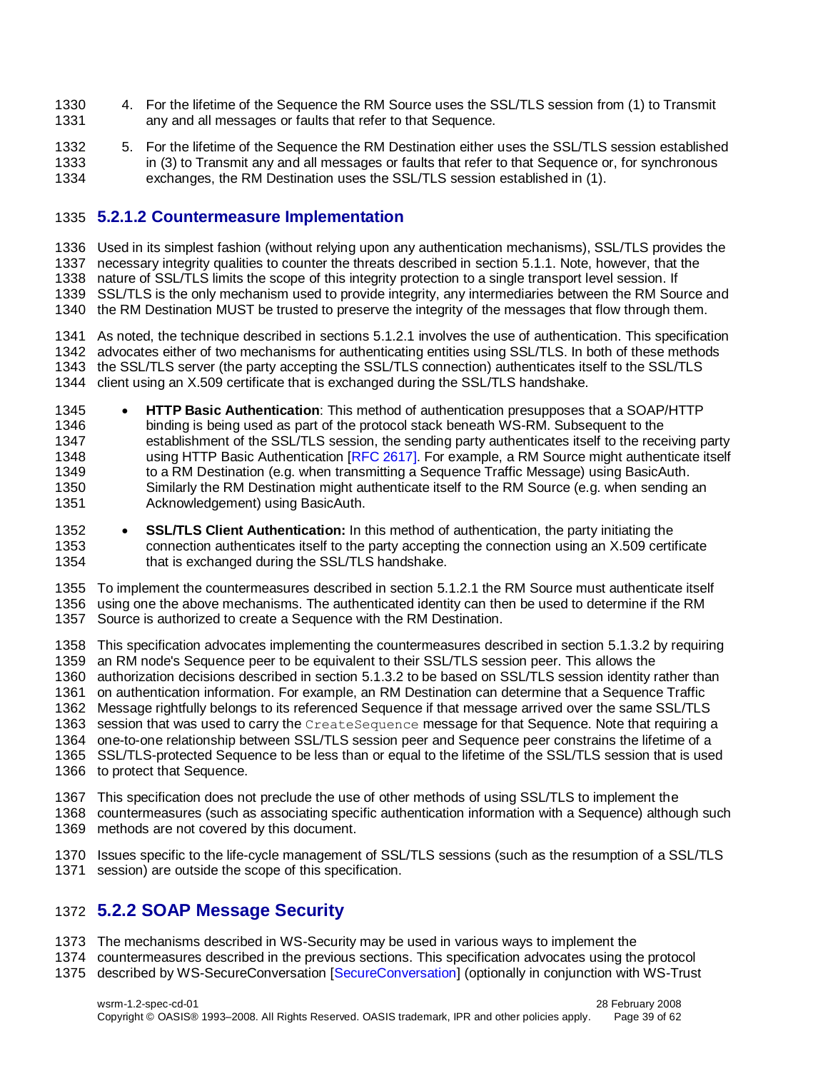4. For the lifetime of the Sequence the RM Source uses the SSL/TLS session from (1) to Transmit any and all messages or faults that refer to that Sequence.
5. For the lifetime of the Sequence the RM Destination either uses the SSL/TLS session established in (3) to Transmit any and all messages or faults that refer to that Sequence or, for synchronous exchanges, the RM Destination uses the SSL/TLS session established in (1).

#### 5.2.1.2 Countermeasure Implementation

Used in its simplest fashion (without relying upon any authentication mechanisms), SSL/TLS provides the necessary integrity qualities to counter the threats described in section 5.1.1. Note, however, that the nature of SSL/TLS limits the scope of this integrity protection to a single transport level session. If SSL/TLS is the only mechanism used to provide integrity, any intermediaries between the RM Source and the RM Destination MUST be trusted to preserve the integrity of the messages that flow through them.

As noted, the technique described in sections 5.1.2.1 involves the use of authentication. This specification advocates either of two mechanisms for authenticating entities using SSL/TLS. In both of these methods the SSL/TLS server (the party accepting the SSL/TLS connection) authenticates itself to the SSL/TLS client using an X.509 certificate that is exchanged during the SSL/TLS handshake.

- **HTTP Basic Authentication**: This method of authentication presupposes that a SOAP/HTTP binding is being used as part of the protocol stack beneath WS-RM. Subsequent to the establishment of the SSL/TLS session, the sending party authenticates itself to the receiving party using HTTP Basic Authentication [RFC 2617]. For example, a RM Source might authenticate itself to a RM Destination (e.g. when transmitting a Sequence Traffic Message) using BasicAuth. Similarly the RM Destination might authenticate itself to the RM Source (e.g. when sending an Acknowledgement) using BasicAuth.
- **SSL/TLS Client Authentication:** In this method of authentication, the party initiating the connection authenticates itself to the party accepting the connection using an X.509 certificate that is exchanged during the SSL/TLS handshake.

To implement the countermeasures described in section 5.1.2.1 the RM Source must authenticate itself using one the above mechanisms. The authenticated identity can then be used to determine if the RM Source is authorized to create a Sequence with the RM Destination.

This specification advocates implementing the countermeasures described in section 5.1.3.2 by requiring an RM node's Sequence peer to be equivalent to their SSL/TLS session peer. This allows the authorization decisions described in section 5.1.3.2 to be based on SSL/TLS session identity rather than on authentication information. For example, an RM Destination can determine that a Sequence Traffic Message rightfully belongs to its referenced Sequence if that message arrived over the same SSL/TLS session that was used to carry the `CreateSequence` message for that Sequence. Note that requiring a one-to-one relationship between SSL/TLS session peer and Sequence peer constrains the lifetime of a SSL/TLS-protected Sequence to be less than or equal to the lifetime of the SSL/TLS session that is used to protect that Sequence.

This specification does not preclude the use of other methods of using SSL/TLS to implement the countermeasures (such as associating specific authentication information with a Sequence) although such methods are not covered by this document.

Issues specific to the life-cycle management of SSL/TLS sessions (such as the resumption of a SSL/TLS session) are outside the scope of this specification.

### 5.2.2 SOAP Message Security

The mechanisms described in WS-Security may be used in various ways to implement the countermeasures described in the previous sections. This specification advocates using the protocol described by WS-SecureConversation [SecureConversation] (optionally in conjunction with WS-Trust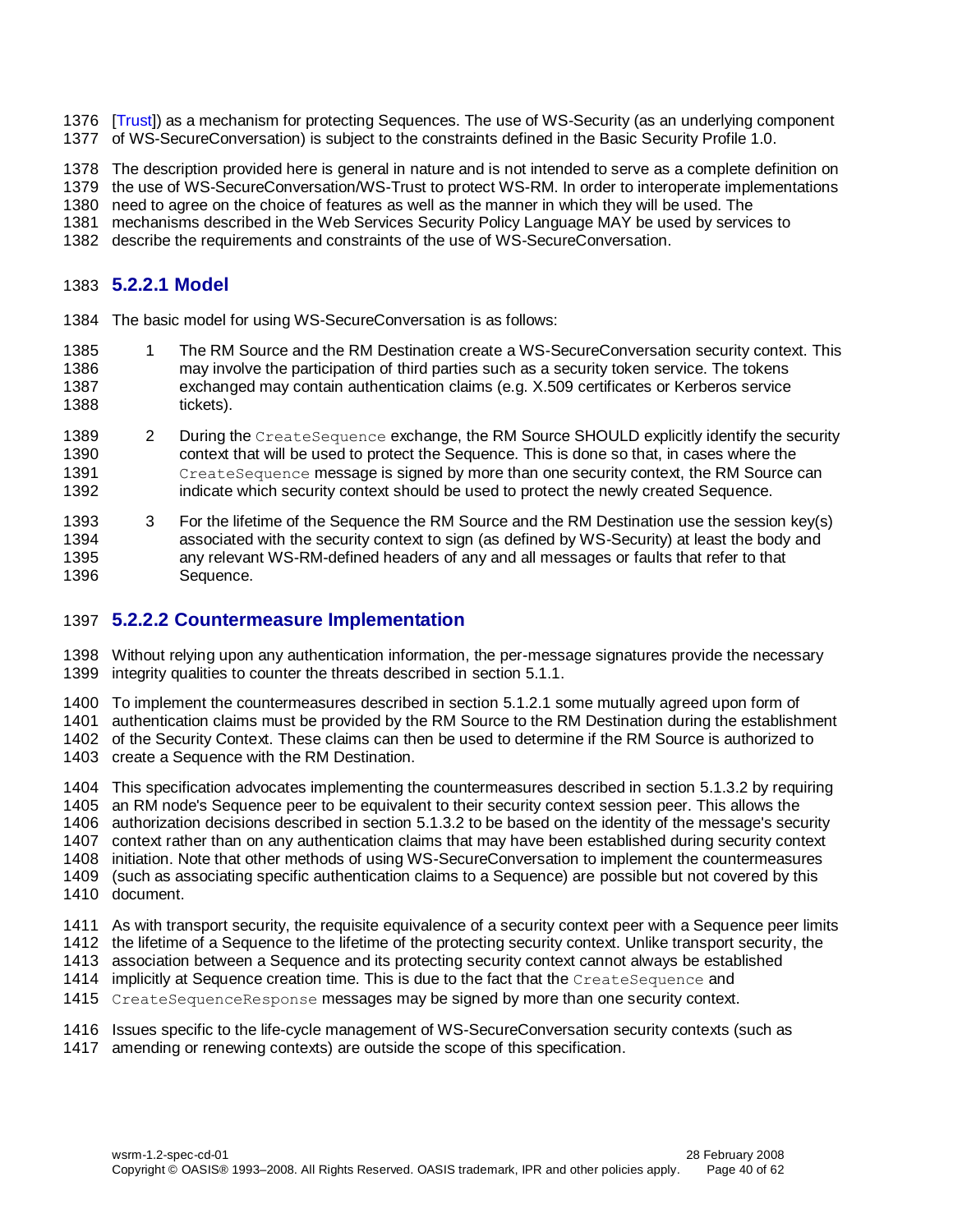[Trust]) as a mechanism for protecting Sequences. The use of WS-Security (as an underlying component of WS-SecureConversation) is subject to the constraints defined in the Basic Security Profile 1.0.

The description provided here is general in nature and is not intended to serve as a complete definition on the use of WS-SecureConversation/WS-Trust to protect WS-RM. In order to interoperate implementations need to agree on the choice of features as well as the manner in which they will be used. The mechanisms described in the Web Services Security Policy Language MAY be used by services to describe the requirements and constraints of the use of WS-SecureConversation.

#### 5.2.2.1 Model

The basic model for using WS-SecureConversation is as follows:

1. The RM Source and the RM Destination create a WS-SecureConversation security context. This may involve the participation of third parties such as a security token service. The tokens exchanged may contain authentication claims (e.g. X.509 certificates or Kerberos service tickets).
2. During the `CreateSequence` exchange, the RM Source SHOULD explicitly identify the security context that will be used to protect the Sequence. This is done so that, in cases where the `CreateSequence` message is signed by more than one security context, the RM Source can indicate which security context should be used to protect the newly created Sequence.
3. For the lifetime of the Sequence the RM Source and the RM Destination use the session key(s) associated with the security context to sign (as defined by WS-Security) at least the body and any relevant WS-RM-defined headers of any and all messages or faults that refer to that Sequence.

#### 5.2.2.2 Countermeasure Implementation

Without relying upon any authentication information, the per-message signatures provide the necessary integrity qualities to counter the threats described in section 5.1.1.

To implement the countermeasures described in section 5.1.2.1 some mutually agreed upon form of authentication claims must be provided by the RM Source to the RM Destination during the establishment of the Security Context. These claims can then be used to determine if the RM Source is authorized to create a Sequence with the RM Destination.

This specification advocates implementing the countermeasures described in section 5.1.3.2 by requiring an RM node's Sequence peer to be equivalent to their security context session peer. This allows the authorization decisions described in section 5.1.3.2 to be based on the identity of the message's security context rather than on any authentication claims that may have been established during security context initiation. Note that other methods of using WS-SecureConversation to implement the countermeasures (such as associating specific authentication claims to a Sequence) are possible but not covered by this document.

As with transport security, the requisite equivalence of a security context peer with a Sequence peer limits the lifetime of a Sequence to the lifetime of the protecting security context. Unlike transport security, the association between a Sequence and its protecting security context cannot always be established implicitly at Sequence creation time. This is due to the fact that the `CreateSequence` and `CreateSequenceResponse` messages may be signed by more than one security context.

Issues specific to the life-cycle management of WS-SecureConversation security contexts (such as amending or renewing contexts) are outside the scope of this specification.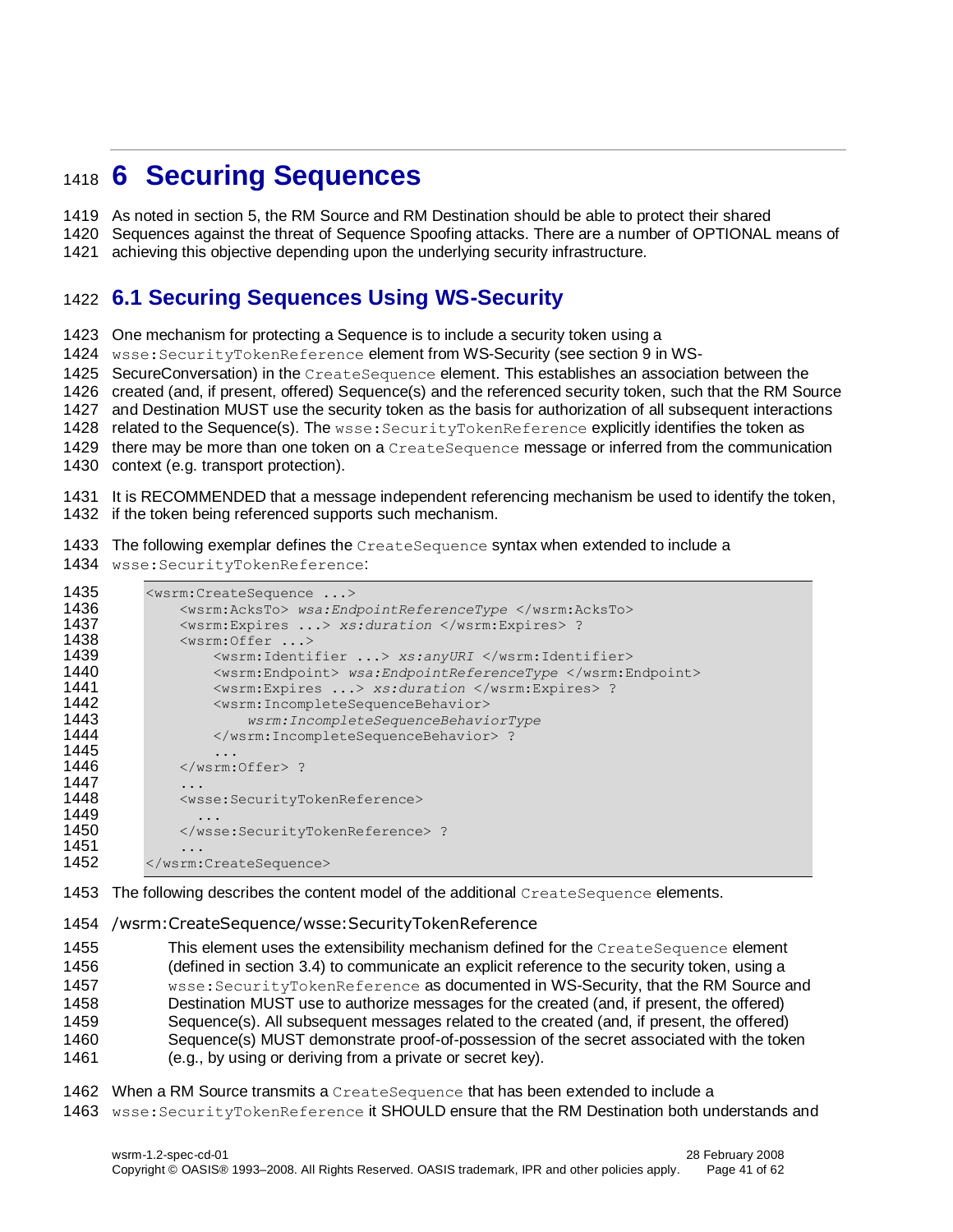# 6 Securing Sequences

As noted in section 5, the RM Source and RM Destination should be able to protect their shared Sequences against the threat of Sequence Spoofing attacks. There are a number of OPTIONAL means of achieving this objective depending upon the underlying security infrastructure.

## 6.1 Securing Sequences Using WS-Security

One mechanism for protecting a Sequence is to include a security token using a `wsse:SecurityTokenReference` element from WS-Security (see section 9 in WS-SecureConversation) in the `CreateSequence` element. This establishes an association between the created (and, if present, offered) Sequence(s) and the referenced security token, such that the RM Source and Destination MUST use the security token as the basis for authorization of all subsequent interactions related to the Sequence(s). The `wsse:SecurityTokenReference` explicitly identifies the token as there may be more than one token on a `CreateSequence` message or inferred from the communication context (e.g. transport protection).

It is RECOMMENDED that a message independent referencing mechanism be used to identify the token, if the token being referenced supports such mechanism.

The following exemplar defines the `CreateSequence` syntax when extended to include a `wsse:SecurityTokenReference`:

```
<wsrm:CreateSequence ...>
    <wsrm:AcksTo> wsa:EndpointReferenceType </wsrm:AcksTo>
    <wsrm:Expires ...> xs:duration </wsrm:Expires> ?
    <wsrm:Offer ...>
        <wsrm:Identifier ...> xs:anyURI </wsrm:Identifier>
        <wsrm:Endpoint> wsa:EndpointReferenceType </wsrm:Endpoint>
        <wsrm:Expires ...> xs:duration </wsrm:Expires> ?
        <wsrm:IncompleteSequenceBehavior>
            wsrm:IncompleteSequenceBehaviorType
        </wsrm:IncompleteSequenceBehavior> ?
        ...
    </wsrm:Offer> ?
    ...
    <wsse:SecurityTokenReference>
      ...
    </wsse:SecurityTokenReference> ?
    ...
</wsrm:CreateSequence>
```

The following describes the content model of the additional `CreateSequence` elements.

/wsrm:CreateSequence/wsse:SecurityTokenReference

> This element uses the extensibility mechanism defined for the `CreateSequence` element (defined in section 3.4) to communicate an explicit reference to the security token, using a `wsse:SecurityTokenReference` as documented in WS-Security, that the RM Source and Destination MUST use to authorize messages for the created (and, if present, the offered) Sequence(s). All subsequent messages related to the created (and, if present, the offered) Sequence(s) MUST demonstrate proof-of-possession of the secret associated with the token (e.g., by using or deriving from a private or secret key).

When a RM Source transmits a `CreateSequence` that has been extended to include a `wsse:SecurityTokenReference` it SHOULD ensure that the RM Destination both understands and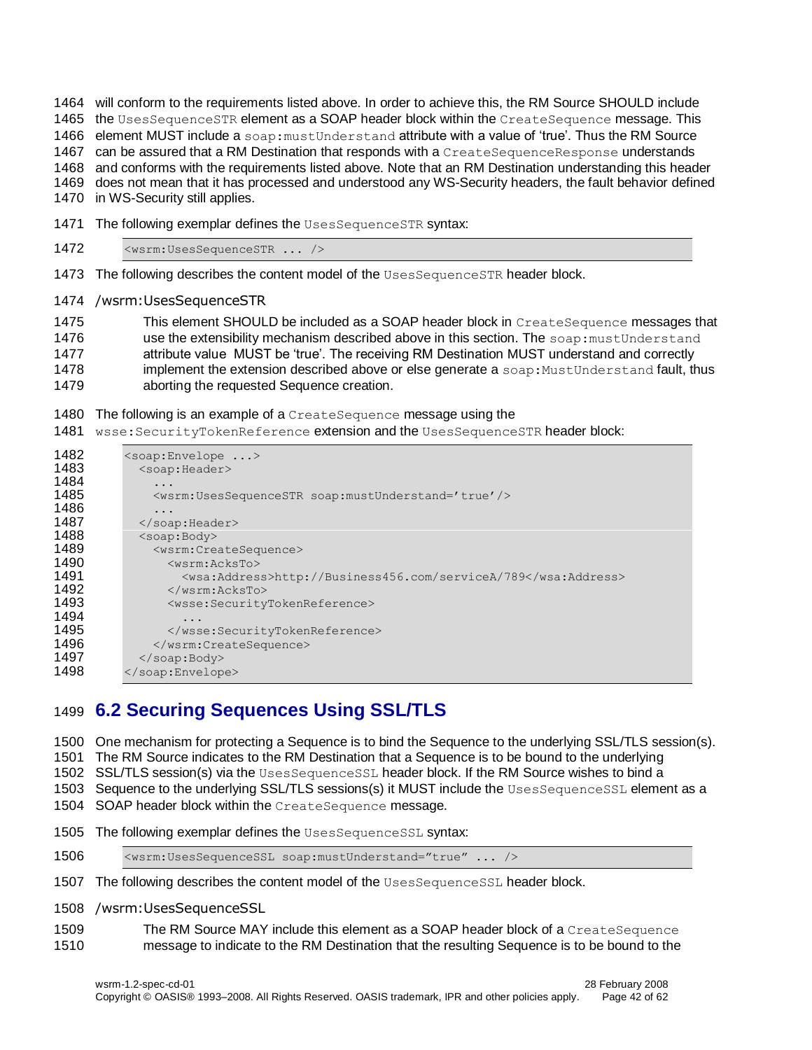will conform to the requirements listed above. In order to achieve this, the RM Source SHOULD include the `UsesSequenceSTR` element as a SOAP header block within the `CreateSequence` message. This element MUST include a `soap:mustUnderstand` attribute with a value of 'true'. Thus the RM Source can be assured that a RM Destination that responds with a `CreateSequenceResponse` understands and conforms with the requirements listed above. Note that an RM Destination understanding this header does not mean that it has processed and understood any WS-Security headers, the fault behavior defined in WS-Security still applies.

The following exemplar defines the `UsesSequenceSTR` syntax:

```
<wsrm:UsesSequenceSTR ... />
```

The following describes the content model of the `UsesSequenceSTR` header block.

/wsrm:UsesSequenceSTR

> This element SHOULD be included as a SOAP header block in `CreateSequence` messages that use the extensibility mechanism described above in this section. The `soap:mustUnderstand` attribute value MUST be 'true'. The receiving RM Destination MUST understand and correctly implement the extension described above or else generate a `soap:MustUnderstand` fault, thus aborting the requested Sequence creation.

The following is an example of a `CreateSequence` message using the `wsse:SecurityTokenReference` extension and the `UsesSequenceSTR` header block:

```
<soap:Envelope ...>
  <soap:Header>
    ...
    <wsrm:UsesSequenceSTR soap:mustUnderstand='true'/>
    ...
  </soap:Header>
  <soap:Body>
    <wsrm:CreateSequence>
      <wsrm:AcksTo>
        <wsa:Address>http://Business456.com/serviceA/789</wsa:Address>
      </wsrm:AcksTo>
      <wsse:SecurityTokenReference>
        ...
      </wsse:SecurityTokenReference>
    </wsrm:CreateSequence>
  </soap:Body>
</soap:Envelope>
```

## 6.2 Securing Sequences Using SSL/TLS

One mechanism for protecting a Sequence is to bind the Sequence to the underlying SSL/TLS session(s). The RM Source indicates to the RM Destination that a Sequence is to be bound to the underlying SSL/TLS session(s) via the `UsesSequenceSSL` header block. If the RM Source wishes to bind a Sequence to the underlying SSL/TLS sessions(s) it MUST include the `UsesSequenceSSL` element as a SOAP header block within the `CreateSequence` message.

The following exemplar defines the `UsesSequenceSSL` syntax:

```
<wsrm:UsesSequenceSSL soap:mustUnderstand="true" ... />
```

The following describes the content model of the `UsesSequenceSSL` header block.

/wsrm:UsesSequenceSSL

> The RM Source MAY include this element as a SOAP header block of a `CreateSequence` message to indicate to the RM Destination that the resulting Sequence is to be bound to the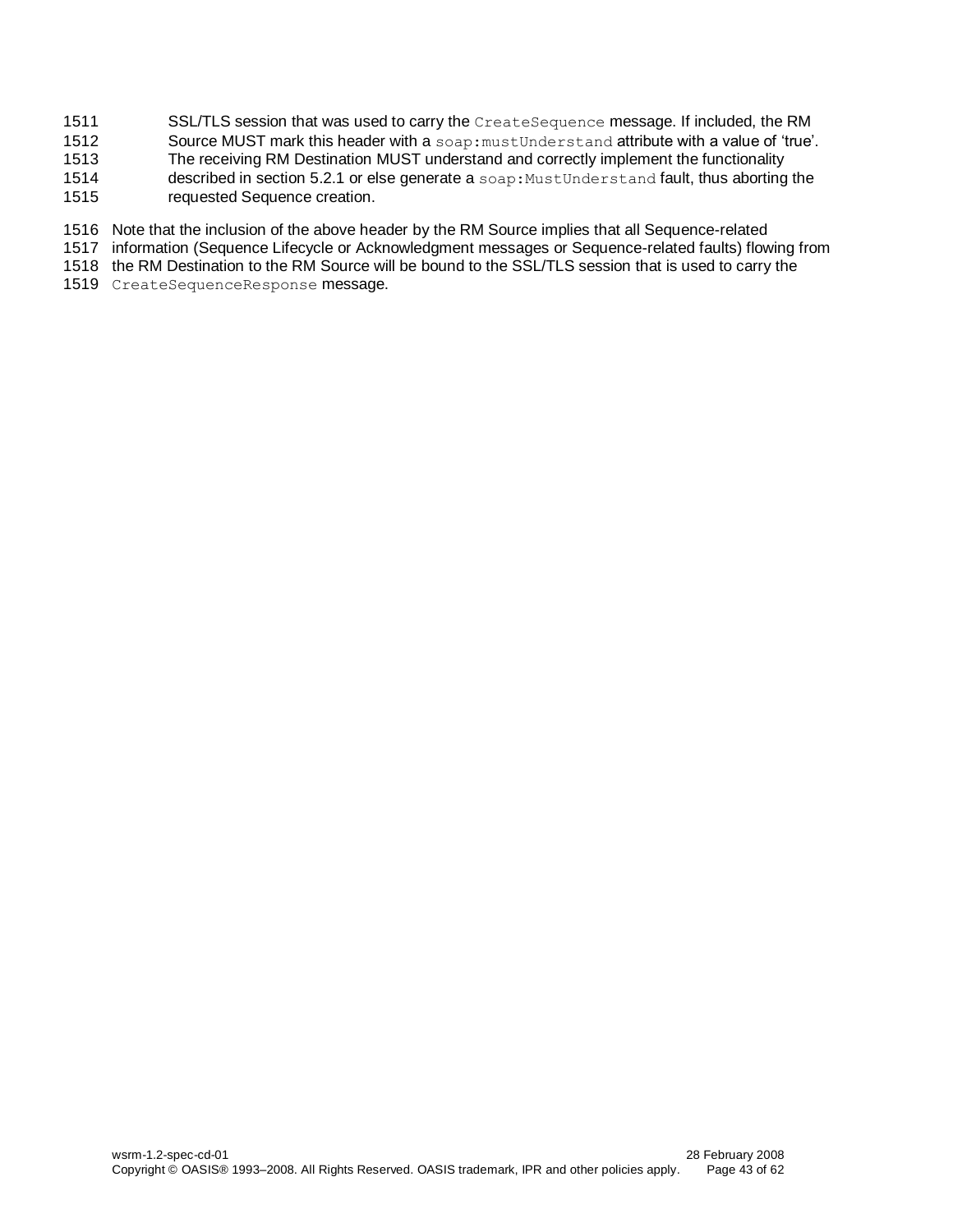SSL/TLS session that was used to carry the `CreateSequence` message. If included, the RM Source MUST mark this header with a `soap:mustUnderstand` attribute with a value of 'true'. The receiving RM Destination MUST understand and correctly implement the functionality described in section 5.2.1 or else generate a `soap:MustUnderstand` fault, thus aborting the requested Sequence creation.

Note that the inclusion of the above header by the RM Source implies that all Sequence-related information (Sequence Lifecycle or Acknowledgment messages or Sequence-related faults) flowing from the RM Destination to the RM Source will be bound to the SSL/TLS session that is used to carry the `CreateSequenceResponse` message.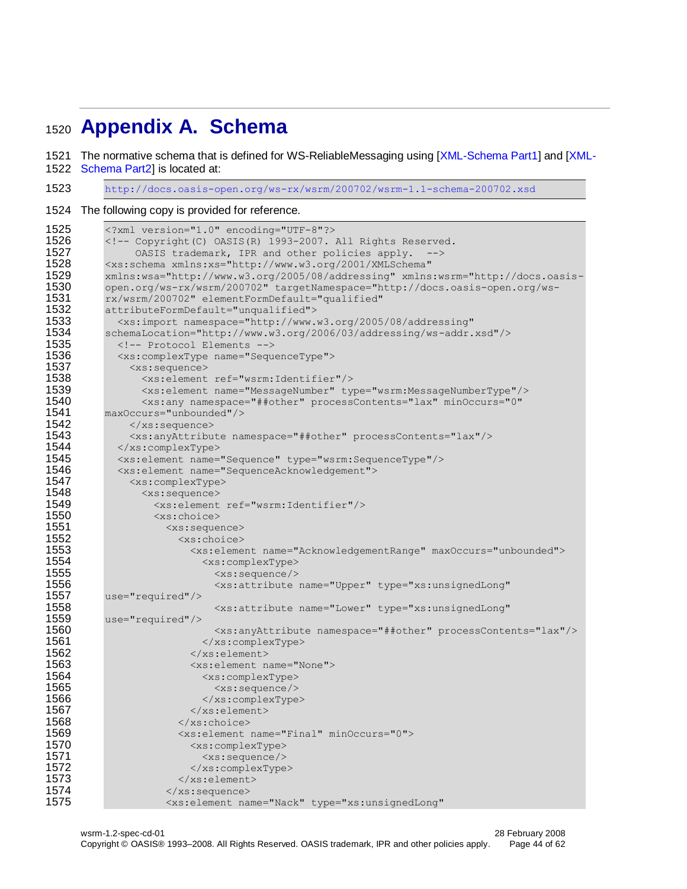# Appendix A. Schema

The normative schema that is defined for WS-ReliableMessaging using [XML-Schema Part1] and [XML-Schema Part2] is located at:

```
http://docs.oasis-open.org/ws-rx/wsrm/200702/wsrm-1.1-schema-200702.xsd
```

The following copy is provided for reference.

```
<?xml version="1.0" encoding="UTF-8"?>
<!-- Copyright(C) OASIS(R) 1993-2007. All Rights Reserved.
     OASIS trademark, IPR and other policies apply.  -->
<xs:schema xmlns:xs="http://www.w3.org/2001/XMLSchema"
xmlns:wsa="http://www.w3.org/2005/08/addressing" xmlns:wsrm="http://docs.oasis-
open.org/ws-rx/wsrm/200702" targetNamespace="http://docs.oasis-open.org/ws-
rx/wsrm/200702" elementFormDefault="qualified"
attributeFormDefault="unqualified">
  <xs:import namespace="http://www.w3.org/2005/08/addressing"
schemaLocation="http://www.w3.org/2006/03/addressing/ws-addr.xsd"/>
  <!-- Protocol Elements -->
  <xs:complexType name="SequenceType">
    <xs:sequence>
      <xs:element ref="wsrm:Identifier"/>
      <xs:element name="MessageNumber" type="wsrm:MessageNumberType"/>
      <xs:any namespace="##other" processContents="lax" minOccurs="0"
maxOccurs="unbounded"/>
    </xs:sequence>
    <xs:anyAttribute namespace="##other" processContents="lax"/>
  </xs:complexType>
  <xs:element name="Sequence" type="wsrm:SequenceType"/>
  <xs:element name="SequenceAcknowledgement">
    <xs:complexType>
      <xs:sequence>
        <xs:element ref="wsrm:Identifier"/>
        <xs:choice>
          <xs:sequence>
            <xs:choice>
              <xs:element name="AcknowledgementRange" maxOccurs="unbounded">
                <xs:complexType>
                  <xs:sequence/>
                  <xs:attribute name="Upper" type="xs:unsignedLong"
use="required"/>
                  <xs:attribute name="Lower" type="xs:unsignedLong"
use="required"/>
                  <xs:anyAttribute namespace="##other" processContents="lax"/>
                </xs:complexType>
              </xs:element>
              <xs:element name="None">
                <xs:complexType>
                  <xs:sequence/>
                </xs:complexType>
              </xs:element>
            </xs:choice>
            <xs:element name="Final" minOccurs="0">
              <xs:complexType>
                <xs:sequence/>
              </xs:complexType>
            </xs:element>
          </xs:sequence>
          <xs:element name="Nack" type="xs:unsignedLong"
```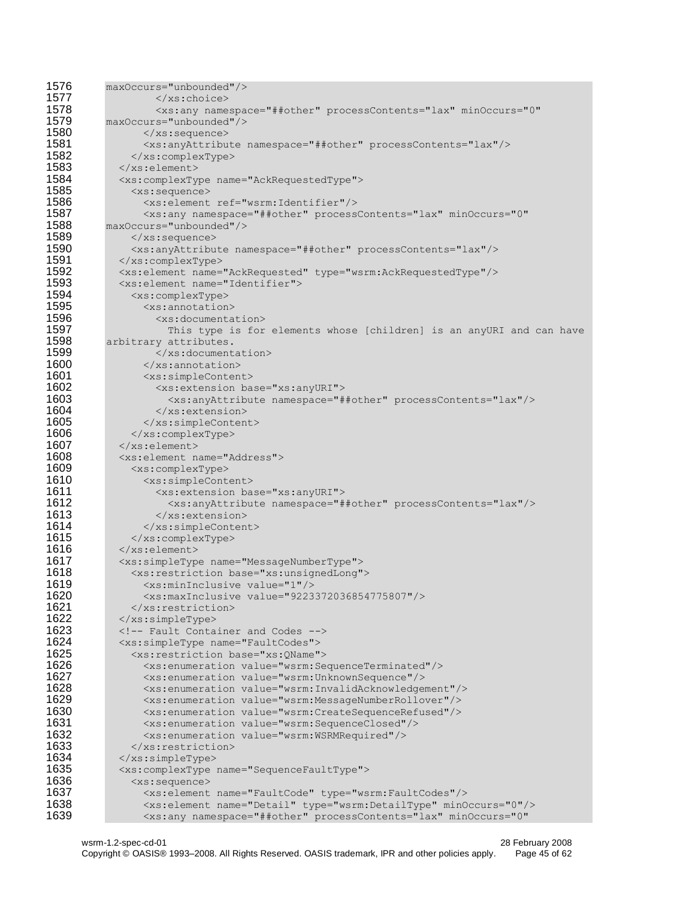```
1576    maxOccurs="unbounded"/>
1577            </xs:choice>
1578            <xs:any namespace="##other" processContents="lax" minOccurs="0"
1579    maxOccurs="unbounded"/>
1580          </xs:sequence>
1581          <xs:anyAttribute namespace="##other" processContents="lax"/>
1582        </xs:complexType>
1583      </xs:element>
1584      <xs:complexType name="AckRequestedType">
1585        <xs:sequence>
1586          <xs:element ref="wsrm:Identifier"/>
1587          <xs:any namespace="##other" processContents="lax" minOccurs="0"
1588    maxOccurs="unbounded"/>
1589        </xs:sequence>
1590        <xs:anyAttribute namespace="##other" processContents="lax"/>
1591      </xs:complexType>
1592      <xs:element name="AckRequested" type="wsrm:AckRequestedType"/>
1593      <xs:element name="Identifier">
1594        <xs:complexType>
1595          <xs:annotation>
1596            <xs:documentation>
1597              This type is for elements whose [children] is an anyURI and can have
1598    arbitrary attributes.
1599            </xs:documentation>
1600          </xs:annotation>
1601          <xs:simpleContent>
1602            <xs:extension base="xs:anyURI">
1603              <xs:anyAttribute namespace="##other" processContents="lax"/>
1604            </xs:extension>
1605          </xs:simpleContent>
1606        </xs:complexType>
1607      </xs:element>
1608      <xs:element name="Address">
1609        <xs:complexType>
1610          <xs:simpleContent>
1611            <xs:extension base="xs:anyURI">
1612              <xs:anyAttribute namespace="##other" processContents="lax"/>
1613            </xs:extension>
1614          </xs:simpleContent>
1615        </xs:complexType>
1616      </xs:element>
1617      <xs:simpleType name="MessageNumberType">
1618        <xs:restriction base="xs:unsignedLong">
1619          <xs:minInclusive value="1"/>
1620          <xs:maxInclusive value="9223372036854775807"/>
1621        </xs:restriction>
1622      </xs:simpleType>
1623      <!-- Fault Container and Codes -->
1624      <xs:simpleType name="FaultCodes">
1625        <xs:restriction base="xs:QName">
1626          <xs:enumeration value="wsrm:SequenceTerminated"/>
1627          <xs:enumeration value="wsrm:UnknownSequence"/>
1628          <xs:enumeration value="wsrm:InvalidAcknowledgement"/>
1629          <xs:enumeration value="wsrm:MessageNumberRollover"/>
1630          <xs:enumeration value="wsrm:CreateSequenceRefused"/>
1631          <xs:enumeration value="wsrm:SequenceClosed"/>
1632          <xs:enumeration value="wsrm:WSRMRequired"/>
1633        </xs:restriction>
1634      </xs:simpleType>
1635      <xs:complexType name="SequenceFaultType">
1636        <xs:sequence>
1637          <xs:element name="FaultCode" type="wsrm:FaultCodes"/>
1638          <xs:element name="Detail" type="wsrm:DetailType" minOccurs="0"/>
1639          <xs:any namespace="##other" processContents="lax" minOccurs="0"
```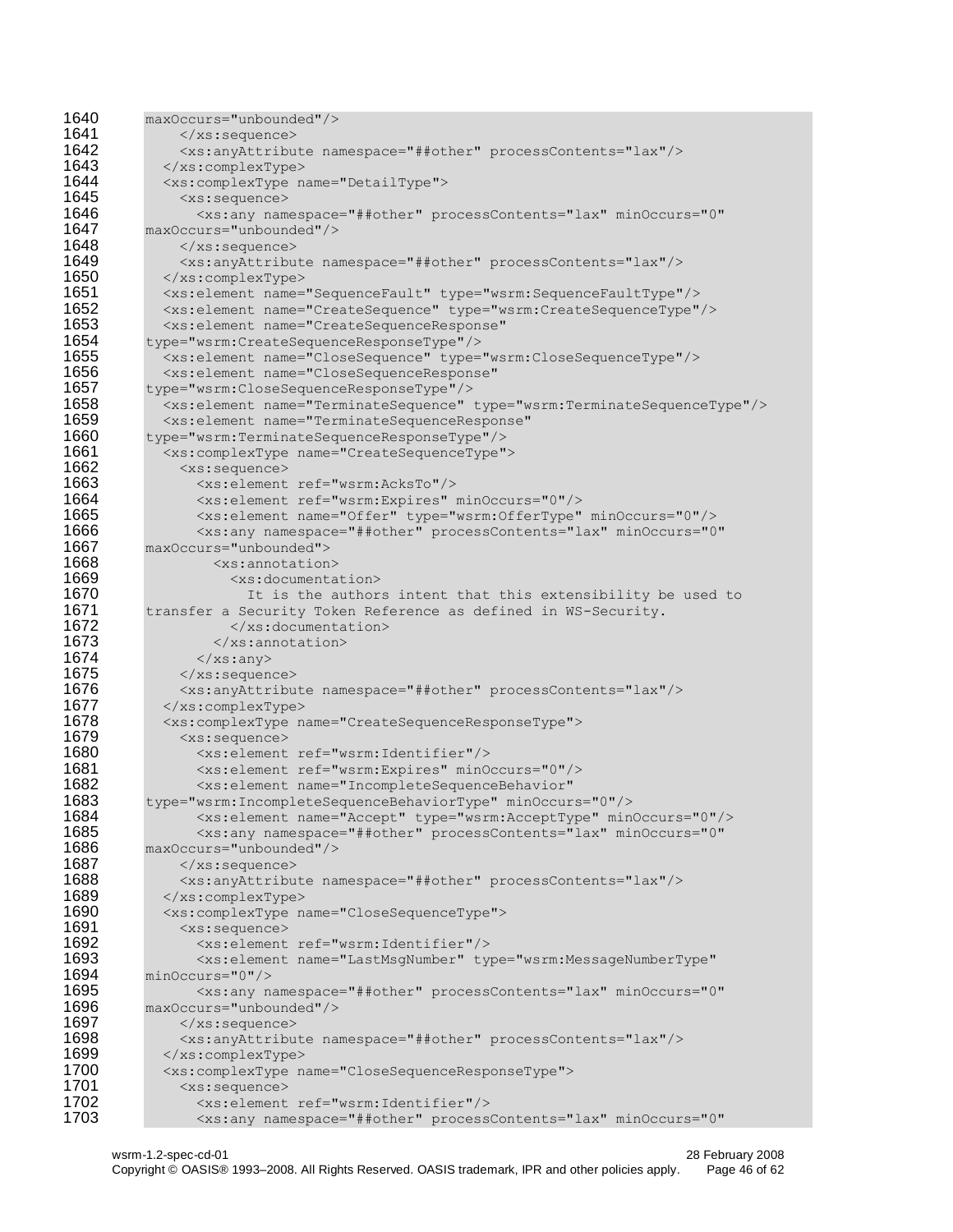```
1640        maxOccurs="unbounded"/>
1641            </xs:sequence>
1642            <xs:anyAttribute namespace="##other" processContents="lax"/>
1643          </xs:complexType>
1644          <xs:complexType name="DetailType">
1645            <xs:sequence>
1646              <xs:any namespace="##other" processContents="lax" minOccurs="0"
1647        maxOccurs="unbounded"/>
1648            </xs:sequence>
1649            <xs:anyAttribute namespace="##other" processContents="lax"/>
1650          </xs:complexType>
1651          <xs:element name="SequenceFault" type="wsrm:SequenceFaultType"/>
1652          <xs:element name="CreateSequence" type="wsrm:CreateSequenceType"/>
1653          <xs:element name="CreateSequenceResponse"
1654        type="wsrm:CreateSequenceResponseType"/>
1655          <xs:element name="CloseSequence" type="wsrm:CloseSequenceType"/>
1656          <xs:element name="CloseSequenceResponse"
1657        type="wsrm:CloseSequenceResponseType"/>
1658          <xs:element name="TerminateSequence" type="wsrm:TerminateSequenceType"/>
1659          <xs:element name="TerminateSequenceResponse"
1660        type="wsrm:TerminateSequenceResponseType"/>
1661          <xs:complexType name="CreateSequenceType">
1662            <xs:sequence>
1663              <xs:element ref="wsrm:AcksTo"/>
1664              <xs:element ref="wsrm:Expires" minOccurs="0"/>
1665              <xs:element name="Offer" type="wsrm:OfferType" minOccurs="0"/>
1666              <xs:any namespace="##other" processContents="lax" minOccurs="0"
1667        maxOccurs="unbounded">
1668                <xs:annotation>
1669                  <xs:documentation>
1670                    It is the authors intent that this extensibility be used to
1671        transfer a Security Token Reference as defined in WS-Security.
1672                  </xs:documentation>
1673                </xs:annotation>
1674              </xs:any>
1675            </xs:sequence>
1676            <xs:anyAttribute namespace="##other" processContents="lax"/>
1677          </xs:complexType>
1678          <xs:complexType name="CreateSequenceResponseType">
1679            <xs:sequence>
1680              <xs:element ref="wsrm:Identifier"/>
1681              <xs:element ref="wsrm:Expires" minOccurs="0"/>
1682              <xs:element name="IncompleteSequenceBehavior"
1683        type="wsrm:IncompleteSequenceBehaviorType" minOccurs="0"/>
1684              <xs:element name="Accept" type="wsrm:AcceptType" minOccurs="0"/>
1685              <xs:any namespace="##other" processContents="lax" minOccurs="0"
1686        maxOccurs="unbounded"/>
1687            </xs:sequence>
1688            <xs:anyAttribute namespace="##other" processContents="lax"/>
1689          </xs:complexType>
1690          <xs:complexType name="CloseSequenceType">
1691            <xs:sequence>
1692              <xs:element ref="wsrm:Identifier"/>
1693              <xs:element name="LastMsgNumber" type="wsrm:MessageNumberType"
1694        minOccurs="0"/>
1695              <xs:any namespace="##other" processContents="lax" minOccurs="0"
1696        maxOccurs="unbounded"/>
1697            </xs:sequence>
1698            <xs:anyAttribute namespace="##other" processContents="lax"/>
1699          </xs:complexType>
1700          <xs:complexType name="CloseSequenceResponseType">
1701            <xs:sequence>
1702              <xs:element ref="wsrm:Identifier"/>
1703              <xs:any namespace="##other" processContents="lax" minOccurs="0"
```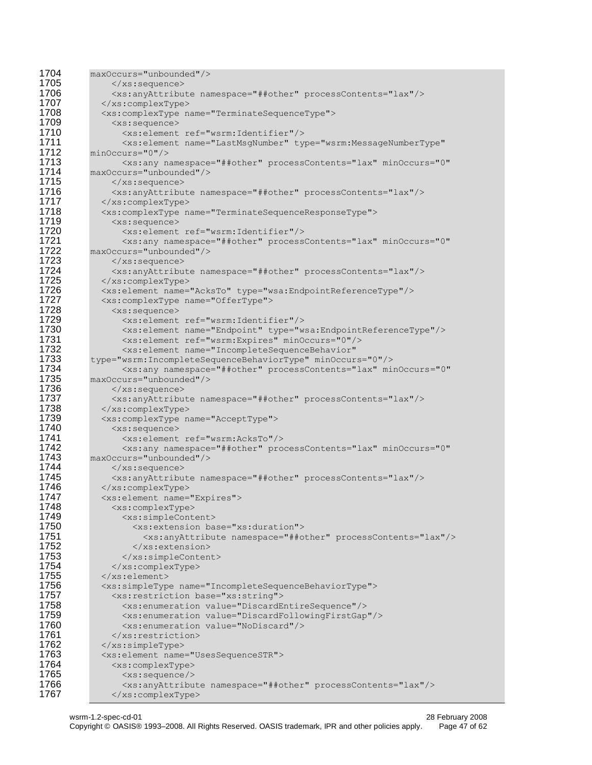```
maxOccurs="unbounded"/>
      </xs:sequence>
      <xs:anyAttribute namespace="##other" processContents="lax"/>
    </xs:complexType>
    <xs:complexType name="TerminateSequenceType">
      <xs:sequence>
        <xs:element ref="wsrm:Identifier"/>
        <xs:element name="LastMsgNumber" type="wsrm:MessageNumberType"
minOccurs="0"/>
        <xs:any namespace="##other" processContents="lax" minOccurs="0"
maxOccurs="unbounded"/>
      </xs:sequence>
      <xs:anyAttribute namespace="##other" processContents="lax"/>
    </xs:complexType>
    <xs:complexType name="TerminateSequenceResponseType">
      <xs:sequence>
        <xs:element ref="wsrm:Identifier"/>
        <xs:any namespace="##other" processContents="lax" minOccurs="0"
maxOccurs="unbounded"/>
      </xs:sequence>
      <xs:anyAttribute namespace="##other" processContents="lax"/>
    </xs:complexType>
    <xs:element name="AcksTo" type="wsa:EndpointReferenceType"/>
    <xs:complexType name="OfferType">
      <xs:sequence>
        <xs:element ref="wsrm:Identifier"/>
        <xs:element name="Endpoint" type="wsa:EndpointReferenceType"/>
        <xs:element ref="wsrm:Expires" minOccurs="0"/>
        <xs:element name="IncompleteSequenceBehavior"
type="wsrm:IncompleteSequenceBehaviorType" minOccurs="0"/>
        <xs:any namespace="##other" processContents="lax" minOccurs="0"
maxOccurs="unbounded"/>
      </xs:sequence>
      <xs:anyAttribute namespace="##other" processContents="lax"/>
    </xs:complexType>
    <xs:complexType name="AcceptType">
      <xs:sequence>
        <xs:element ref="wsrm:AcksTo"/>
        <xs:any namespace="##other" processContents="lax" minOccurs="0"
maxOccurs="unbounded"/>
      </xs:sequence>
      <xs:anyAttribute namespace="##other" processContents="lax"/>
    </xs:complexType>
    <xs:element name="Expires">
      <xs:complexType>
        <xs:simpleContent>
          <xs:extension base="xs:duration">
            <xs:anyAttribute namespace="##other" processContents="lax"/>
          </xs:extension>
        </xs:simpleContent>
      </xs:complexType>
    </xs:element>
    <xs:simpleType name="IncompleteSequenceBehaviorType">
      <xs:restriction base="xs:string">
        <xs:enumeration value="DiscardEntireSequence"/>
        <xs:enumeration value="DiscardFollowingFirstGap"/>
        <xs:enumeration value="NoDiscard"/>
      </xs:restriction>
    </xs:simpleType>
    <xs:element name="UsesSequenceSTR">
      <xs:complexType>
        <xs:sequence/>
        <xs:anyAttribute namespace="##other" processContents="lax"/>
      </xs:complexType>
```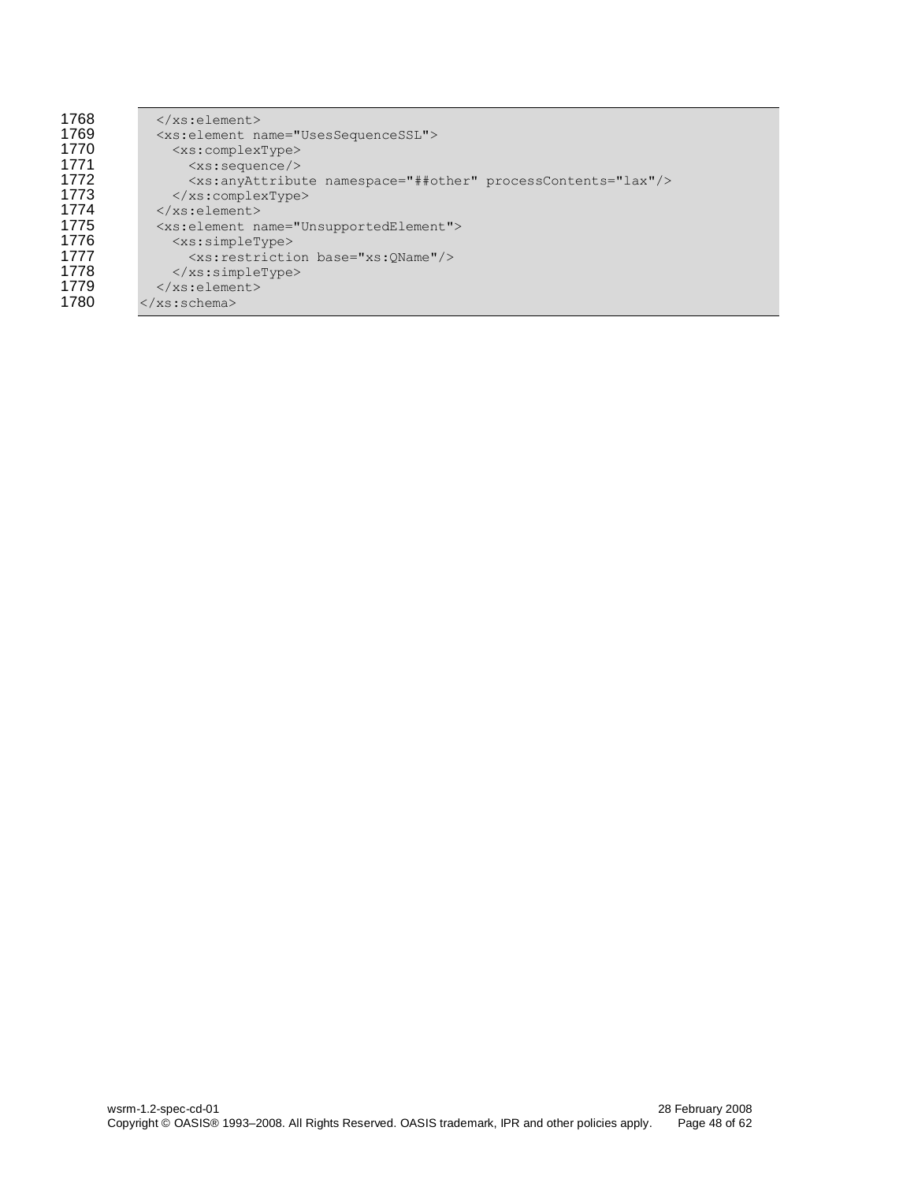```
    </xs:element>
    <xs:element name="UsesSequenceSSL">
      <xs:complexType>
        <xs:sequence/>
        <xs:anyAttribute namespace="##other" processContents="lax"/>
      </xs:complexType>
    </xs:element>
    <xs:element name="UnsupportedElement">
      <xs:simpleType>
        <xs:restriction base="xs:QName"/>
      </xs:simpleType>
    </xs:element>
</xs:schema>
```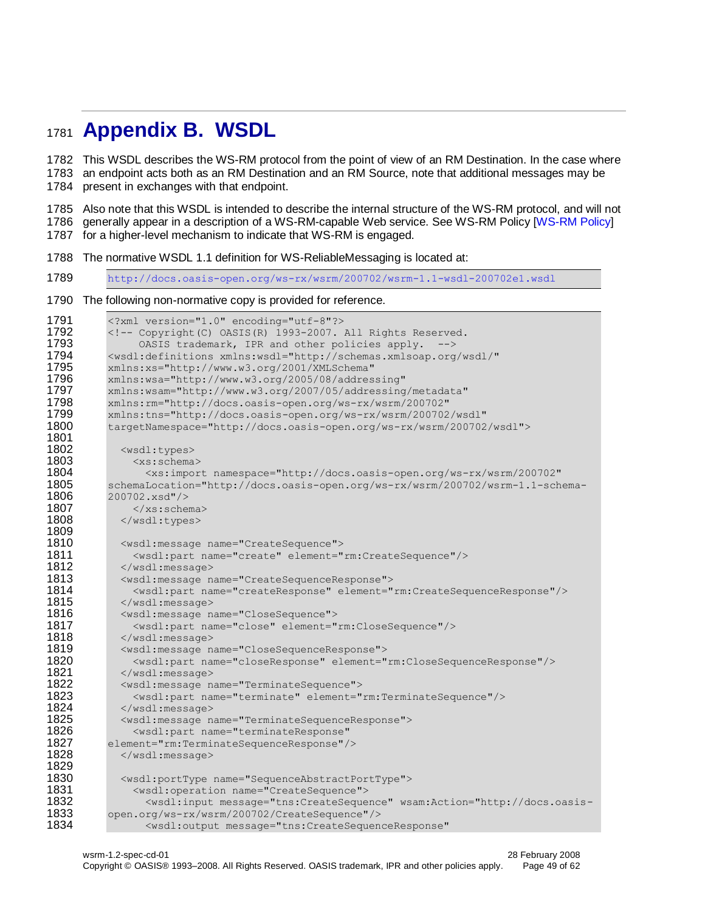# Appendix B. WSDL

This WSDL describes the WS-RM protocol from the point of view of an RM Destination. In the case where an endpoint acts both as an RM Destination and an RM Source, note that additional messages may be present in exchanges with that endpoint.

Also note that this WSDL is intended to describe the internal structure of the WS-RM protocol, and will not generally appear in a description of a WS-RM-capable Web service. See WS-RM Policy [WS-RM Policy] for a higher-level mechanism to indicate that WS-RM is engaged.

The normative WSDL 1.1 definition for WS-ReliableMessaging is located at:

```
http://docs.oasis-open.org/ws-rx/wsrm/200702/wsrm-1.1-wsdl-200702e1.wsdl
```

The following non-normative copy is provided for reference.

```
<?xml version="1.0" encoding="utf-8"?>
<!-- Copyright(C) OASIS(R) 1993-2007. All Rights Reserved.
     OASIS trademark, IPR and other policies apply.  -->
<wsdl:definitions xmlns:wsdl="http://schemas.xmlsoap.org/wsdl/"
xmlns:xs="http://www.w3.org/2001/XMLSchema"
xmlns:wsa="http://www.w3.org/2005/08/addressing"
xmlns:wsam="http://www.w3.org/2007/05/addressing/metadata"
xmlns:rm="http://docs.oasis-open.org/ws-rx/wsrm/200702"
xmlns:tns="http://docs.oasis-open.org/ws-rx/wsrm/200702/wsdl"
targetNamespace="http://docs.oasis-open.org/ws-rx/wsrm/200702/wsdl">

  <wsdl:types>
    <xs:schema>
      <xs:import namespace="http://docs.oasis-open.org/ws-rx/wsrm/200702"
schemaLocation="http://docs.oasis-open.org/ws-rx/wsrm/200702/wsrm-1.1-schema-
200702.xsd"/>
    </xs:schema>
  </wsdl:types>

  <wsdl:message name="CreateSequence">
    <wsdl:part name="create" element="rm:CreateSequence"/>
  </wsdl:message>
  <wsdl:message name="CreateSequenceResponse">
    <wsdl:part name="createResponse" element="rm:CreateSequenceResponse"/>
  </wsdl:message>
  <wsdl:message name="CloseSequence">
    <wsdl:part name="close" element="rm:CloseSequence"/>
  </wsdl:message>
  <wsdl:message name="CloseSequenceResponse">
    <wsdl:part name="closeResponse" element="rm:CloseSequenceResponse"/>
  </wsdl:message>
  <wsdl:message name="TerminateSequence">
    <wsdl:part name="terminate" element="rm:TerminateSequence"/>
  </wsdl:message>
  <wsdl:message name="TerminateSequenceResponse">
    <wsdl:part name="terminateResponse"
element="rm:TerminateSequenceResponse"/>
  </wsdl:message>

  <wsdl:portType name="SequenceAbstractPortType">
    <wsdl:operation name="CreateSequence">
      <wsdl:input message="tns:CreateSequence" wsam:Action="http://docs.oasis-
open.org/ws-rx/wsrm/200702/CreateSequence"/>
      <wsdl:output message="tns:CreateSequenceResponse"
```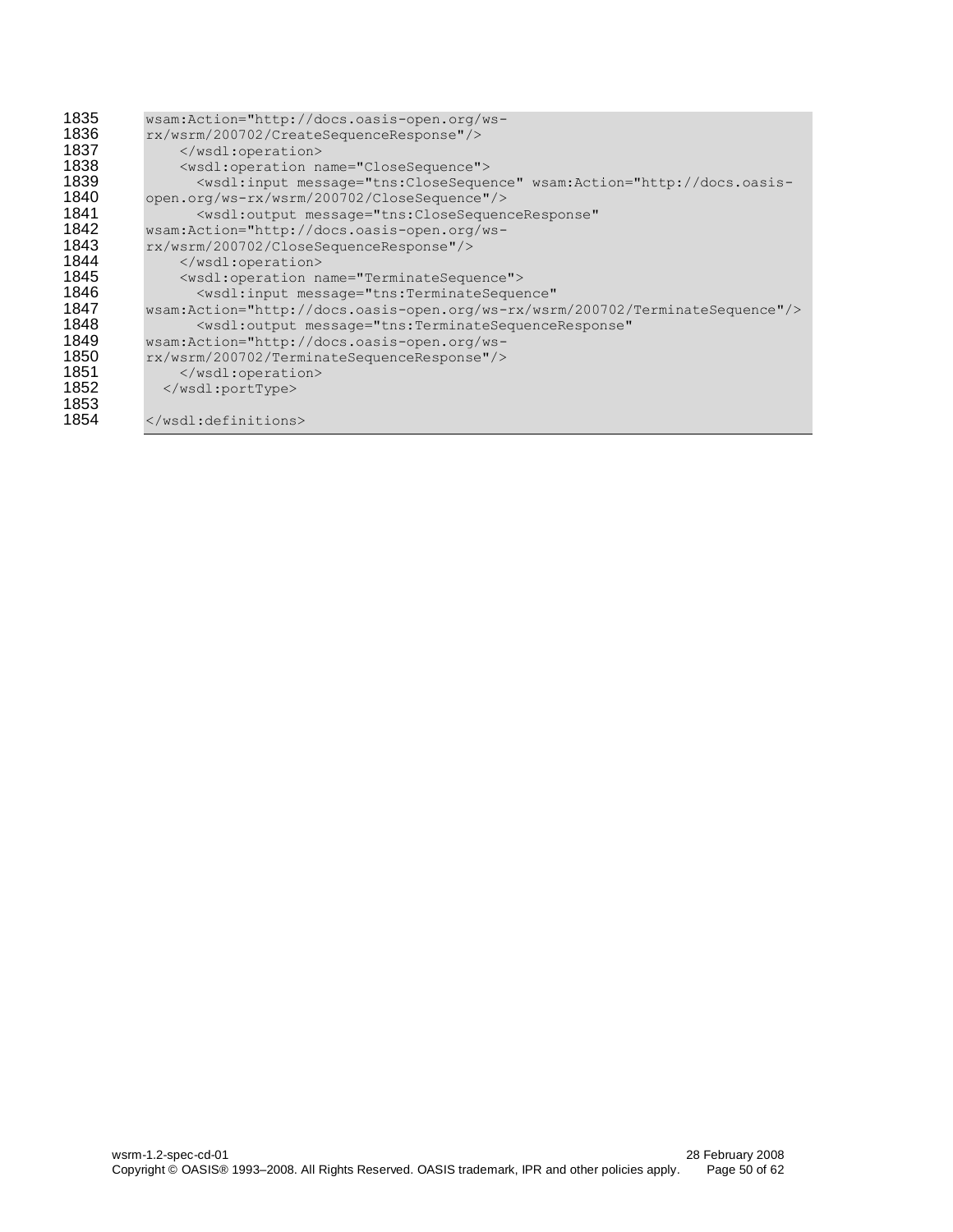```
wsam:Action="http://docs.oasis-open.org/ws-
rx/wsrm/200702/CreateSequenceResponse"/>
    </wsdl:operation>
    <wsdl:operation name="CloseSequence">
      <wsdl:input message="tns:CloseSequence" wsam:Action="http://docs.oasis-
open.org/ws-rx/wsrm/200702/CloseSequence"/>
      <wsdl:output message="tns:CloseSequenceResponse"
wsam:Action="http://docs.oasis-open.org/ws-
rx/wsrm/200702/CloseSequenceResponse"/>
    </wsdl:operation>
    <wsdl:operation name="TerminateSequence">
      <wsdl:input message="tns:TerminateSequence"
wsam:Action="http://docs.oasis-open.org/ws-rx/wsrm/200702/TerminateSequence"/>
      <wsdl:output message="tns:TerminateSequenceResponse"
wsam:Action="http://docs.oasis-open.org/ws-
rx/wsrm/200702/TerminateSequenceResponse"/>
    </wsdl:operation>
  </wsdl:portType>

</wsdl:definitions>
```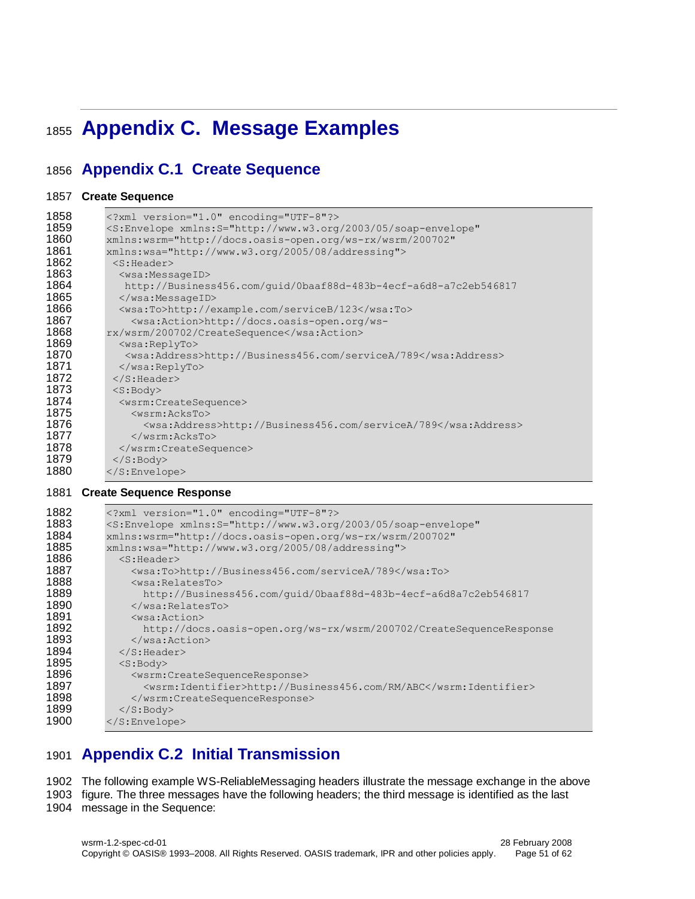# Appendix C. Message Examples

## Appendix C.1 Create Sequence

**Create Sequence**

```
<?xml version="1.0" encoding="UTF-8"?>
<S:Envelope xmlns:S="http://www.w3.org/2003/05/soap-envelope"
xmlns:wsrm="http://docs.oasis-open.org/ws-rx/wsrm/200702"
xmlns:wsa="http://www.w3.org/2005/08/addressing">
 <S:Header>
  <wsa:MessageID>
   http://Business456.com/guid/0baaf88d-483b-4ecf-a6d8-a7c2eb546817
  </wsa:MessageID>
  <wsa:To>http://example.com/serviceB/123</wsa:To>
    <wsa:Action>http://docs.oasis-open.org/ws-
rx/wsrm/200702/CreateSequence</wsa:Action>
  <wsa:ReplyTo>
   <wsa:Address>http://Business456.com/serviceA/789</wsa:Address>
  </wsa:ReplyTo>
 </S:Header>
 <S:Body>
  <wsrm:CreateSequence>
    <wsrm:AcksTo>
      <wsa:Address>http://Business456.com/serviceA/789</wsa:Address>
    </wsrm:AcksTo>
  </wsrm:CreateSequence>
 </S:Body>
</S:Envelope>
```

**Create Sequence Response**

```
<?xml version="1.0" encoding="UTF-8"?>
<S:Envelope xmlns:S="http://www.w3.org/2003/05/soap-envelope"
xmlns:wsrm="http://docs.oasis-open.org/ws-rx/wsrm/200702"
xmlns:wsa="http://www.w3.org/2005/08/addressing">
  <S:Header>
    <wsa:To>http://Business456.com/serviceA/789</wsa:To>
    <wsa:RelatesTo>
      http://Business456.com/guid/0baaf88d-483b-4ecf-a6d8a7c2eb546817
    </wsa:RelatesTo>
    <wsa:Action>
      http://docs.oasis-open.org/ws-rx/wsrm/200702/CreateSequenceResponse
    </wsa:Action>
  </S:Header>
  <S:Body>
    <wsrm:CreateSequenceResponse>
      <wsrm:Identifier>http://Business456.com/RM/ABC</wsrm:Identifier>
    </wsrm:CreateSequenceResponse>
  </S:Body>
</S:Envelope>
```

## Appendix C.2 Initial Transmission

The following example WS-ReliableMessaging headers illustrate the message exchange in the above figure. The three messages have the following headers; the third message is identified as the last message in the Sequence: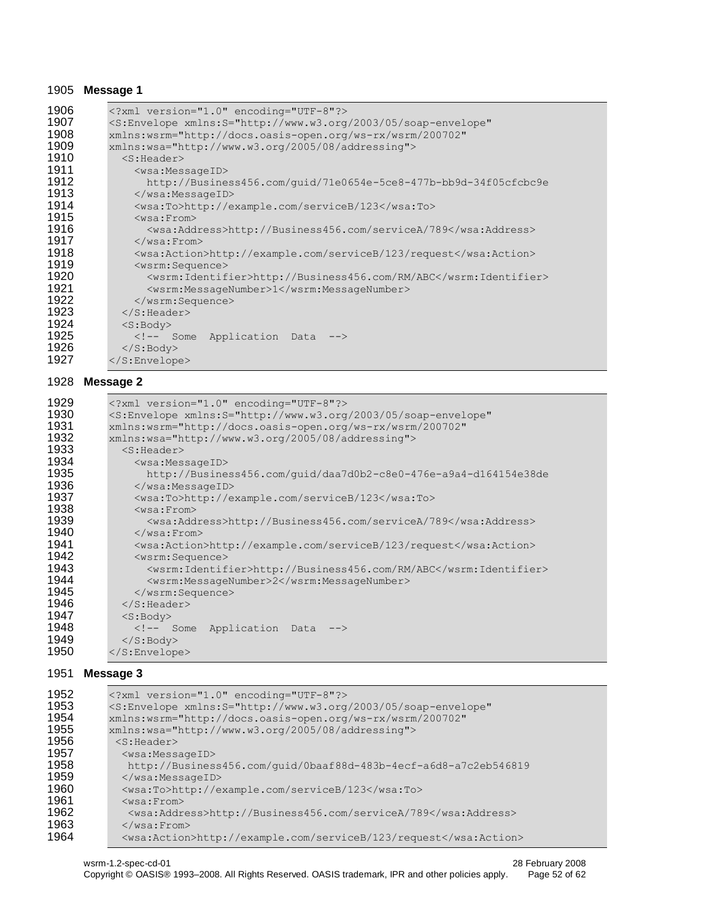**Message 1**

```
<?xml version="1.0" encoding="UTF-8"?>
<S:Envelope xmlns:S="http://www.w3.org/2003/05/soap-envelope"
xmlns:wsrm="http://docs.oasis-open.org/ws-rx/wsrm/200702"
xmlns:wsa="http://www.w3.org/2005/08/addressing">
  <S:Header>
    <wsa:MessageID>
      http://Business456.com/guid/71e0654e-5ce8-477b-bb9d-34f05cfcbc9e
    </wsa:MessageID>
    <wsa:To>http://example.com/serviceB/123</wsa:To>
    <wsa:From>
      <wsa:Address>http://Business456.com/serviceA/789</wsa:Address>
    </wsa:From>
    <wsa:Action>http://example.com/serviceB/123/request</wsa:Action>
    <wsrm:Sequence>
      <wsrm:Identifier>http://Business456.com/RM/ABC</wsrm:Identifier>
      <wsrm:MessageNumber>1</wsrm:MessageNumber>
    </wsrm:Sequence>
  </S:Header>
  <S:Body>
    <!-- Some Application Data -->
  </S:Body>
</S:Envelope>
```

**Message 2**

```
<?xml version="1.0" encoding="UTF-8"?>
<S:Envelope xmlns:S="http://www.w3.org/2003/05/soap-envelope"
xmlns:wsrm="http://docs.oasis-open.org/ws-rx/wsrm/200702"
xmlns:wsa="http://www.w3.org/2005/08/addressing">
  <S:Header>
    <wsa:MessageID>
      http://Business456.com/guid/daa7d0b2-c8e0-476e-a9a4-d164154e38de
    </wsa:MessageID>
    <wsa:To>http://example.com/serviceB/123</wsa:To>
    <wsa:From>
      <wsa:Address>http://Business456.com/serviceA/789</wsa:Address>
    </wsa:From>
    <wsa:Action>http://example.com/serviceB/123/request</wsa:Action>
    <wsrm:Sequence>
      <wsrm:Identifier>http://Business456.com/RM/ABC</wsrm:Identifier>
      <wsrm:MessageNumber>2</wsrm:MessageNumber>
    </wsrm:Sequence>
  </S:Header>
  <S:Body>
    <!-- Some Application Data -->
  </S:Body>
</S:Envelope>
```

**Message 3**

```
<?xml version="1.0" encoding="UTF-8"?>
<S:Envelope xmlns:S="http://www.w3.org/2003/05/soap-envelope"
xmlns:wsrm="http://docs.oasis-open.org/ws-rx/wsrm/200702"
xmlns:wsa="http://www.w3.org/2005/08/addressing">
 <S:Header>
  <wsa:MessageID>
   http://Business456.com/guid/0baaf88d-483b-4ecf-a6d8-a7c2eb546819
  </wsa:MessageID>
  <wsa:To>http://example.com/serviceB/123</wsa:To>
  <wsa:From>
   <wsa:Address>http://Business456.com/serviceA/789</wsa:Address>
  </wsa:From>
  <wsa:Action>http://example.com/serviceB/123/request</wsa:Action>
```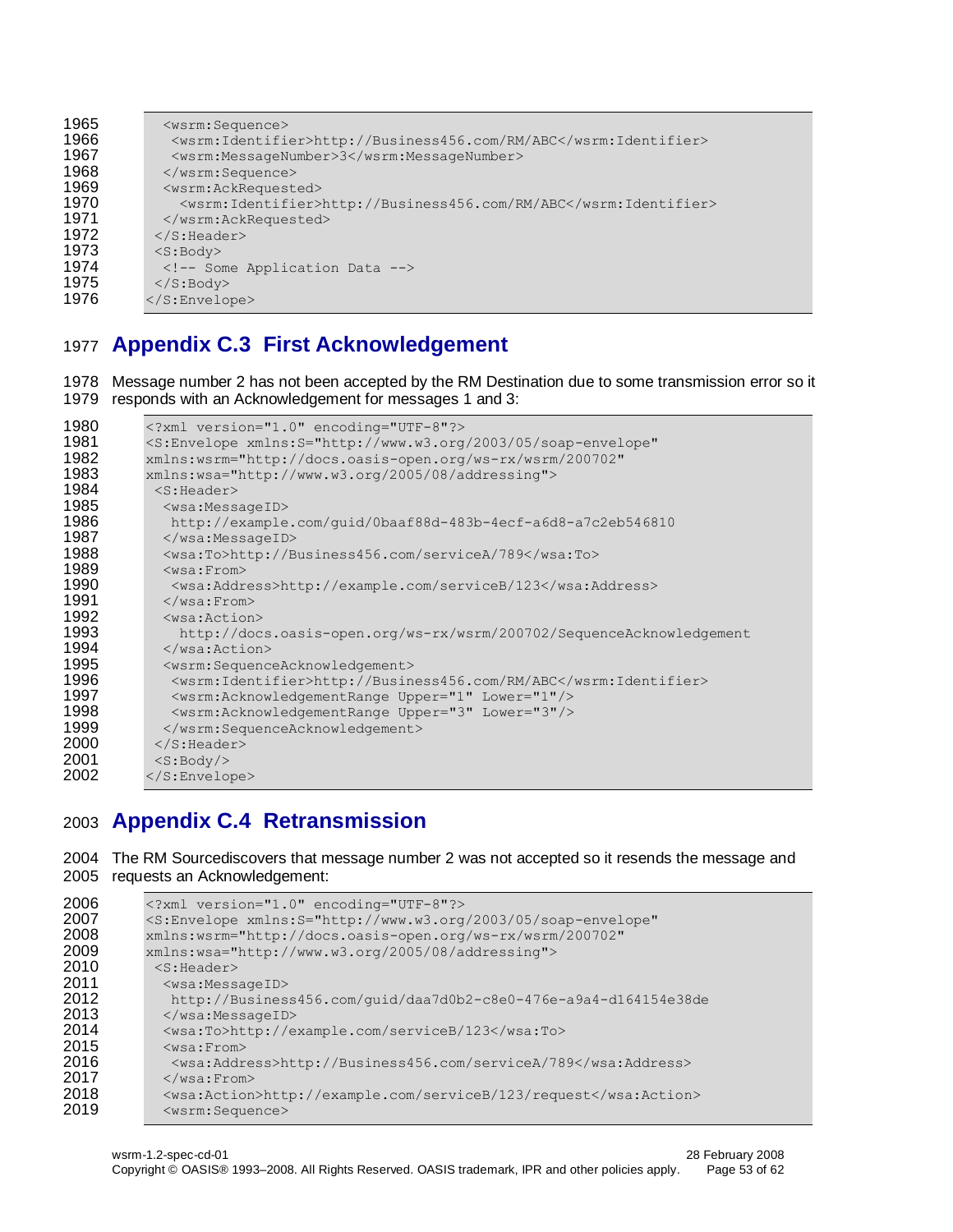```
    <wsrm:Sequence>
     <wsrm:Identifier>http://Business456.com/RM/ABC</wsrm:Identifier>
     <wsrm:MessageNumber>3</wsrm:MessageNumber>
    </wsrm:Sequence>
    <wsrm:AckRequested>
      <wsrm:Identifier>http://Business456.com/RM/ABC</wsrm:Identifier>
    </wsrm:AckRequested>
  </S:Header>
  <S:Body>
   <!-- Some Application Data -->
  </S:Body>
</S:Envelope>
```

## Appendix C.3 First Acknowledgement

Message number 2 has not been accepted by the RM Destination due to some transmission error so it responds with an Acknowledgement for messages 1 and 3:

```
<?xml version="1.0" encoding="UTF-8"?>
<S:Envelope xmlns:S="http://www.w3.org/2003/05/soap-envelope"
xmlns:wsrm="http://docs.oasis-open.org/ws-rx/wsrm/200702"
xmlns:wsa="http://www.w3.org/2005/08/addressing">
 <S:Header>
  <wsa:MessageID>
   http://example.com/guid/0baaf88d-483b-4ecf-a6d8-a7c2eb546810
  </wsa:MessageID>
  <wsa:To>http://Business456.com/serviceA/789</wsa:To>
  <wsa:From>
   <wsa:Address>http://example.com/serviceB/123</wsa:Address>
  </wsa:From>
  <wsa:Action>
    http://docs.oasis-open.org/ws-rx/wsrm/200702/SequenceAcknowledgement
  </wsa:Action>
  <wsrm:SequenceAcknowledgement>
   <wsrm:Identifier>http://Business456.com/RM/ABC</wsrm:Identifier>
   <wsrm:AcknowledgementRange Upper="1" Lower="1"/>
   <wsrm:AcknowledgementRange Upper="3" Lower="3"/>
  </wsrm:SequenceAcknowledgement>
 </S:Header>
 <S:Body/>
</S:Envelope>
```

## Appendix C.4 Retransmission

The RM Sourcediscovers that message number 2 was not accepted so it resends the message and requests an Acknowledgement:

```
<?xml version="1.0" encoding="UTF-8"?>
<S:Envelope xmlns:S="http://www.w3.org/2003/05/soap-envelope"
xmlns:wsrm="http://docs.oasis-open.org/ws-rx/wsrm/200702"
xmlns:wsa="http://www.w3.org/2005/08/addressing">
 <S:Header>
  <wsa:MessageID>
   http://Business456.com/guid/daa7d0b2-c8e0-476e-a9a4-d164154e38de
  </wsa:MessageID>
  <wsa:To>http://example.com/serviceB/123</wsa:To>
  <wsa:From>
   <wsa:Address>http://Business456.com/serviceA/789</wsa:Address>
  </wsa:From>
  <wsa:Action>http://example.com/serviceB/123/request</wsa:Action>
  <wsrm:Sequence>
```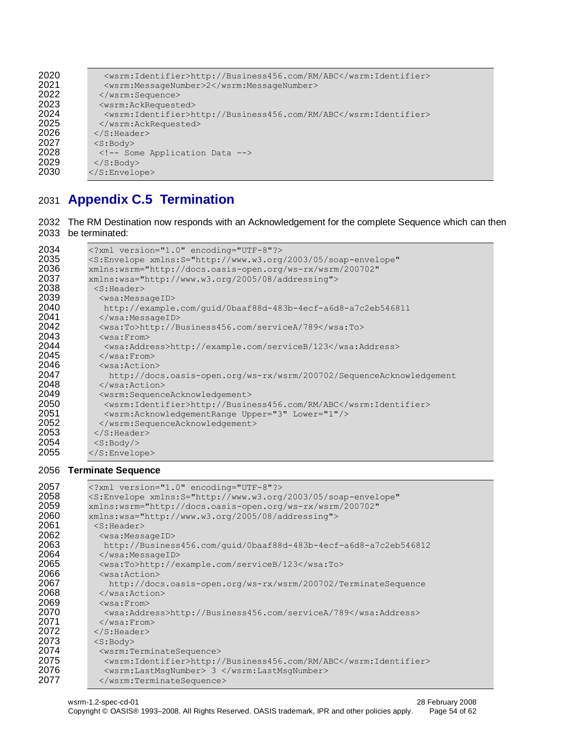```
    <wsrm:Identifier>http://Business456.com/RM/ABC</wsrm:Identifier>
    <wsrm:MessageNumber>2</wsrm:MessageNumber>
   </wsrm:Sequence>
   <wsrm:AckRequested>
    <wsrm:Identifier>http://Business456.com/RM/ABC</wsrm:Identifier>
   </wsrm:AckRequested>
  </S:Header>
  <S:Body>
   <!-- Some Application Data -->
  </S:Body>
</S:Envelope>
```

# Appendix C.5 Termination

The RM Destination now responds with an Acknowledgement for the complete Sequence which can then be terminated:

```
<?xml version="1.0" encoding="UTF-8"?>
<S:Envelope xmlns:S="http://www.w3.org/2003/05/soap-envelope"
xmlns:wsrm="http://docs.oasis-open.org/ws-rx/wsrm/200702"
xmlns:wsa="http://www.w3.org/2005/08/addressing">
 <S:Header>
  <wsa:MessageID>
   http://example.com/guid/0baaf88d-483b-4ecf-a6d8-a7c2eb546811
  </wsa:MessageID>
  <wsa:To>http://Business456.com/serviceA/789</wsa:To>
  <wsa:From>
   <wsa:Address>http://example.com/serviceB/123</wsa:Address>
  </wsa:From>
  <wsa:Action>
    http://docs.oasis-open.org/ws-rx/wsrm/200702/SequenceAcknowledgement
  </wsa:Action>
  <wsrm:SequenceAcknowledgement>
   <wsrm:Identifier>http://Business456.com/RM/ABC</wsrm:Identifier>
   <wsrm:AcknowledgementRange Upper="3" Lower="1"/>
  </wsrm:SequenceAcknowledgement>
 </S:Header>
 <S:Body/>
</S:Envelope>
```

**Terminate Sequence**

```
<?xml version="1.0" encoding="UTF-8"?>
<S:Envelope xmlns:S="http://www.w3.org/2003/05/soap-envelope"
xmlns:wsrm="http://docs.oasis-open.org/ws-rx/wsrm/200702"
xmlns:wsa="http://www.w3.org/2005/08/addressing">
 <S:Header>
  <wsa:MessageID>
   http://Business456.com/guid/0baaf88d-483b-4ecf-a6d8-a7c2eb546812
  </wsa:MessageID>
  <wsa:To>http://example.com/serviceB/123</wsa:To>
  <wsa:Action>
    http://docs.oasis-open.org/ws-rx/wsrm/200702/TerminateSequence
  </wsa:Action>
  <wsa:From>
   <wsa:Address>http://Business456.com/serviceA/789</wsa:Address>
  </wsa:From>
 </S:Header>
 <S:Body>
  <wsrm:TerminateSequence>
   <wsrm:Identifier>http://Business456.com/RM/ABC</wsrm:Identifier>
   <wsrm:LastMsgNumber> 3 </wsrm:LastMsgNumber>
  </wsrm:TerminateSequence>
```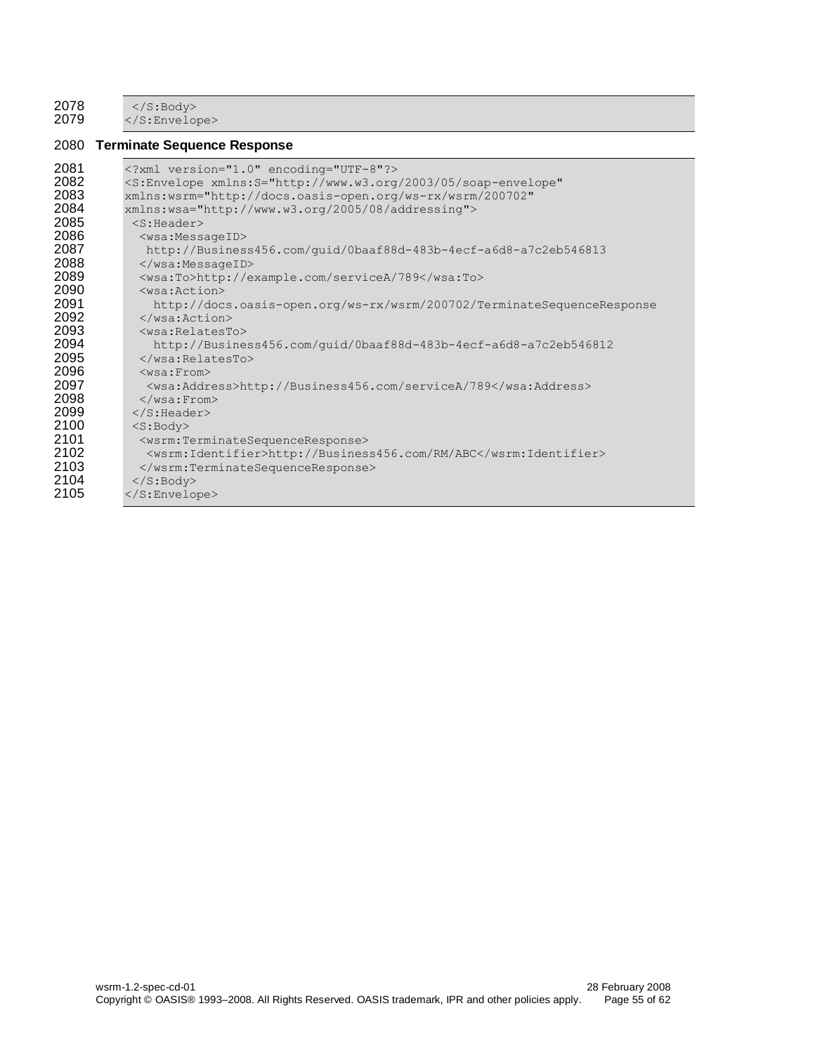```
  </S:Body>
</S:Envelope>
```

**Terminate Sequence Response**

```
<?xml version="1.0" encoding="UTF-8"?>
<S:Envelope xmlns:S="http://www.w3.org/2003/05/soap-envelope"
xmlns:wsrm="http://docs.oasis-open.org/ws-rx/wsrm/200702"
xmlns:wsa="http://www.w3.org/2005/08/addressing">
 <S:Header>
  <wsa:MessageID>
   http://Business456.com/guid/0baaf88d-483b-4ecf-a6d8-a7c2eb546813
  </wsa:MessageID>
  <wsa:To>http://example.com/serviceA/789</wsa:To>
  <wsa:Action>
    http://docs.oasis-open.org/ws-rx/wsrm/200702/TerminateSequenceResponse
  </wsa:Action>
  <wsa:RelatesTo>
    http://Business456.com/guid/0baaf88d-483b-4ecf-a6d8-a7c2eb546812
  </wsa:RelatesTo>
  <wsa:From>
   <wsa:Address>http://Business456.com/serviceA/789</wsa:Address>
  </wsa:From>
 </S:Header>
 <S:Body>
  <wsrm:TerminateSequenceResponse>
   <wsrm:Identifier>http://Business456.com/RM/ABC</wsrm:Identifier>
  </wsrm:TerminateSequenceResponse>
 </S:Body>
</S:Envelope>
```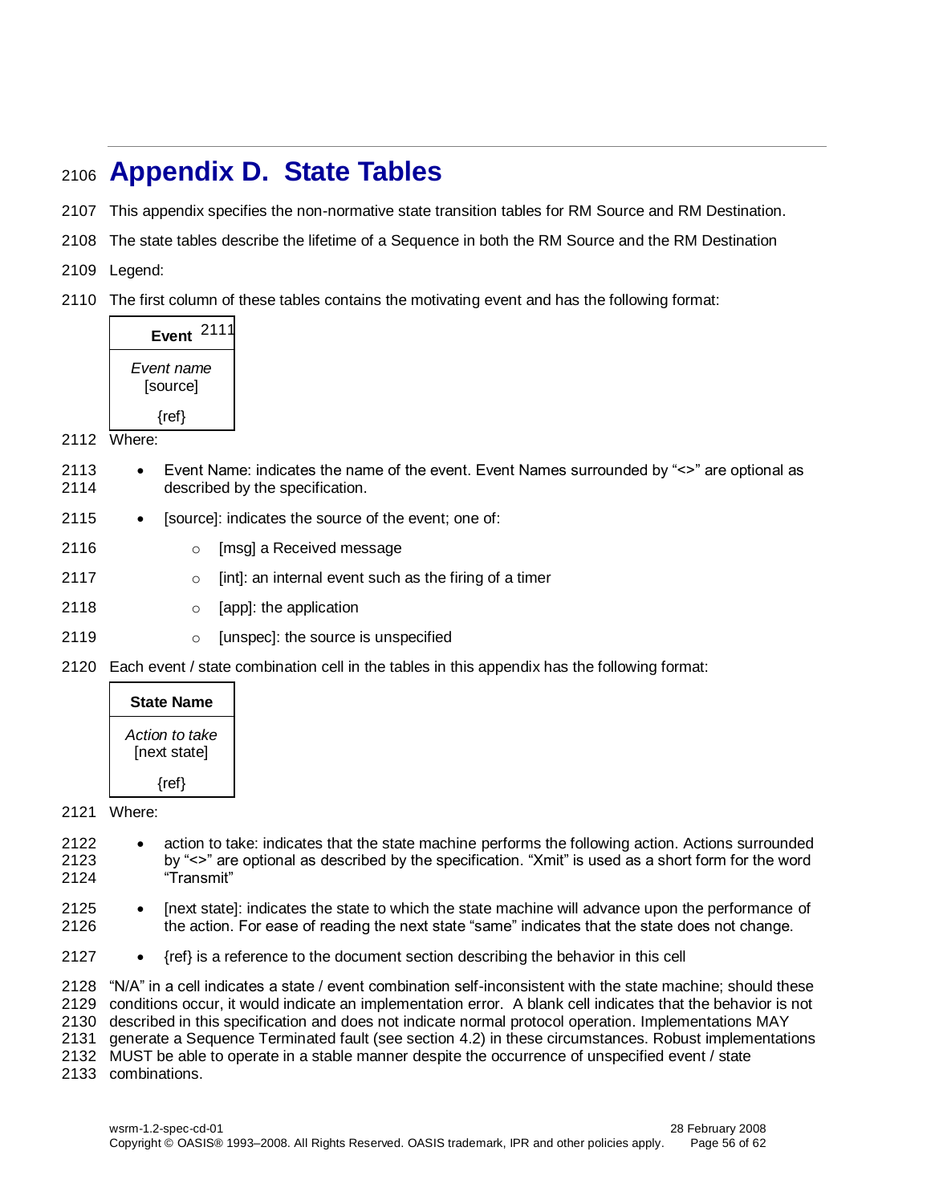# Appendix D. State Tables

This appendix specifies the non-normative state transition tables for RM Source and RM Destination.

The state tables describe the lifetime of a Sequence in both the RM Source and the RM Destination

Legend:

The first column of these tables contains the motivating event and has the following format:

| Event |
| --- |
| *Event name*<br>[source]<br><br>{ref} |

Where:

- Event Name: indicates the name of the event. Event Names surrounded by "<>" are optional as described by the specification.
- [source]: indicates the source of the event; one of:
  - [msg] a Received message
  - [int]: an internal event such as the firing of a timer
  - [app]: the application
  - [unspec]: the source is unspecified

Each event / state combination cell in the tables in this appendix has the following format:

| State Name |
| --- |
| *Action to take*<br>[next state]<br><br>{ref} |

Where:

- action to take: indicates that the state machine performs the following action. Actions surrounded by "<>" are optional as described by the specification. "Xmit" is used as a short form for the word "Transmit"
- [next state]: indicates the state to which the state machine will advance upon the performance of the action. For ease of reading the next state "same" indicates that the state does not change.
- {ref} is a reference to the document section describing the behavior in this cell

"N/A" in a cell indicates a state / event combination self-inconsistent with the state machine; should these conditions occur, it would indicate an implementation error. A blank cell indicates that the behavior is not described in this specification and does not indicate normal protocol operation. Implementations MAY generate a Sequence Terminated fault (see section 4.2) in these circumstances. Robust implementations MUST be able to operate in a stable manner despite the occurrence of unspecified event / state combinations.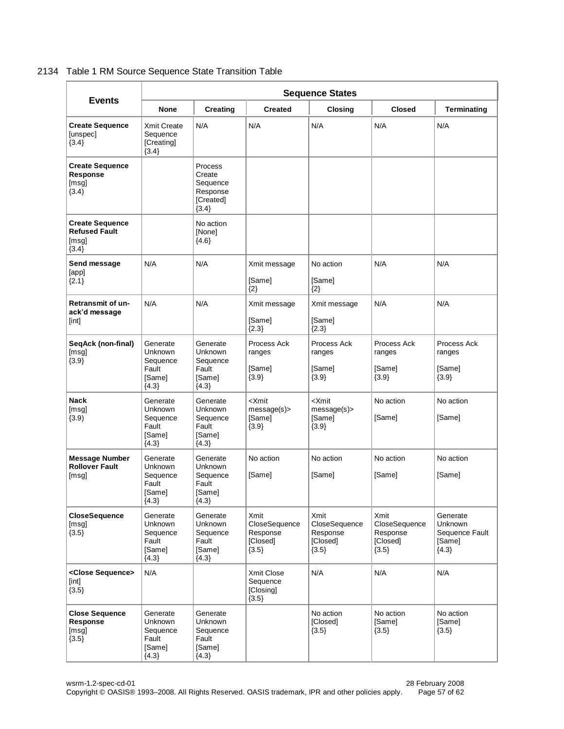2134 Table 1 RM Source Sequence State Transition Table

| Events | Sequence States | | | | | |
|---|---|---|---|---|---|---|
| | **None** | **Creating** | **Created** | **Closing** | **Closed** | **Terminating** |
| **Create Sequence** [unspec] {3.4} | Xmit Create Sequence [Creating] {3.4} | N/A | N/A | N/A | N/A | N/A |
| **Create Sequence Response** [msg] {3.4) | | Process Create Sequence Response [Created] {3.4} | | | | |
| **Create Sequence Refused Fault** [msg] {3.4} | | No action [None] {4.6} | | | | |
| **Send message** [app] {2.1} | N/A | N/A | Xmit message [Same] {2} | No action [Same] {2} | N/A | N/A |
| **Retransmit of un-ack'd message** [int] | N/A | N/A | Xmit message [Same] {2.3} | Xmit message [Same] {2.3} | N/A | N/A |
| **SeqAck (non-final)** [msg] {3.9} | Generate Unknown Sequence Fault [Same] {4.3} | Generate Unknown Sequence Fault [Same] {4.3} | Process Ack ranges [Same] {3.9} | Process Ack ranges [Same] {3.9} | Process Ack ranges [Same] {3.9} | Process Ack ranges [Same] {3.9} |
| **Nack** [msg] {3.9) | Generate Unknown Sequence Fault [Same] {4.3} | Generate Unknown Sequence Fault [Same] {4.3} | <Xmit message(s)> [Same] {3.9} | <Xmit message(s)> [Same] {3.9} | No action [Same] | No action [Same] |
| **Message Number Rollover Fault** [msg] | Generate Unknown Sequence Fault [Same] {4.3} | Generate Unknown Sequence Fault [Same] {4.3} | No action [Same] | No action [Same] | No action [Same] | No action [Same] |
| **CloseSequence** [msg] {3.5} | Generate Unknown Sequence Fault [Same] {4.3} | Generate Unknown Sequence Fault [Same] {4.3} | Xmit CloseSequence Response [Closed] {3.5} | Xmit CloseSequence Response [Closed] {3.5} | Xmit CloseSequence Response [Closed] {3.5} | Generate Unknown Sequence Fault [Same] {4.3} |
| **<Close Sequence>** [int] {3.5} | N/A | | Xmit Close Sequence [Closing] {3.5} | N/A | N/A | N/A |
| **Close Sequence Response** [msg] {3.5} | Generate Unknown Sequence Fault [Same] {4.3} | Generate Unknown Sequence Fault [Same] {4.3} | | No action [Closed] {3.5} | No action [Same] {3.5} | No action [Same] {3.5} |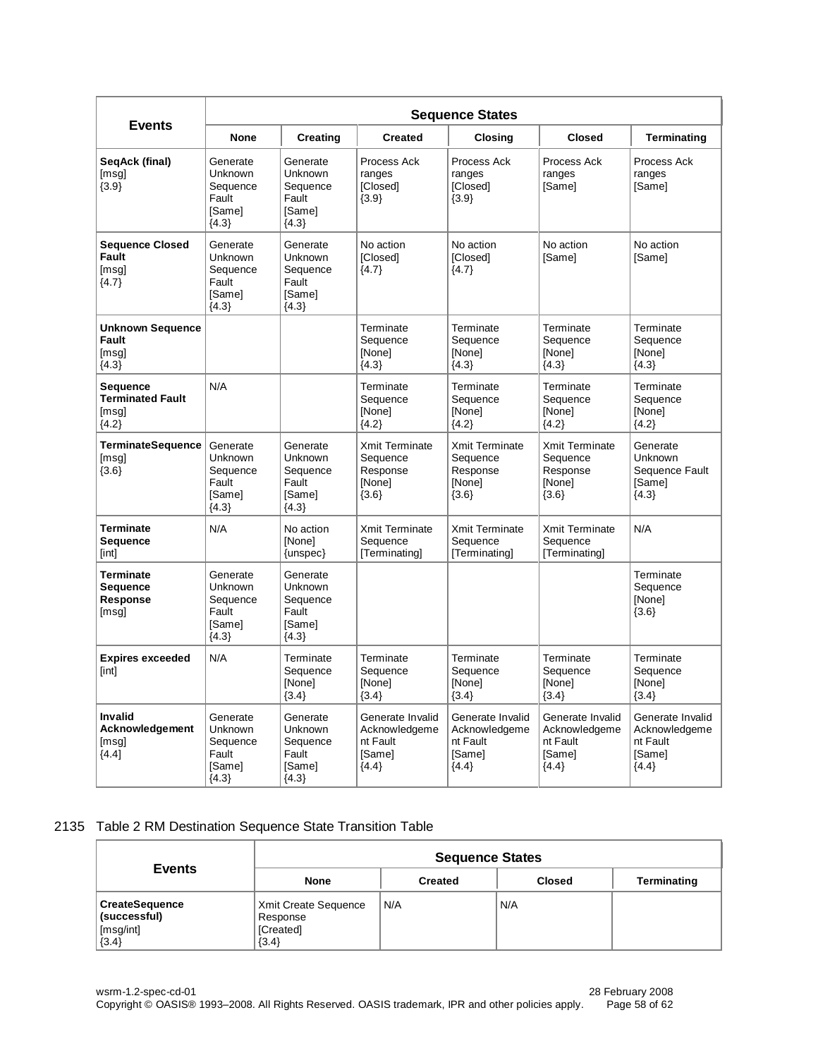| Events | Sequence States | | | | | |
|---|---|---|---|---|---|---|
| | None | Creating | Created | Closing | Closed | Terminating |
| **SeqAck (final)** [msg] {3.9} | Generate Unknown Sequence Fault [Same] {4.3} | Generate Unknown Sequence Fault [Same] {4.3} | Process Ack ranges [Closed] {3.9} | Process Ack ranges [Closed] {3.9} | Process Ack ranges [Same] | Process Ack ranges [Same] |
| **Sequence Closed Fault** [msg] {4.7} | Generate Unknown Sequence Fault [Same] {4.3} | Generate Unknown Sequence Fault [Same] {4.3} | No action [Closed] {4.7} | No action [Closed] {4.7} | No action [Same] | No action [Same] |
| **Unknown Sequence Fault** [msg] {4.3} | | | Terminate Sequence [None] {4.3} | Terminate Sequence [None] {4.3} | Terminate Sequence [None] {4.3} | Terminate Sequence [None] {4.3} |
| **Sequence Terminated Fault** [msg] {4.2} | N/A | | Terminate Sequence [None] {4.2} | Terminate Sequence [None] {4.2} | Terminate Sequence [None] {4.2} | Terminate Sequence [None] {4.2} |
| **TerminateSequence** [msg] {3.6} | Generate Unknown Sequence Fault [Same] {4.3} | Generate Unknown Sequence Fault [Same] {4.3} | Xmit Terminate Sequence Response [None] {3.6} | Xmit Terminate Sequence Response [None] {3.6} | Xmit Terminate Sequence Response [None] {3.6} | Generate Unknown Sequence Fault [Same] {4.3} |
| **Terminate Sequence** [int] | N/A | No action [None] {unspec} | Xmit Terminate Sequence [Terminating] | Xmit Terminate Sequence [Terminating] | Xmit Terminate Sequence [Terminating] | N/A |
| **Terminate Sequence Response** [msg] | Generate Unknown Sequence Fault [Same] {4.3} | Generate Unknown Sequence Fault [Same] {4.3} | | | | Terminate Sequence [None] {3.6} |
| **Expires exceeded** [int] | N/A | Terminate Sequence [None] {3.4} | Terminate Sequence [None] {3.4} | Terminate Sequence [None] {3.4} | Terminate Sequence [None] {3.4} | Terminate Sequence [None] {3.4} |
| **Invalid Acknowledgement** [msg] {4.4} | Generate Unknown Sequence Fault [Same] {4.3} | Generate Unknown Sequence Fault [Same] {4.3} | Generate Invalid Acknowledgement Fault [Same] {4.4} | Generate Invalid Acknowledgement Fault [Same] {4.4} | Generate Invalid Acknowledgement Fault [Same] {4.4} | Generate Invalid Acknowledgement Fault [Same] {4.4} |

2135 Table 2 RM Destination Sequence State Transition Table

| Events | Sequence States | | | |
|---|---|---|---|---|
| | None | Created | Closed | Terminating |
| **CreateSequence (successful)** [msg/int] {3.4} | Xmit Create Sequence Response [Created] {3.4} | N/A | N/A | |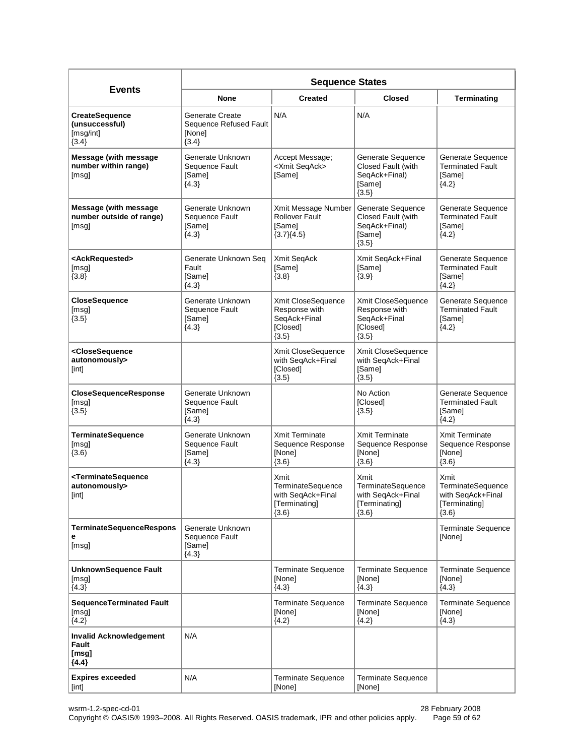| Events | Sequence States | | | |
|---|---|---|---|---|
| | **None** | **Created** | **Closed** | **Terminating** |
| **CreateSequence (unsuccessful)** [msg/int] {3.4} | Generate Create Sequence Refused Fault [None] {3.4} | N/A | N/A | |
| **Message (with message number within range)** [msg] | Generate Unknown Sequence Fault [Same] {4.3} | Accept Message; <Xmit SeqAck> [Same] | Generate Sequence Closed Fault (with SeqAck+Final) [Same] {3.5} | Generate Sequence Terminated Fault [Same] {4.2} |
| **Message (with message number outside of range)** [msg] | Generate Unknown Sequence Fault [Same] {4.3} | Xmit Message Number Rollover Fault [Same] {3.7}{4.5} | Generate Sequence Closed Fault (with SeqAck+Final) [Same] {3.5} | Generate Sequence Terminated Fault [Same] {4.2} |
| **<AckRequested>** [msg] {3.8} | Generate Unknown Seq Fault [Same] {4.3} | Xmit SeqAck [Same] {3.8} | Xmit SeqAck+Final [Same] {3.9} | Generate Sequence Terminated Fault [Same] {4.2} |
| **CloseSequence** [msg] {3.5} | Generate Unknown Sequence Fault [Same] {4.3} | Xmit CloseSequence Response with SeqAck+Final [Closed] {3.5} | Xmit CloseSequence Response with SeqAck+Final [Closed] {3.5} | Generate Sequence Terminated Fault [Same] {4.2} |
| **<CloseSequence autonomously>** [int] | | Xmit CloseSequence with SeqAck+Final [Closed] {3.5} | Xmit CloseSequence with SeqAck+Final [Same] {3.5} | |
| **CloseSequenceResponse** [msg] {3.5} | Generate Unknown Sequence Fault [Same] {4.3} | | No Action [Closed] {3.5} | Generate Sequence Terminated Fault [Same] {4.2} |
| **TerminateSequence** [msg] {3.6) | Generate Unknown Sequence Fault [Same] {4.3} | Xmit Terminate Sequence Response [None] {3.6} | Xmit Terminate Sequence Response [None] {3.6} | Xmit Terminate Sequence Response [None] {3.6} |
| **<TerminateSequence autonomously>** [int] | | Xmit TerminateSequence with SeqAck+Final [Terminating] {3.6} | Xmit TerminateSequence with SeqAck+Final [Terminating] {3.6} | Xmit TerminateSequence with SeqAck+Final [Terminating] {3.6} |
| **TerminateSequenceResponse** [msg] | Generate Unknown Sequence Fault [Same] {4.3} | | | Terminate Sequence [None] |
| **UnknownSequence Fault** [msg] {4.3} | | Terminate Sequence [None] {4.3} | Terminate Sequence [None] {4.3} | Terminate Sequence [None] {4.3} |
| **SequenceTerminated Fault** [msg] {4.2} | | Terminate Sequence [None] {4.2} | Terminate Sequence [None] {4.2} | Terminate Sequence [None] {4.3} |
| **Invalid Acknowledgement Fault [msg] {4.4}** | N/A | | | |
| **Expires exceeded** [int] | N/A | Terminate Sequence [None] | Terminate Sequence [None] | |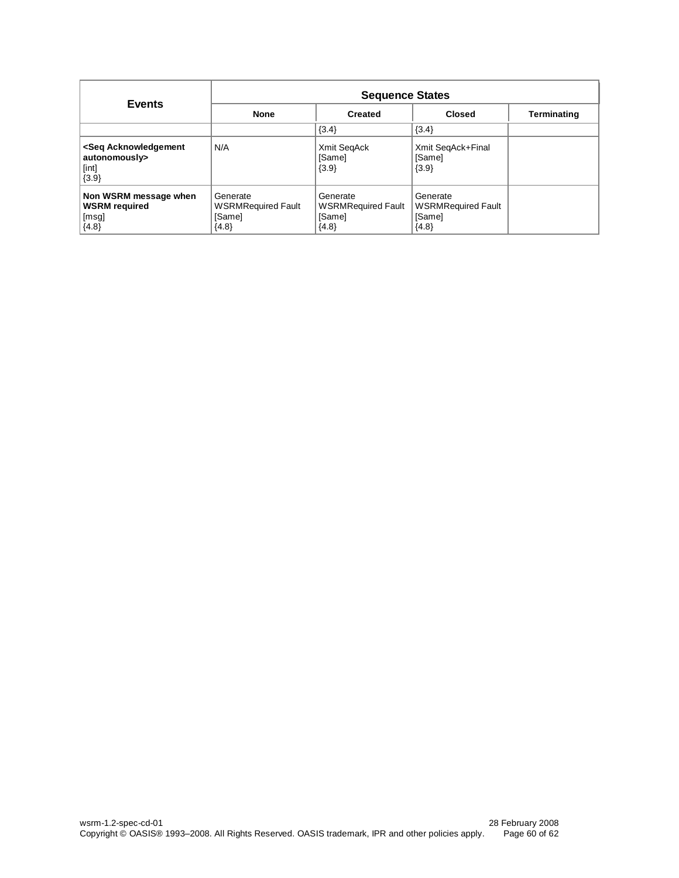| Events | Sequence States | | | |
|---|---|---|---|---|
| | **None** | **Created** | **Closed** | **Terminating** |
| | | {3.4} | {3.4} | |
| **<Seq Acknowledgement autonomously>** [int] {3.9} | N/A | Xmit SeqAck [Same] {3.9} | Xmit SeqAck+Final [Same] {3.9} | |
| **Non WSRM message when WSRM required** [msg] {4.8} | Generate WSRMRequired Fault [Same] {4.8} | Generate WSRMRequired Fault [Same] {4.8} | Generate WSRMRequired Fault [Same] {4.8} | |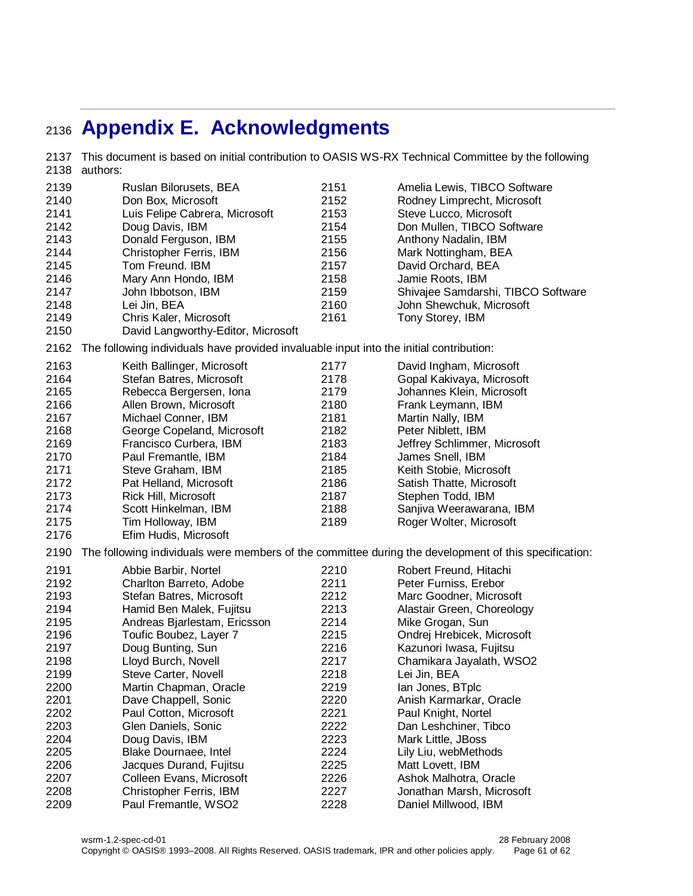# Appendix E. Acknowledgments

This document is based on initial contribution to OASIS WS-RX Technical Committee by the following authors:

- Ruslan Bilorusets, BEA
- Don Box, Microsoft
- Luis Felipe Cabrera, Microsoft
- Doug Davis, IBM
- Donald Ferguson, IBM
- Christopher Ferris, IBM
- Tom Freund. IBM
- Mary Ann Hondo, IBM
- John Ibbotson, IBM
- Lei Jin, BEA
- Chris Kaler, Microsoft
- David Langworthy-Editor, Microsoft
- Amelia Lewis, TIBCO Software
- Rodney Limprecht, Microsoft
- Steve Lucco, Microsoft
- Don Mullen, TIBCO Software
- Anthony Nadalin, IBM
- Mark Nottingham, BEA
- David Orchard, BEA
- Jamie Roots, IBM
- Shivajee Samdarshi, TIBCO Software
- John Shewchuk, Microsoft
- Tony Storey, IBM

The following individuals have provided invaluable input into the initial contribution:

- Keith Ballinger, Microsoft
- Stefan Batres, Microsoft
- Rebecca Bergersen, Iona
- Allen Brown, Microsoft
- Michael Conner, IBM
- George Copeland, Microsoft
- Francisco Curbera, IBM
- Paul Fremantle, IBM
- Steve Graham, IBM
- Pat Helland, Microsoft
- Rick Hill, Microsoft
- Scott Hinkelman, IBM
- Tim Holloway, IBM
- Efim Hudis, Microsoft
- David Ingham, Microsoft
- Gopal Kakivaya, Microsoft
- Johannes Klein, Microsoft
- Frank Leymann, IBM
- Martin Nally, IBM
- Peter Niblett, IBM
- Jeffrey Schlimmer, Microsoft
- James Snell, IBM
- Keith Stobie, Microsoft
- Satish Thatte, Microsoft
- Stephen Todd, IBM
- Sanjiva Weerawarana, IBM
- Roger Wolter, Microsoft

The following individuals were members of the committee during the development of this specification:

- Abbie Barbir, Nortel
- Charlton Barreto, Adobe
- Stefan Batres, Microsoft
- Hamid Ben Malek, Fujitsu
- Andreas Bjarlestam, Ericsson
- Toufic Boubez, Layer 7
- Doug Bunting, Sun
- Lloyd Burch, Novell
- Steve Carter, Novell
- Martin Chapman, Oracle
- Dave Chappell, Sonic
- Paul Cotton, Microsoft
- Glen Daniels, Sonic
- Doug Davis, IBM
- Blake Dournaee, Intel
- Jacques Durand, Fujitsu
- Colleen Evans, Microsoft
- Christopher Ferris, IBM
- Paul Fremantle, WSO2
- Robert Freund, Hitachi
- Peter Furniss, Erebor
- Marc Goodner, Microsoft
- Alastair Green, Choreology
- Mike Grogan, Sun
- Ondrej Hrebicek, Microsoft
- Kazunori Iwasa, Fujitsu
- Chamikara Jayalath, WSO2
- Lei Jin, BEA
- Ian Jones, BTplc
- Anish Karmarkar, Oracle
- Paul Knight, Nortel
- Dan Leshchiner, Tibco
- Mark Little, JBoss
- Lily Liu, webMethods
- Matt Lovett, IBM
- Ashok Malhotra, Oracle
- Jonathan Marsh, Microsoft
- Daniel Millwood, IBM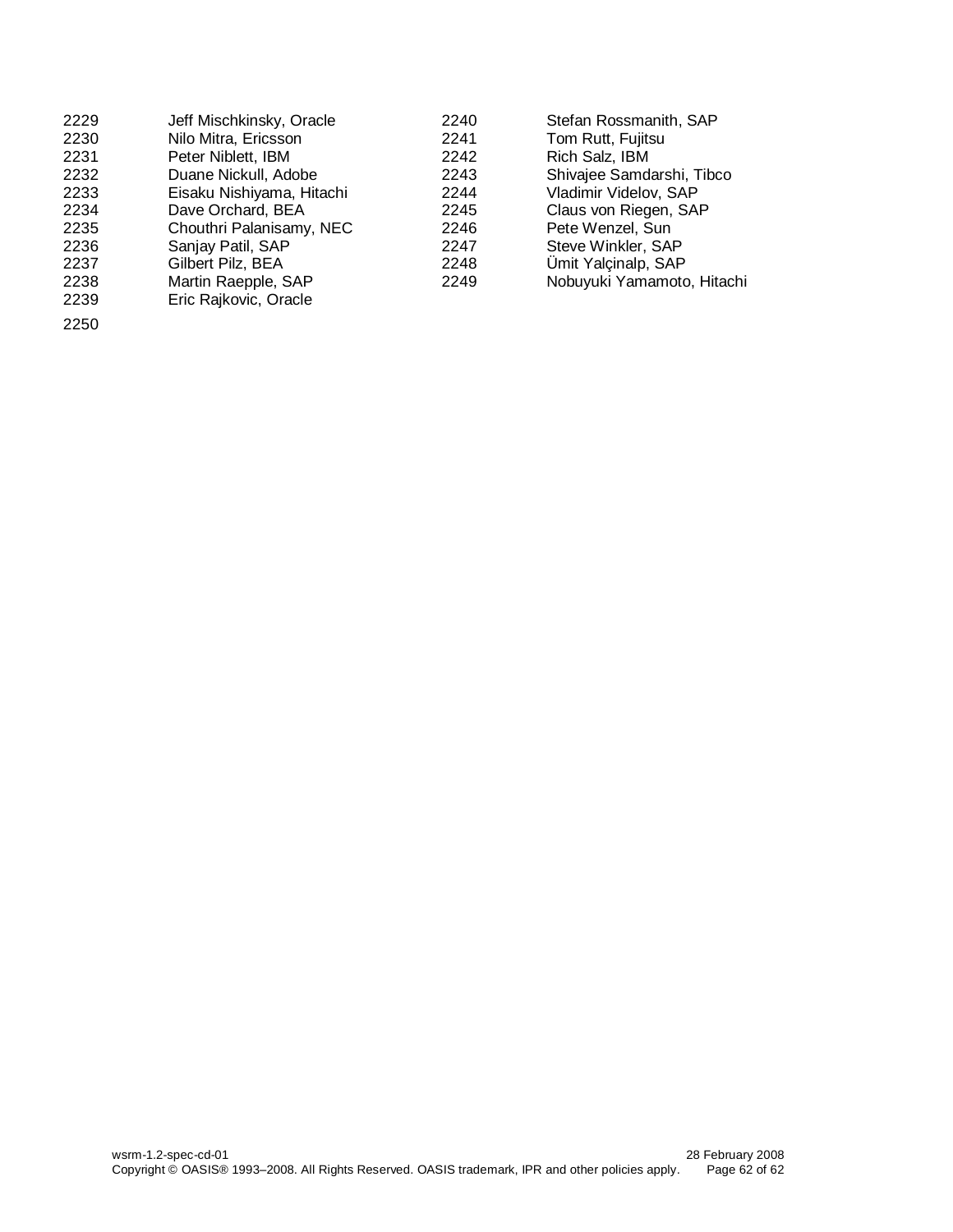Jeff Mischkinsky, Oracle
Nilo Mitra, Ericsson
Peter Niblett, IBM
Duane Nickull, Adobe
Eisaku Nishiyama, Hitachi
Dave Orchard, BEA
Chouthri Palanisamy, NEC
Sanjay Patil, SAP
Gilbert Pilz, BEA
Martin Raepple, SAP
Eric Rajkovic, Oracle
Stefan Rossmanith, SAP
Tom Rutt, Fujitsu
Rich Salz, IBM
Shivajee Samdarshi, Tibco
Vladimir Videlov, SAP
Claus von Riegen, SAP
Pete Wenzel, Sun
Steve Winkler, SAP
Ümit Yalçinalp, SAP
Nobuyuki Yamamoto, Hitachi